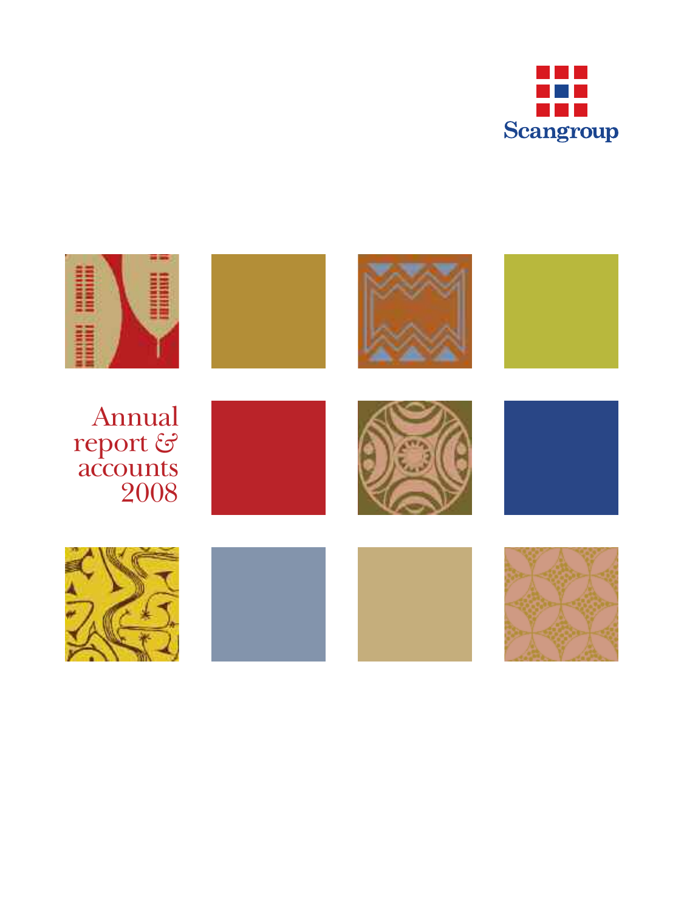Scangroup

# Annual report & accounts 2008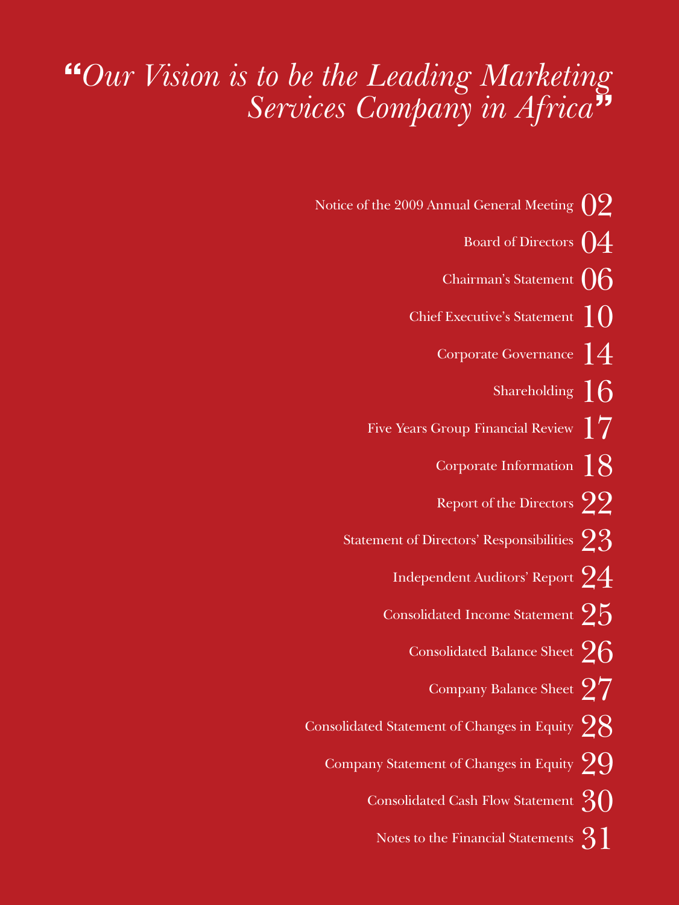*"Our Vision is to be the Leading Marketing Services Company in Africa"*

| | |
|---|---|
| Notice of the 2009 Annual General Meeting | 02 |
| Board of Directors | 04 |
| Chairman's Statement | 06 |
| Chief Executive's Statement | 10 |
| Corporate Governance | 14 |
| Shareholding | 16 |
| Five Years Group Financial Review | 17 |
| Corporate Information | 18 |
| Report of the Directors | 22 |
| Statement of Directors' Responsibilities | 23 |
| Independent Auditors' Report | 24 |
| Consolidated Income Statement | 25 |
| Consolidated Balance Sheet | 26 |
| Company Balance Sheet | 27 |
| Consolidated Statement of Changes in Equity | 28 |
| Company Statement of Changes in Equity | 29 |
| Consolidated Cash Flow Statement | 30 |
| Notes to the Financial Statements | 31 |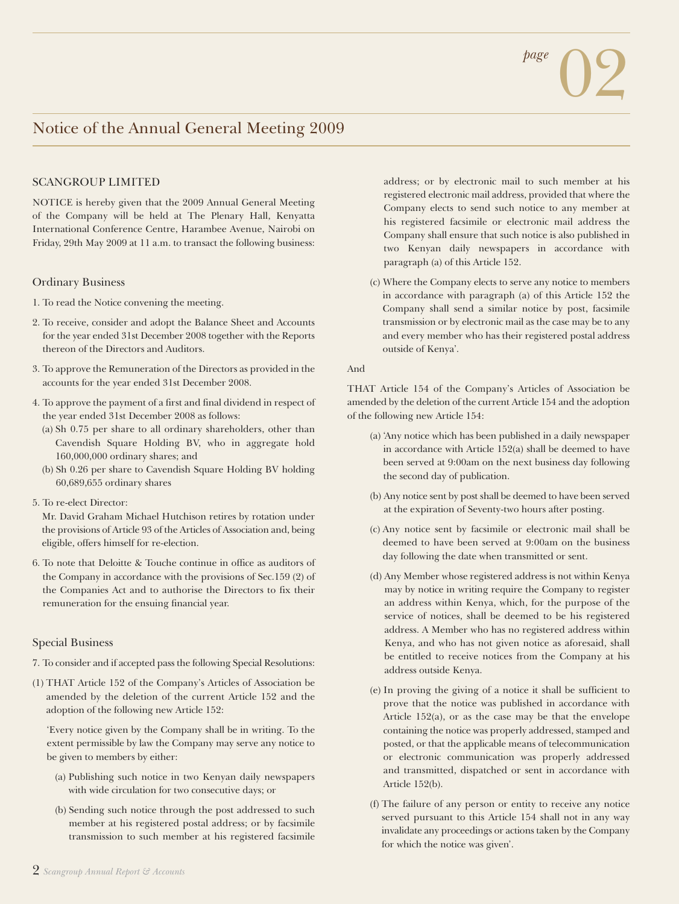## Notice of the Annual General Meeting 2009

### SCANGROUP LIMITED

NOTICE is hereby given that the 2009 Annual General Meeting of the Company will be held at The Plenary Hall, Kenyatta International Conference Centre, Harambee Avenue, Nairobi on Friday, 29th May 2009 at 11 a.m. to transact the following business:

### Ordinary Business

1. To read the Notice convening the meeting.
2. To receive, consider and adopt the Balance Sheet and Accounts for the year ended 31st December 2008 together with the Reports thereon of the Directors and Auditors.
3. To approve the Remuneration of the Directors as provided in the accounts for the year ended 31st December 2008.
4. To approve the payment of a first and final dividend in respect of the year ended 31st December 2008 as follows:
   (a) Sh 0.75 per share to all ordinary shareholders, other than Cavendish Square Holding BV, who in aggregate hold 160,000,000 ordinary shares; and
   (b) Sh 0.26 per share to Cavendish Square Holding BV holding 60,689,655 ordinary shares
5. To re-elect Director:
   Mr. David Graham Michael Hutchison retires by rotation under the provisions of Article 93 of the Articles of Association and, being eligible, offers himself for re-election.
6. To note that Deloitte & Touche continue in office as auditors of the Company in accordance with the provisions of Sec.159 (2) of the Companies Act and to authorise the Directors to fix their remuneration for the ensuing financial year.

### Special Business

7. To consider and if accepted pass the following Special Resolutions:

(1) THAT Article 152 of the Company's Articles of Association be amended by the deletion of the current Article 152 and the adoption of the following new Article 152:

'Every notice given by the Company shall be in writing. To the extent permissible by law the Company may serve any notice to be given to members by either:

(a) Publishing such notice in two Kenyan daily newspapers with wide circulation for two consecutive days; or

(b) Sending such notice through the post addressed to such member at his registered postal address; or by facsimile transmission to such member at his registered facsimile address; or by electronic mail to such member at his registered electronic mail address, provided that where the Company elects to send such notice to any member at his registered facsimile or electronic mail address the Company shall ensure that such notice is also published in two Kenyan daily newspapers in accordance with paragraph (a) of this Article 152.

(c) Where the Company elects to serve any notice to members in accordance with paragraph (a) of this Article 152 the Company shall send a similar notice by post, facsimile transmission or by electronic mail as the case may be to any and every member who has their registered postal address outside of Kenya'.

And

THAT Article 154 of the Company's Articles of Association be amended by the deletion of the current Article 154 and the adoption of the following new Article 154:

(a) 'Any notice which has been published in a daily newspaper in accordance with Article 152(a) shall be deemed to have been served at 9:00am on the next business day following the second day of publication.

(b) Any notice sent by post shall be deemed to have been served at the expiration of Seventy-two hours after posting.

(c) Any notice sent by facsimile or electronic mail shall be deemed to have been served at 9:00am on the business day following the date when transmitted or sent.

(d) Any Member whose registered address is not within Kenya may by notice in writing require the Company to register an address within Kenya, which, for the purpose of the service of notices, shall be deemed to be his registered address. A Member who has no registered address within Kenya, and who has not given notice as aforesaid, shall be entitled to receive notices from the Company at his address outside Kenya.

(e) In proving the giving of a notice it shall be sufficient to prove that the notice was published in accordance with Article 152(a), or as the case may be that the envelope containing the notice was properly addressed, stamped and posted, or that the applicable means of telecommunication or electronic communication was properly addressed and transmitted, dispatched or sent in accordance with Article 152(b).

(f) The failure of any person or entity to receive any notice served pursuant to this Article 154 shall not in any way invalidate any proceedings or actions taken by the Company for which the notice was given'.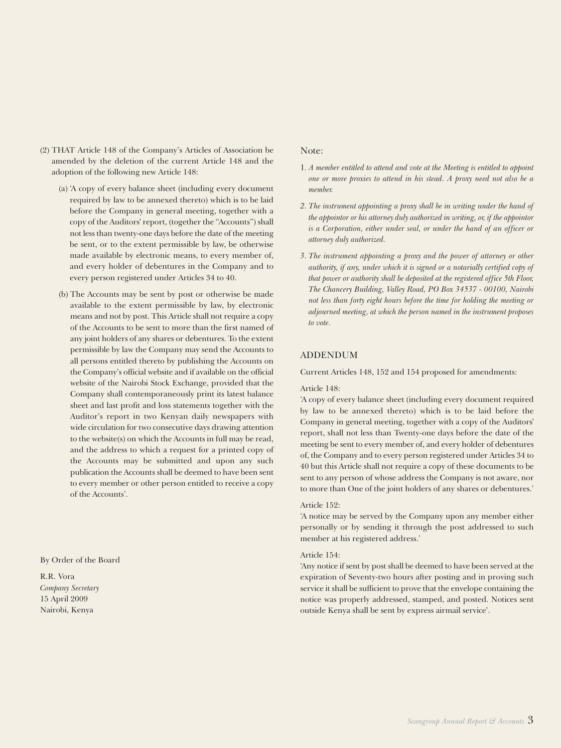(2) THAT Article 148 of the Company's Articles of Association be amended by the deletion of the current Article 148 and the adoption of the following new Article 148:

(a) 'A copy of every balance sheet (including every document required by law to be annexed thereto) which is to be laid before the Company in general meeting, together with a copy of the Auditors' report, (together the "Accounts") shall not less than twenty-one days before the date of the meeting be sent, or to the extent permissible by law, be otherwise made available by electronic means, to every member of, and every holder of debentures in the Company and to every person registered under Articles 34 to 40.

(b) The Accounts may be sent by post or otherwise be made available to the extent permissible by law, by electronic means and not by post. This Article shall not require a copy of the Accounts to be sent to more than the first named of any joint holders of any shares or debentures. To the extent permissible by law the Company may send the Accounts to all persons entitled thereto by publishing the Accounts on the Company's official website and if available on the official website of the Nairobi Stock Exchange, provided that the Company shall contemporaneously print its latest balance sheet and last profit and loss statements together with the Auditor's report in two Kenyan daily newspapers with wide circulation for two consecutive days drawing attention to the website(s) on which the Accounts in full may be read, and the address to which a request for a printed copy of the Accounts may be submitted and upon any such publication the Accounts shall be deemed to have been sent to every member or other person entitled to receive a copy of the Accounts'.

By Order of the Board

R.R. Vora
*Company Secretary*
15 April 2009
Nairobi, Kenya

Note:

1. *A member entitled to attend and vote at the Meeting is entitled to appoint one or more proxies to attend in his stead. A proxy need not also be a member.*
2. *The instrument appointing a proxy shall be in writing under the hand of the appointor or his attorney duly authorized in writing, or, if the appointor is a Corporation, either under seal, or under the hand of an officer or attorney duly authorized.*
3. *The instrument appointing a proxy and the power of attorney or other authority, if any, under which it is signed or a notarially certified copy of that power or authority shall be deposited at the registered office 5th Floor, The Chancery Building, Valley Road, PO Box 34537 - 00100, Nairobi not less than forty eight hours before the time for holding the meeting or adjourned meeting, at which the person named in the instrument proposes to vote.*

## ADDENDUM

Current Articles 148, 152 and 154 proposed for amendments:

Article 148:
'A copy of every balance sheet (including every document required by law to be annexed thereto) which is to be laid before the Company in general meeting, together with a copy of the Auditors' report, shall not less than Twenty-one days before the date of the meeting be sent to every member of, and every holder of debentures of, the Company and to every person registered under Articles 34 to 40 but this Article shall not require a copy of these documents to be sent to any person of whose address the Company is not aware, nor to more than One of the joint holders of any shares or debentures.'

Article 152:
'A notice may be served by the Company upon any member either personally or by sending it through the post addressed to such member at his registered address.'

Article 154:
'Any notice if sent by post shall be deemed to have been served at the expiration of Seventy-two hours after posting and in proving such service it shall be sufficient to prove that the envelope containing the notice was properly addressed, stamped, and posted. Notices sent outside Kenya shall be sent by express airmail service'.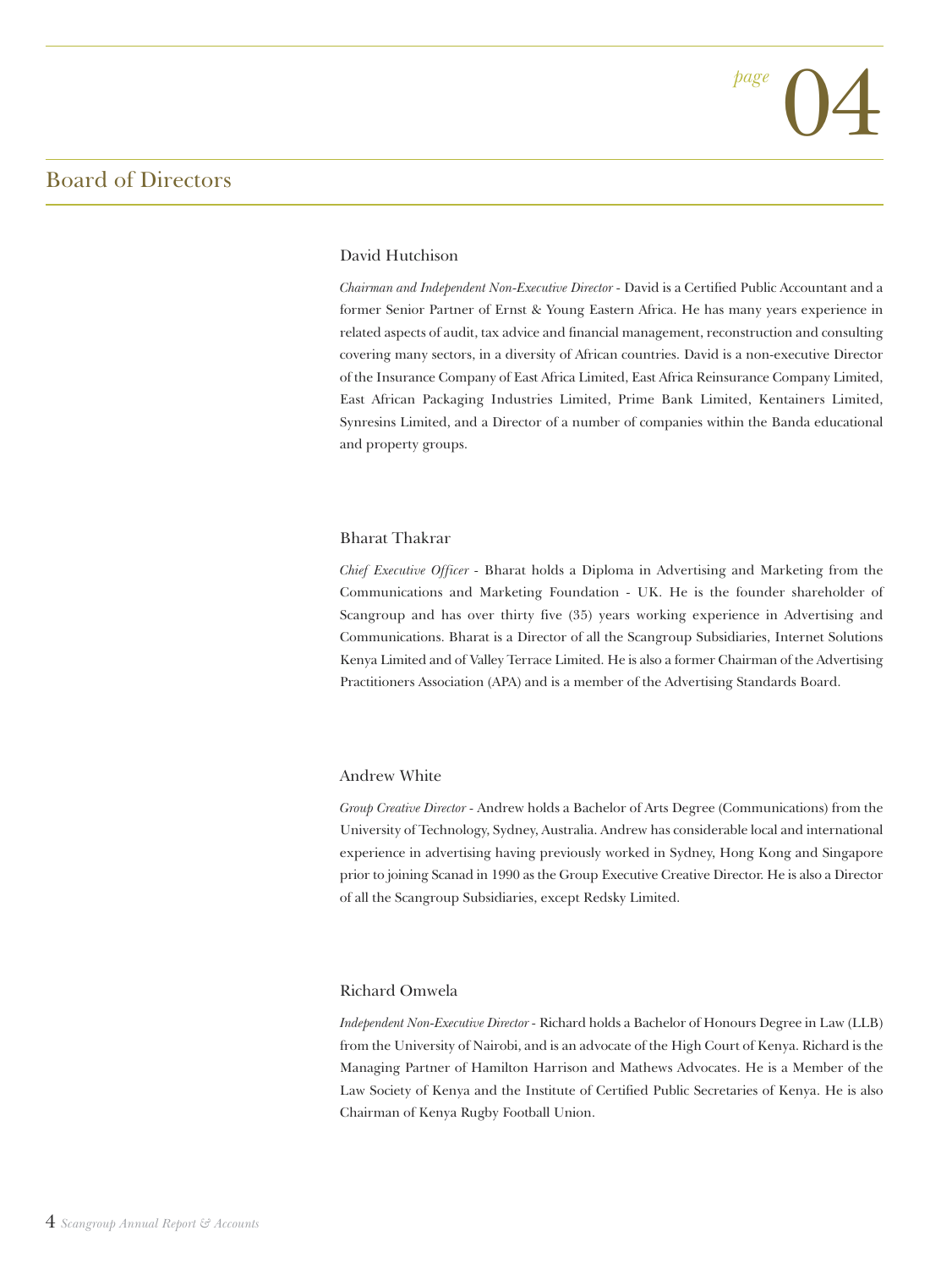## Board of Directors

### David Hutchison

*Chairman and Independent Non-Executive Director* - David is a Certified Public Accountant and a former Senior Partner of Ernst & Young Eastern Africa. He has many years experience in related aspects of audit, tax advice and financial management, reconstruction and consulting covering many sectors, in a diversity of African countries. David is a non-executive Director of the Insurance Company of East Africa Limited, East Africa Reinsurance Company Limited, East African Packaging Industries Limited, Prime Bank Limited, Kentainers Limited, Synresins Limited, and a Director of a number of companies within the Banda educational and property groups.

### Bharat Thakrar

*Chief Executive Officer* - Bharat holds a Diploma in Advertising and Marketing from the Communications and Marketing Foundation - UK. He is the founder shareholder of Scangroup and has over thirty five (35) years working experience in Advertising and Communications. Bharat is a Director of all the Scangroup Subsidiaries, Internet Solutions Kenya Limited and of Valley Terrace Limited. He is also a former Chairman of the Advertising Practitioners Association (APA) and is a member of the Advertising Standards Board.

### Andrew White

*Group Creative Director* - Andrew holds a Bachelor of Arts Degree (Communications) from the University of Technology, Sydney, Australia. Andrew has considerable local and international experience in advertising having previously worked in Sydney, Hong Kong and Singapore prior to joining Scanad in 1990 as the Group Executive Creative Director. He is also a Director of all the Scangroup Subsidiaries, except Redsky Limited.

### Richard Omwela

*Independent Non-Executive Director* - Richard holds a Bachelor of Honours Degree in Law (LLB) from the University of Nairobi, and is an advocate of the High Court of Kenya. Richard is the Managing Partner of Hamilton Harrison and Mathews Advocates. He is a Member of the Law Society of Kenya and the Institute of Certified Public Secretaries of Kenya. He is also Chairman of Kenya Rugby Football Union.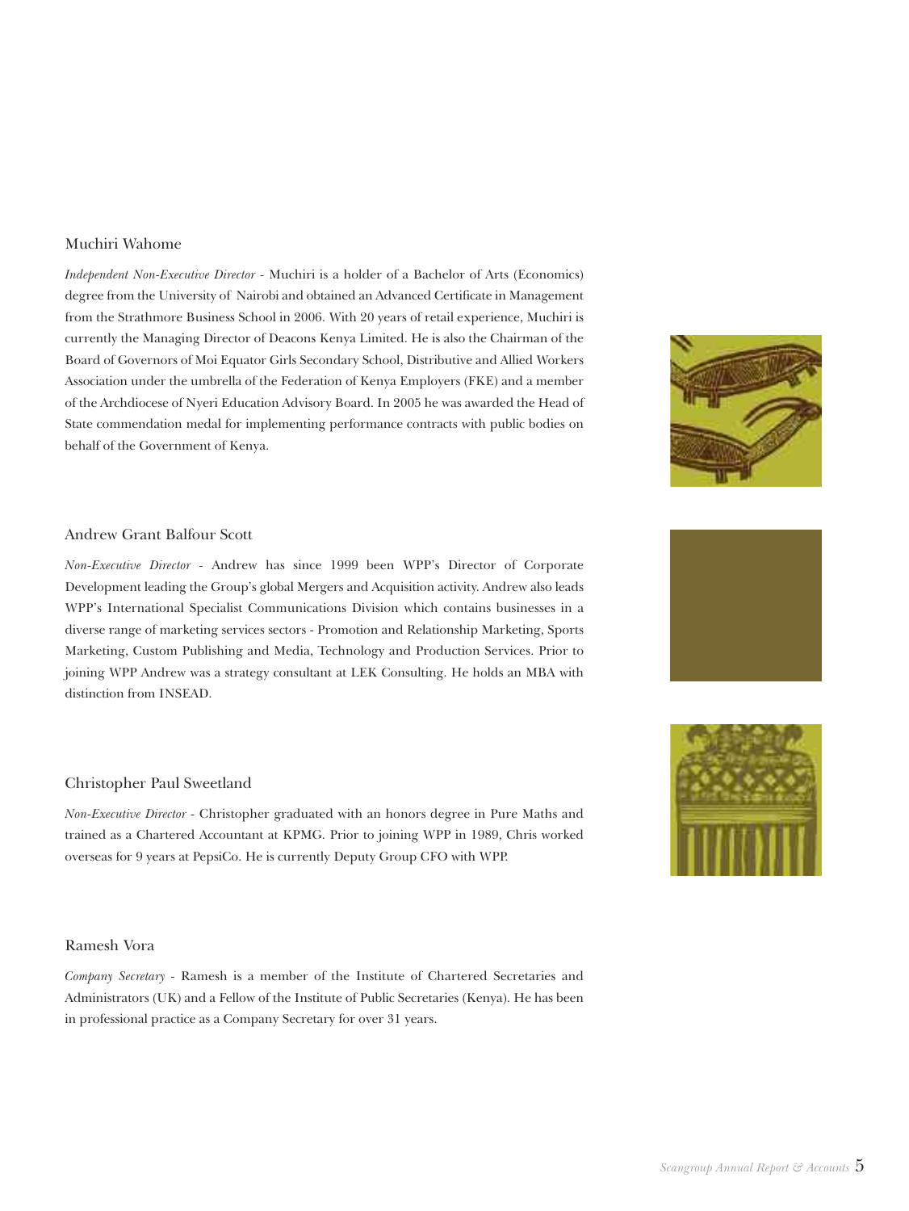### Muchiri Wahome

*Independent Non-Executive Director* - Muchiri is a holder of a Bachelor of Arts (Economics) degree from the University of Nairobi and obtained an Advanced Certificate in Management from the Strathmore Business School in 2006. With 20 years of retail experience, Muchiri is currently the Managing Director of Deacons Kenya Limited. He is also the Chairman of the Board of Governors of Moi Equator Girls Secondary School, Distributive and Allied Workers Association under the umbrella of the Federation of Kenya Employers (FKE) and a member of the Archdiocese of Nyeri Education Advisory Board. In 2005 he was awarded the Head of State commendation medal for implementing performance contracts with public bodies on behalf of the Government of Kenya.

### Andrew Grant Balfour Scott

*Non-Executive Director* - Andrew has since 1999 been WPP's Director of Corporate Development leading the Group's global Mergers and Acquisition activity. Andrew also leads WPP's International Specialist Communications Division which contains businesses in a diverse range of marketing services sectors - Promotion and Relationship Marketing, Sports Marketing, Custom Publishing and Media, Technology and Production Services. Prior to joining WPP Andrew was a strategy consultant at LEK Consulting. He holds an MBA with distinction from INSEAD.

### Christopher Paul Sweetland

*Non-Executive Director* - Christopher graduated with an honors degree in Pure Maths and trained as a Chartered Accountant at KPMG. Prior to joining WPP in 1989, Chris worked overseas for 9 years at PepsiCo. He is currently Deputy Group CFO with WPP.

### Ramesh Vora

*Company Secretary* - Ramesh is a member of the Institute of Chartered Secretaries and Administrators (UK) and a Fellow of the Institute of Public Secretaries (Kenya). He has been in professional practice as a Company Secretary for over 31 years.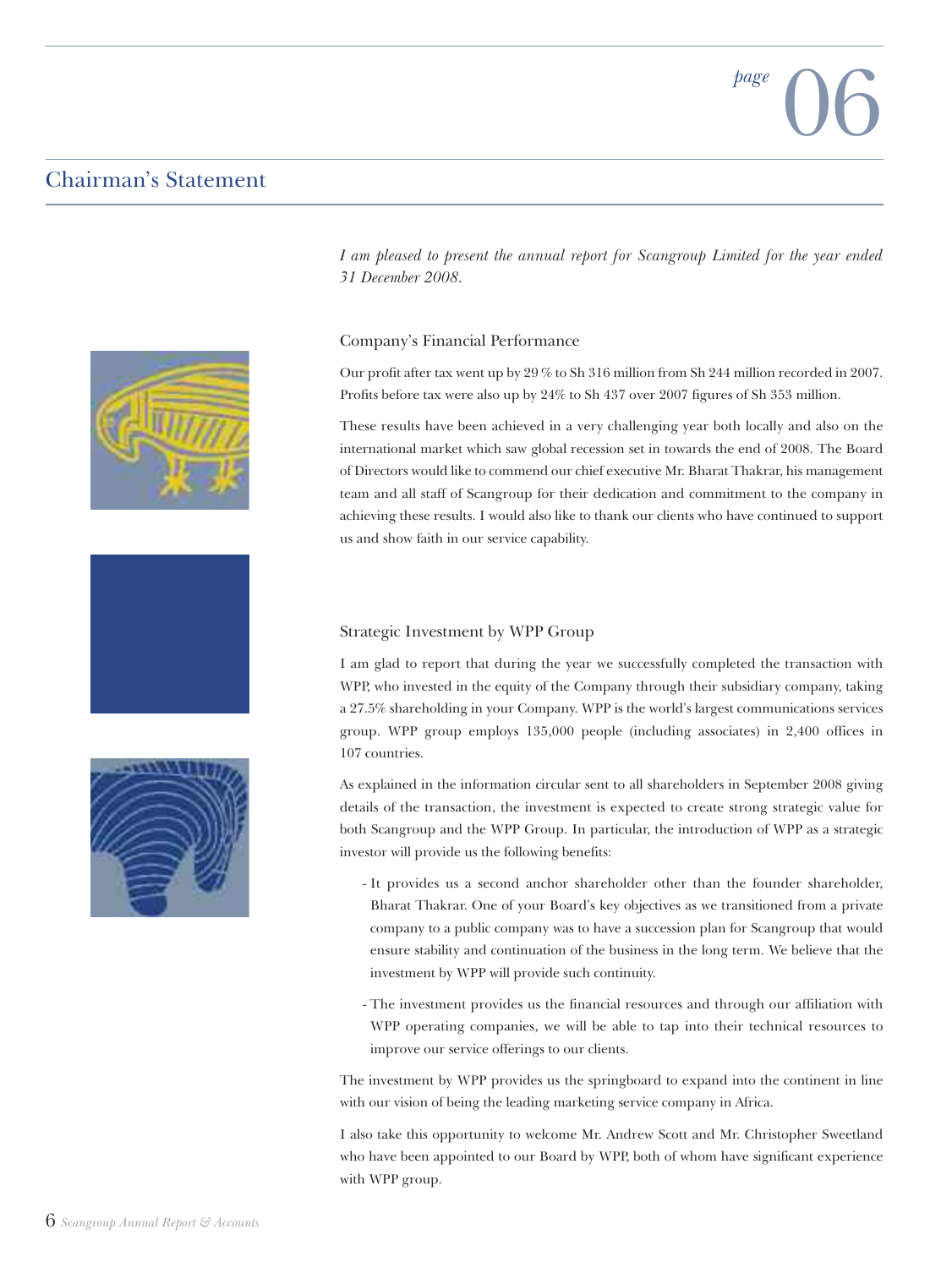## Chairman's Statement

*I am pleased to present the annual report for Scangroup Limited for the year ended 31 December 2008.*

### Company's Financial Performance

Our profit after tax went up by 29 % to Sh 316 million from Sh 244 million recorded in 2007. Profits before tax were also up by 24% to Sh 437 over 2007 figures of Sh 353 million.

These results have been achieved in a very challenging year both locally and also on the international market which saw global recession set in towards the end of 2008. The Board of Directors would like to commend our chief executive Mr. Bharat Thakrar, his management team and all staff of Scangroup for their dedication and commitment to the company in achieving these results. I would also like to thank our clients who have continued to support us and show faith in our service capability.

### Strategic Investment by WPP Group

I am glad to report that during the year we successfully completed the transaction with WPP, who invested in the equity of the Company through their subsidiary company, taking a 27.5% shareholding in your Company. WPP is the world's largest communications services group. WPP group employs 135,000 people (including associates) in 2,400 offices in 107 countries.

As explained in the information circular sent to all shareholders in September 2008 giving details of the transaction, the investment is expected to create strong strategic value for both Scangroup and the WPP Group. In particular, the introduction of WPP as a strategic investor will provide us the following benefits:

- It provides us a second anchor shareholder other than the founder shareholder, Bharat Thakrar. One of your Board's key objectives as we transitioned from a private company to a public company was to have a succession plan for Scangroup that would ensure stability and continuation of the business in the long term. We believe that the investment by WPP will provide such continuity.
- The investment provides us the financial resources and through our affiliation with WPP operating companies, we will be able to tap into their technical resources to improve our service offerings to our clients.

The investment by WPP provides us the springboard to expand into the continent in line with our vision of being the leading marketing service company in Africa.

I also take this opportunity to welcome Mr. Andrew Scott and Mr. Christopher Sweetland who have been appointed to our Board by WPP, both of whom have significant experience with WPP group.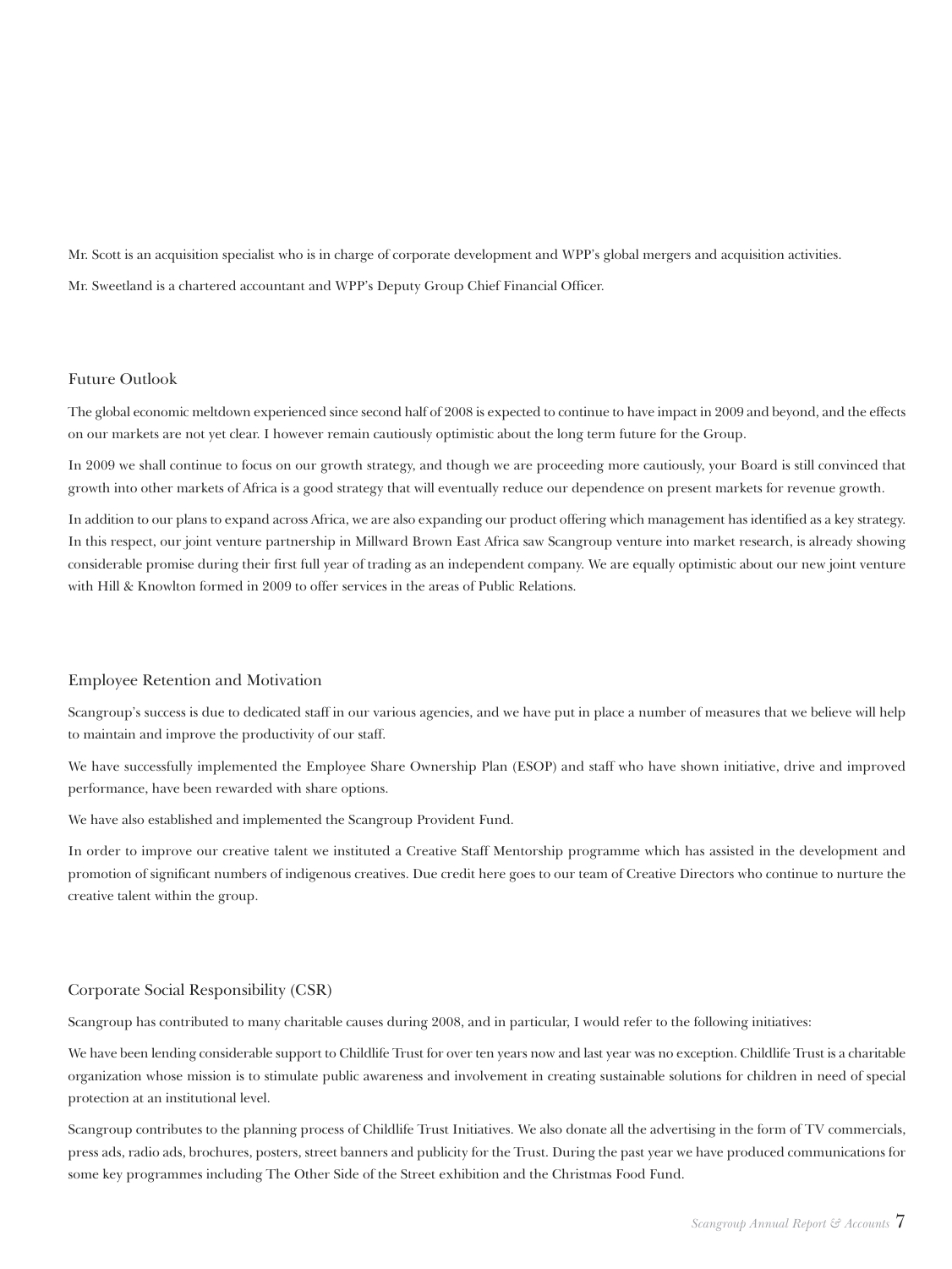Mr. Scott is an acquisition specialist who is in charge of corporate development and WPP's global mergers and acquisition activities.

Mr. Sweetland is a chartered accountant and WPP's Deputy Group Chief Financial Officer.

## Future Outlook

The global economic meltdown experienced since second half of 2008 is expected to continue to have impact in 2009 and beyond, and the effects on our markets are not yet clear. I however remain cautiously optimistic about the long term future for the Group.

In 2009 we shall continue to focus on our growth strategy, and though we are proceeding more cautiously, your Board is still convinced that growth into other markets of Africa is a good strategy that will eventually reduce our dependence on present markets for revenue growth.

In addition to our plans to expand across Africa, we are also expanding our product offering which management has identified as a key strategy. In this respect, our joint venture partnership in Millward Brown East Africa saw Scangroup venture into market research, is already showing considerable promise during their first full year of trading as an independent company. We are equally optimistic about our new joint venture with Hill & Knowlton formed in 2009 to offer services in the areas of Public Relations.

## Employee Retention and Motivation

Scangroup's success is due to dedicated staff in our various agencies, and we have put in place a number of measures that we believe will help to maintain and improve the productivity of our staff.

We have successfully implemented the Employee Share Ownership Plan (ESOP) and staff who have shown initiative, drive and improved performance, have been rewarded with share options.

We have also established and implemented the Scangroup Provident Fund.

In order to improve our creative talent we instituted a Creative Staff Mentorship programme which has assisted in the development and promotion of significant numbers of indigenous creatives. Due credit here goes to our team of Creative Directors who continue to nurture the creative talent within the group.

## Corporate Social Responsibility (CSR)

Scangroup has contributed to many charitable causes during 2008, and in particular, I would refer to the following initiatives:

We have been lending considerable support to Childlife Trust for over ten years now and last year was no exception. Childlife Trust is a charitable organization whose mission is to stimulate public awareness and involvement in creating sustainable solutions for children in need of special protection at an institutional level.

Scangroup contributes to the planning process of Childlife Trust Initiatives. We also donate all the advertising in the form of TV commercials, press ads, radio ads, brochures, posters, street banners and publicity for the Trust. During the past year we have produced communications for some key programmes including The Other Side of the Street exhibition and the Christmas Food Fund.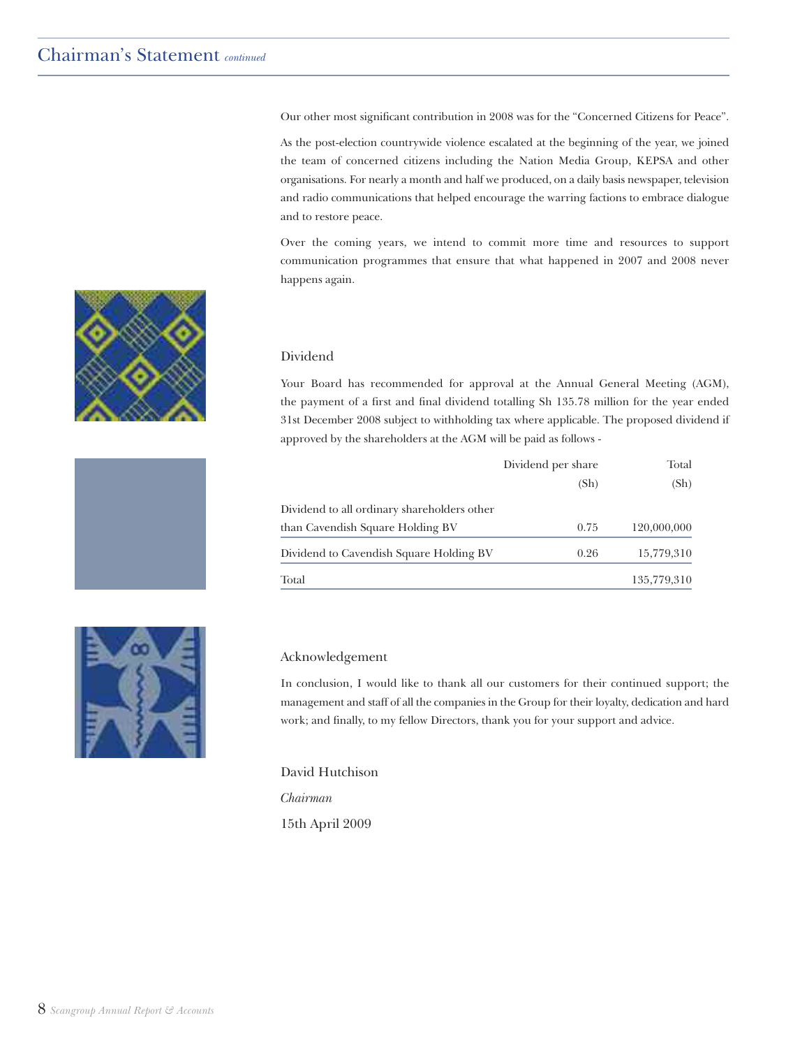## Chairman's Statement *continued*

Our other most significant contribution in 2008 was for the "Concerned Citizens for Peace".

As the post-election countrywide violence escalated at the beginning of the year, we joined the team of concerned citizens including the Nation Media Group, KEPSA and other organisations. For nearly a month and half we produced, on a daily basis newspaper, television and radio communications that helped encourage the warring factions to embrace dialogue and to restore peace.

Over the coming years, we intend to commit more time and resources to support communication programmes that ensure that what happened in 2007 and 2008 never happens again.

### Dividend

Your Board has recommended for approval at the Annual General Meeting (AGM), the payment of a first and final dividend totalling Sh 135.78 million for the year ended 31st December 2008 subject to withholding tax where applicable. The proposed dividend if approved by the shareholders at the AGM will be paid as follows -

| | Dividend per share (Sh) | Total (Sh) |
|---|---|---|
| Dividend to all ordinary shareholders other than Cavendish Square Holding BV | 0.75 | 120,000,000 |
| Dividend to Cavendish Square Holding BV | 0.26 | 15,779,310 |
| Total | | 135,779,310 |

### Acknowledgement

In conclusion, I would like to thank all our customers for their continued support; the management and staff of all the companies in the Group for their loyalty, dedication and hard work; and finally, to my fellow Directors, thank you for your support and advice.

David Hutchison

*Chairman*

15th April 2009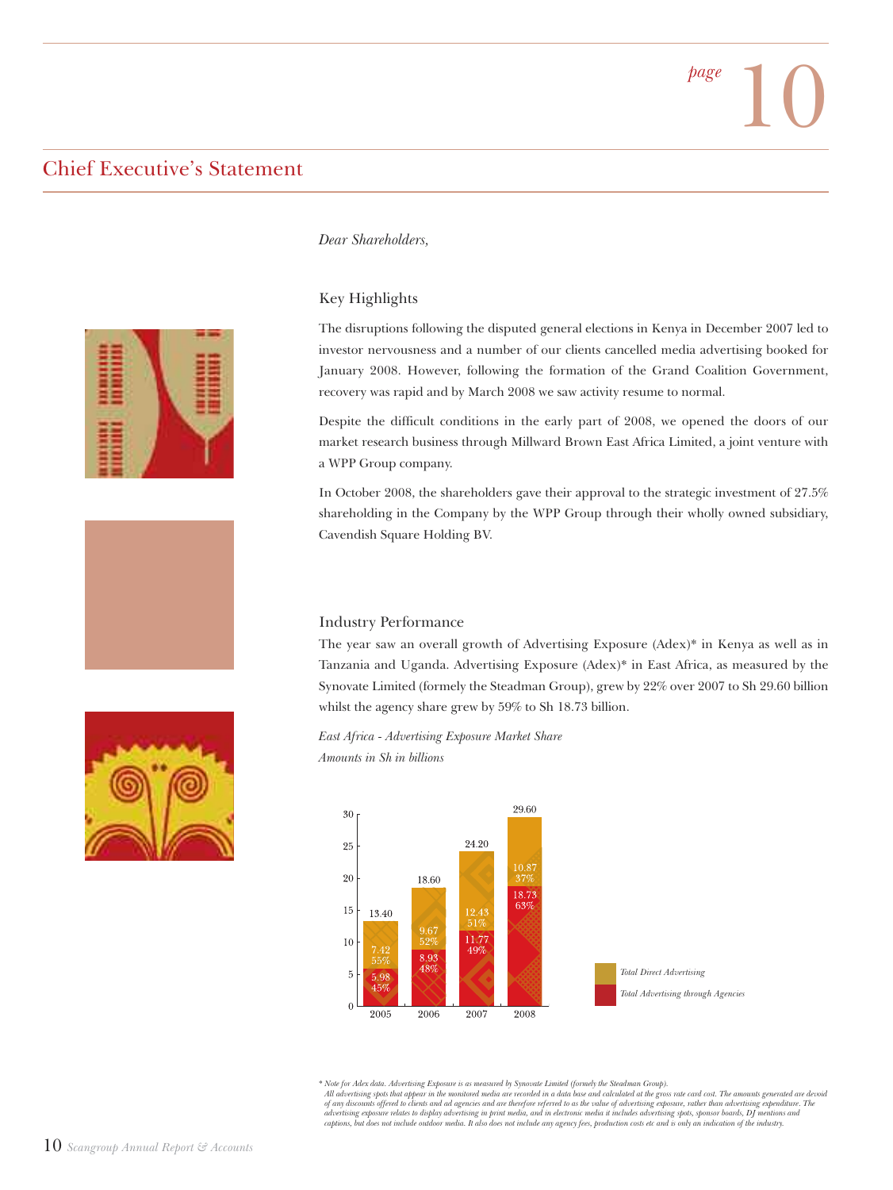## Chief Executive's Statement

*Dear Shareholders,*

### Key Highlights

The disruptions following the disputed general elections in Kenya in December 2007 led to investor nervousness and a number of our clients cancelled media advertising booked for January 2008. However, following the formation of the Grand Coalition Government, recovery was rapid and by March 2008 we saw activity resume to normal.

Despite the difficult conditions in the early part of 2008, we opened the doors of our market research business through Millward Brown East Africa Limited, a joint venture with a WPP Group company.

In October 2008, the shareholders gave their approval to the strategic investment of 27.5% shareholding in the Company by the WPP Group through their wholly owned subsidiary, Cavendish Square Holding BV.

### Industry Performance

The year saw an overall growth of Advertising Exposure (Adex)* in Kenya as well as in Tanzania and Uganda. Advertising Exposure (Adex)* in East Africa, as measured by the Synovate Limited (formely the Steadman Group), grew by 22% over 2007 to Sh 29.60 billion whilst the agency share grew by 59% to Sh 18.73 billion.

*East Africa - Advertising Exposure Market Share*
*Amounts in Sh in billions*

| Year | Total Direct Advertising | Total Advertising through Agencies | Total |
|---|---|---|---|
| 2005 | 7.42 (55%) | 5.98 (45%) | 13.40 |
| 2006 | 9.67 (52%) | 8.93 (48%) | 18.60 |
| 2007 | 12.43 (51%) | 11.77 (49%) | 24.20 |
| 2008 | 10.87 (37%) | 18.73 (63%) | 29.60 |

*\* Note for Adex data. Advertising Exposure is as measured by Synovate Limited (formely the Steadman Group). All advertising spots that appear in the monitored media are recorded in a data base and calculated at the gross rate card cost. The amounts generated are devoid of any discounts offered to clients and ad agencies and are therefore referred to as the value of advertising exposure, rather than advertising expenditure. The advertising exposure relates to display advertising in print media, and in electronic media it includes advertising spots, sponsor boards, DJ mentions and captions, but does not include outdoor media. It also does not include any agency fees, production costs etc and is only an indication of the industry.*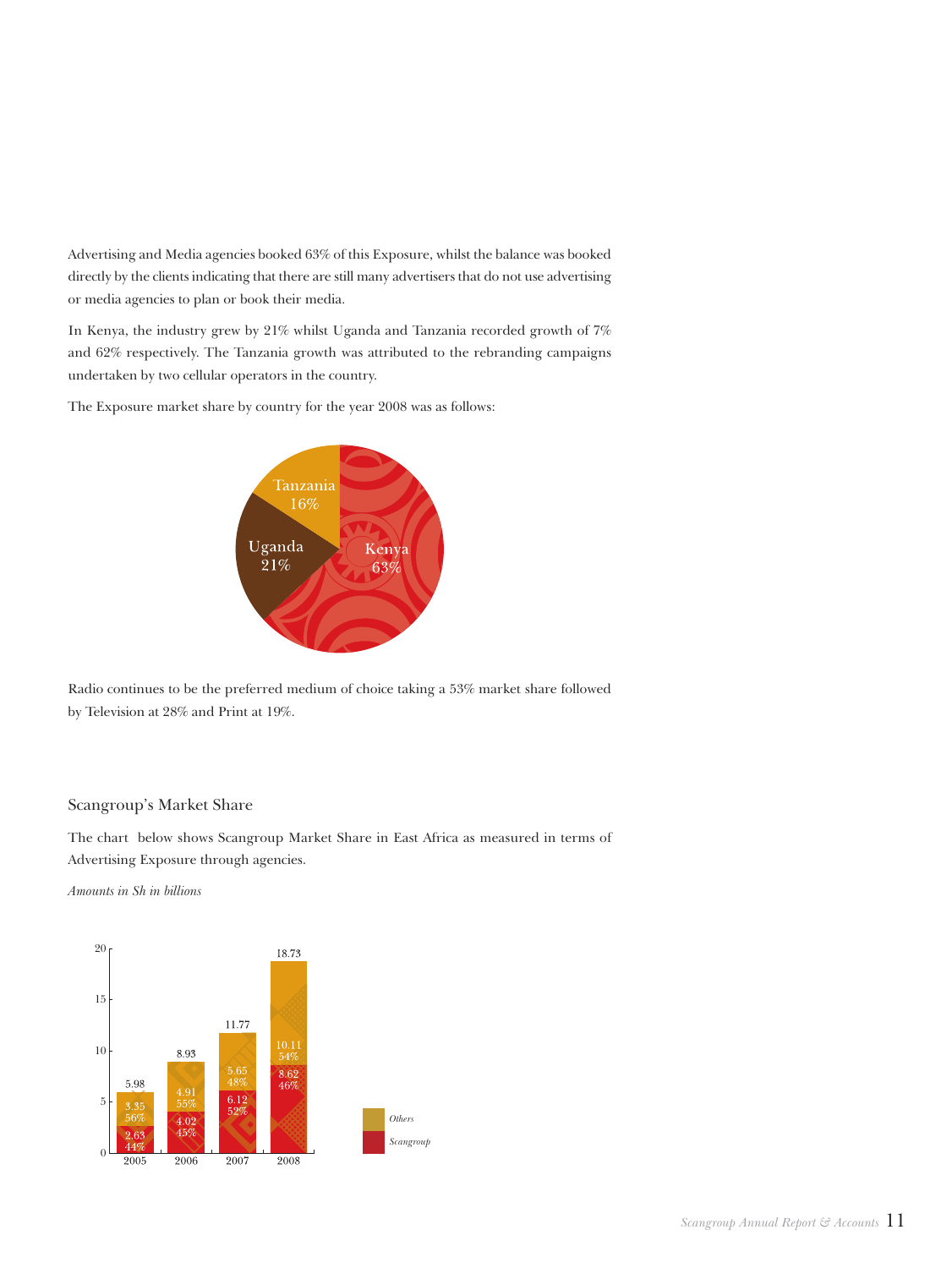Advertising and Media agencies booked 63% of this Exposure, whilst the balance was booked directly by the clients indicating that there are still many advertisers that do not use advertising or media agencies to plan or book their media.

In Kenya, the industry grew by 21% whilst Uganda and Tanzania recorded growth of 7% and 62% respectively. The Tanzania growth was attributed to the rebranding campaigns undertaken by two cellular operators in the country.

The Exposure market share by country for the year 2008 was as follows:

| Country | Share |
|---|---|
| Kenya | 63% |
| Uganda | 21% |
| Tanzania | 16% |

Radio continues to be the preferred medium of choice taking a 53% market share followed by Television at 28% and Print at 19%.

## Scangroup's Market Share

The chart below shows Scangroup Market Share in East Africa as measured in terms of Advertising Exposure through agencies.

*Amounts in Sh in billions*

| Year | Scangroup | Others | Total |
|---|---|---|---|
| 2005 | 2.63 (44%) | 3.35 (56%) | 5.98 |
| 2006 | 4.02 (45%) | 4.91 (55%) | 8.93 |
| 2007 | 6.12 (52%) | 5.65 (48%) | 11.77 |
| 2008 | 8.62 (46%) | 10.11 (54%) | 18.73 |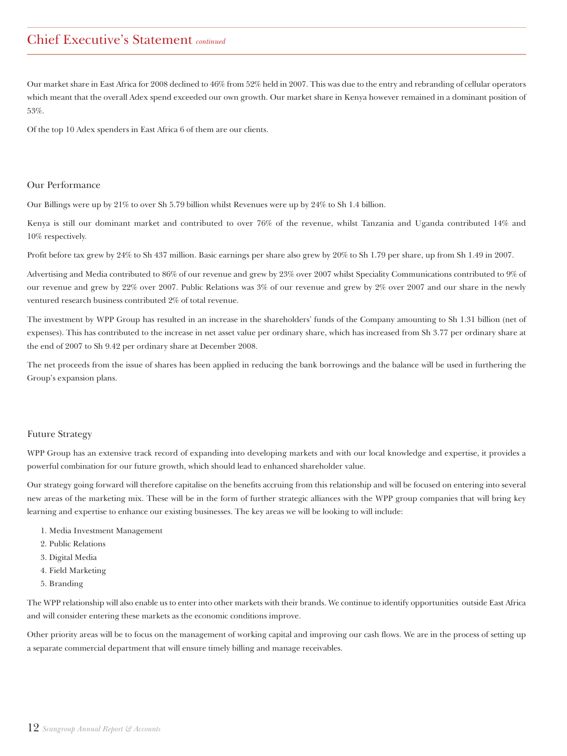# Chief Executive's Statement *continued*

Our market share in East Africa for 2008 declined to 46% from 52% held in 2007. This was due to the entry and rebranding of cellular operators which meant that the overall Adex spend exceeded our own growth. Our market share in Kenya however remained in a dominant position of 53%.

Of the top 10 Adex spenders in East Africa 6 of them are our clients.

## Our Performance

Our Billings were up by 21% to over Sh 5.79 billion whilst Revenues were up by 24% to Sh 1.4 billion.

Kenya is still our dominant market and contributed to over 76% of the revenue, whilst Tanzania and Uganda contributed 14% and 10% respectively.

Profit before tax grew by 24% to Sh 437 million. Basic earnings per share also grew by 20% to Sh 1.79 per share, up from Sh 1.49 in 2007.

Advertising and Media contributed to 86% of our revenue and grew by 23% over 2007 whilst Speciality Communications contributed to 9% of our revenue and grew by 22% over 2007. Public Relations was 3% of our revenue and grew by 2% over 2007 and our share in the newly ventured research business contributed 2% of total revenue.

The investment by WPP Group has resulted in an increase in the shareholders' funds of the Company amounting to Sh 1.31 billion (net of expenses). This has contributed to the increase in net asset value per ordinary share, which has increased from Sh 3.77 per ordinary share at the end of 2007 to Sh 9.42 per ordinary share at December 2008.

The net proceeds from the issue of shares has been applied in reducing the bank borrowings and the balance will be used in furthering the Group's expansion plans.

## Future Strategy

WPP Group has an extensive track record of expanding into developing markets and with our local knowledge and expertise, it provides a powerful combination for our future growth, which should lead to enhanced shareholder value.

Our strategy going forward will therefore capitalise on the benefits accruing from this relationship and will be focused on entering into several new areas of the marketing mix. These will be in the form of further strategic alliances with the WPP group companies that will bring key learning and expertise to enhance our existing businesses. The key areas we will be looking to will include:

1. Media Investment Management
2. Public Relations
3. Digital Media
4. Field Marketing
5. Branding

The WPP relationship will also enable us to enter into other markets with their brands. We continue to identify opportunities outside East Africa and will consider entering these markets as the economic conditions improve.

Other priority areas will be to focus on the management of working capital and improving our cash flows. We are in the process of setting up a separate commercial department that will ensure timely billing and manage receivables.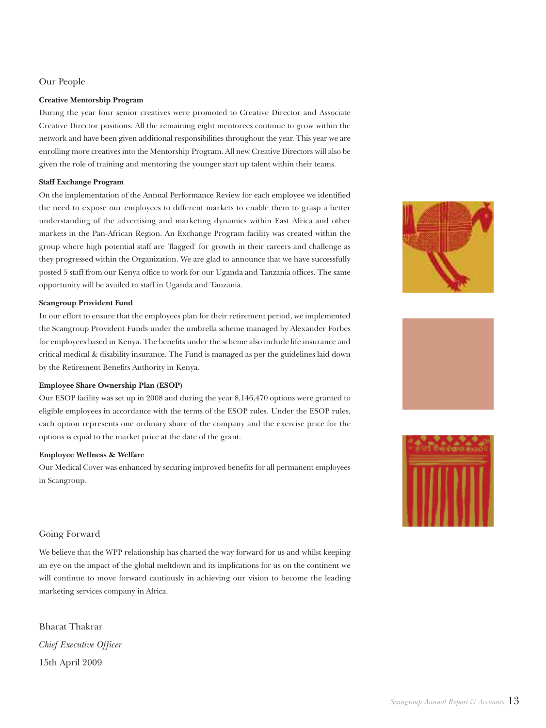## Our People

**Creative Mentorship Program**

During the year four senior creatives were promoted to Creative Director and Associate Creative Director positions. All the remaining eight mentorees continue to grow within the network and have been given additional responsibilities throughout the year. This year we are enrolling more creatives into the Mentorship Program. All new Creative Directors will also be given the role of training and mentoring the younger start up talent within their teams.

**Staff Exchange Program**

On the implementation of the Annual Performance Review for each employee we identified the need to expose our employees to different markets to enable them to grasp a better understanding of the advertising and marketing dynamics within East Africa and other markets in the Pan-African Region. An Exchange Program facility was created within the group where high potential staff are 'flagged' for growth in their careers and challenge as they progressed within the Organization. We are glad to announce that we have successfully posted 5 staff from our Kenya office to work for our Uganda and Tanzania offices. The same opportunity will be availed to staff in Uganda and Tanzania.

**Scangroup Provident Fund**

In our effort to ensure that the employees plan for their retirement period, we implemented the Scangroup Provident Funds under the umbrella scheme managed by Alexander Forbes for employees based in Kenya. The benefits under the scheme also include life insurance and critical medical & disability insurance. The Fund is managed as per the guidelines laid down by the Retirement Benefits Authority in Kenya.

**Employee Share Ownership Plan (ESOP)**

Our ESOP facility was set up in 2008 and during the year 8,146,470 options were granted to eligible employees in accordance with the terms of the ESOP rules. Under the ESOP rules, each option represents one ordinary share of the company and the exercise price for the options is equal to the market price at the date of the grant.

**Employee Wellness & Welfare**

Our Medical Cover was enhanced by securing improved benefits for all permanent employees in Scangroup.

## Going Forward

We believe that the WPP relationship has charted the way forward for us and whilst keeping an eye on the impact of the global meltdown and its implications for us on the continent we will continue to move forward cautiously in achieving our vision to become the leading marketing services company in Africa.

Bharat Thakrar

*Chief Executive Officer*

15th April 2009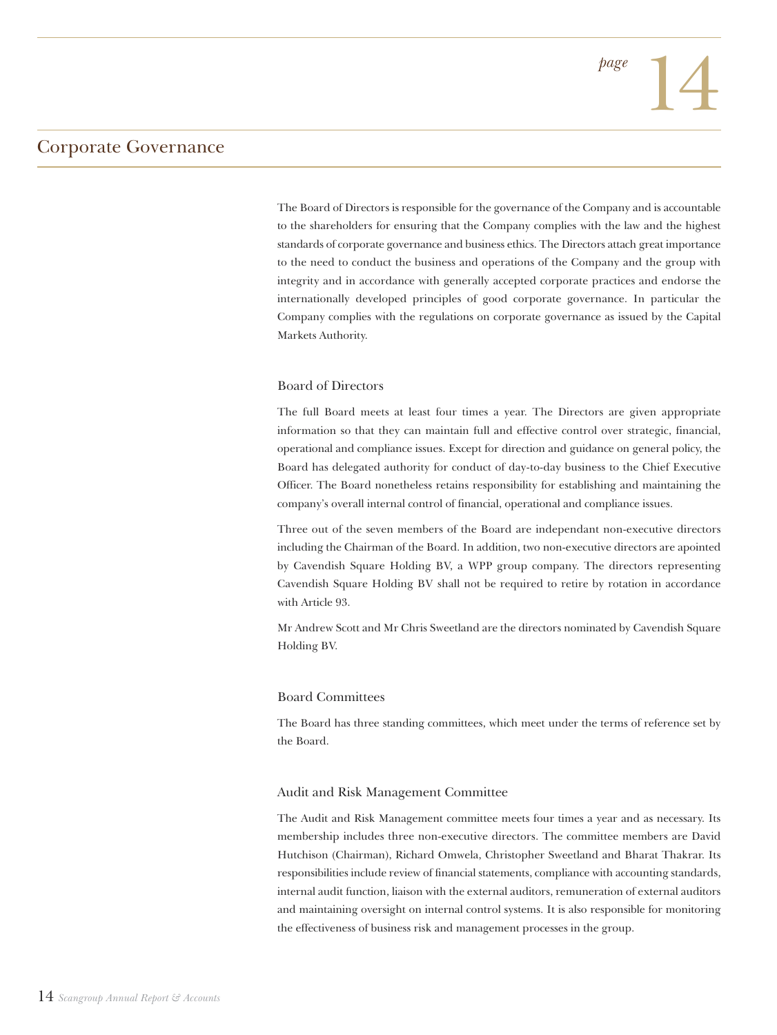# Corporate Governance

The Board of Directors is responsible for the governance of the Company and is accountable to the shareholders for ensuring that the Company complies with the law and the highest standards of corporate governance and business ethics. The Directors attach great importance to the need to conduct the business and operations of the Company and the group with integrity and in accordance with generally accepted corporate practices and endorse the internationally developed principles of good corporate governance. In particular the Company complies with the regulations on corporate governance as issued by the Capital Markets Authority.

## Board of Directors

The full Board meets at least four times a year. The Directors are given appropriate information so that they can maintain full and effective control over strategic, financial, operational and compliance issues. Except for direction and guidance on general policy, the Board has delegated authority for conduct of day-to-day business to the Chief Executive Officer. The Board nonetheless retains responsibility for establishing and maintaining the company's overall internal control of financial, operational and compliance issues.

Three out of the seven members of the Board are independant non-executive directors including the Chairman of the Board. In addition, two non-executive directors are apointed by Cavendish Square Holding BV, a WPP group company. The directors representing Cavendish Square Holding BV shall not be required to retire by rotation in accordance with Article 93.

Mr Andrew Scott and Mr Chris Sweetland are the directors nominated by Cavendish Square Holding BV.

## Board Committees

The Board has three standing committees, which meet under the terms of reference set by the Board.

## Audit and Risk Management Committee

The Audit and Risk Management committee meets four times a year and as necessary. Its membership includes three non-executive directors. The committee members are David Hutchison (Chairman), Richard Omwela, Christopher Sweetland and Bharat Thakrar. Its responsibilities include review of financial statements, compliance with accounting standards, internal audit function, liaison with the external auditors, remuneration of external auditors and maintaining oversight on internal control systems. It is also responsible for monitoring the effectiveness of business risk and management processes in the group.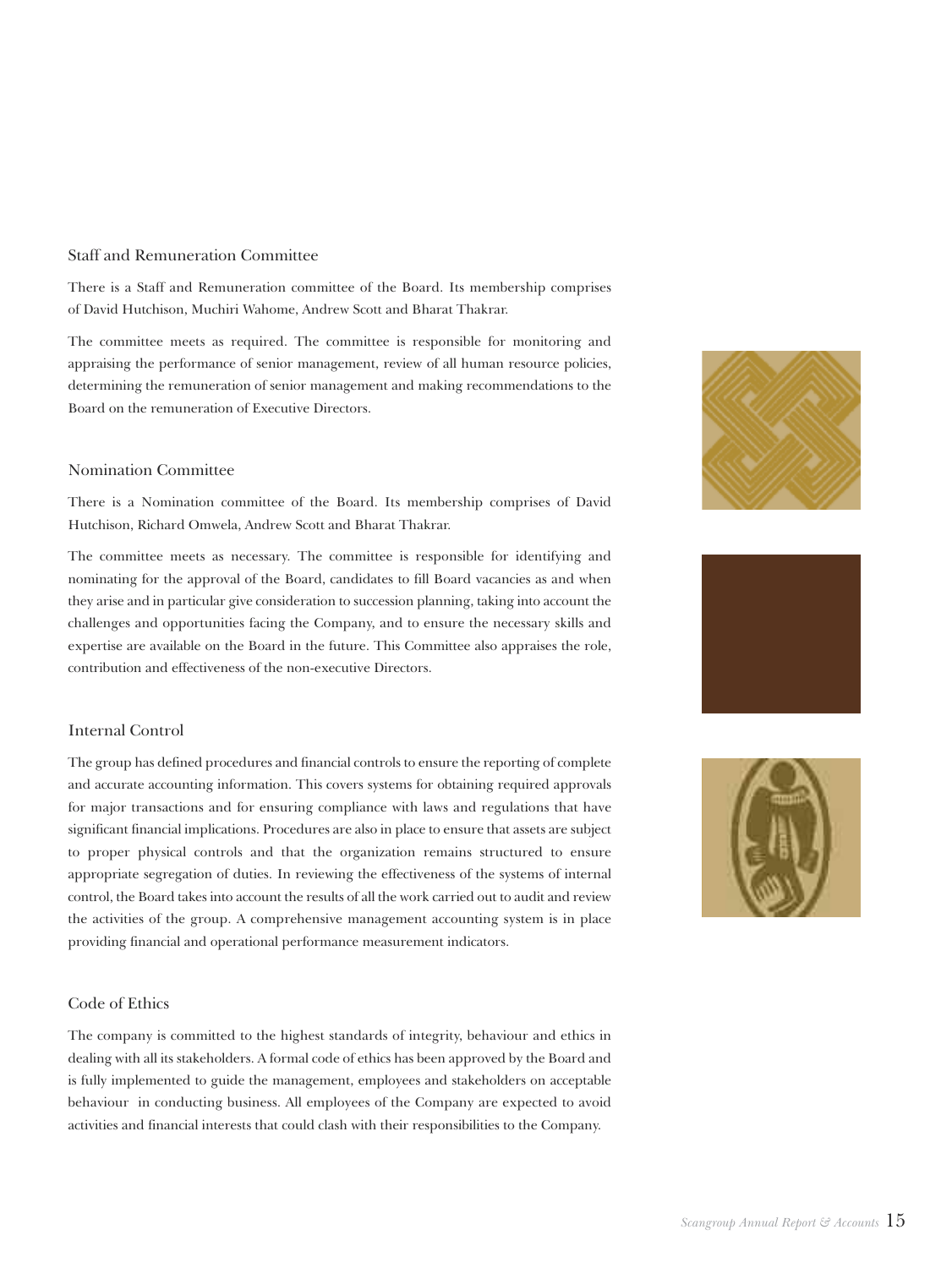## Staff and Remuneration Committee

There is a Staff and Remuneration committee of the Board. Its membership comprises of David Hutchison, Muchiri Wahome, Andrew Scott and Bharat Thakrar.

The committee meets as required. The committee is responsible for monitoring and appraising the performance of senior management, review of all human resource policies, determining the remuneration of senior management and making recommendations to the Board on the remuneration of Executive Directors.

## Nomination Committee

There is a Nomination committee of the Board. Its membership comprises of David Hutchison, Richard Omwela, Andrew Scott and Bharat Thakrar.

The committee meets as necessary. The committee is responsible for identifying and nominating for the approval of the Board, candidates to fill Board vacancies as and when they arise and in particular give consideration to succession planning, taking into account the challenges and opportunities facing the Company, and to ensure the necessary skills and expertise are available on the Board in the future. This Committee also appraises the role, contribution and effectiveness of the non-executive Directors.

## Internal Control

The group has defined procedures and financial controls to ensure the reporting of complete and accurate accounting information. This covers systems for obtaining required approvals for major transactions and for ensuring compliance with laws and regulations that have significant financial implications. Procedures are also in place to ensure that assets are subject to proper physical controls and that the organization remains structured to ensure appropriate segregation of duties. In reviewing the effectiveness of the systems of internal control, the Board takes into account the results of all the work carried out to audit and review the activities of the group. A comprehensive management accounting system is in place providing financial and operational performance measurement indicators.

## Code of Ethics

The company is committed to the highest standards of integrity, behaviour and ethics in dealing with all its stakeholders. A formal code of ethics has been approved by the Board and is fully implemented to guide the management, employees and stakeholders on acceptable behaviour in conducting business. All employees of the Company are expected to avoid activities and financial interests that could clash with their responsibilities to the Company.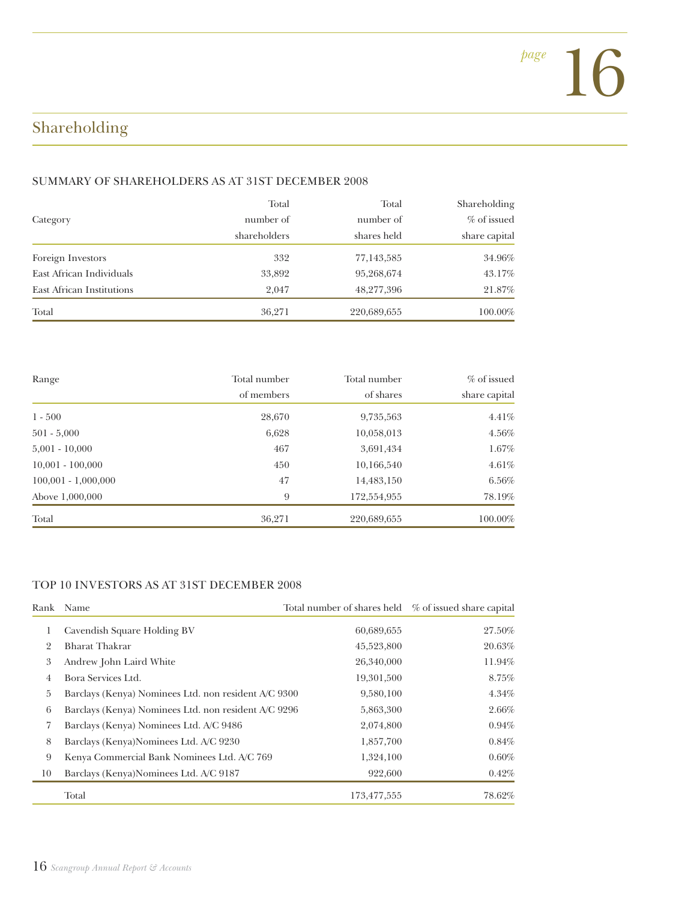# Shareholding

## SUMMARY OF SHAREHOLDERS AS AT 31ST DECEMBER 2008

| Category | Total number of shareholders | Total number of shares held | Shareholding % of issued share capital |
|---|---|---|---|
| Foreign Investors | 332 | 77,143,585 | 34.96% |
| East African Individuals | 33,892 | 95,268,674 | 43.17% |
| East African Institutions | 2,047 | 48,277,396 | 21.87% |
| Total | 36,271 | 220,689,655 | 100.00% |

| Range | Total number of members | Total number of shares | % of issued share capital |
|---|---|---|---|
| 1 - 500 | 28,670 | 9,735,563 | 4.41% |
| 501 - 5,000 | 6,628 | 10,058,013 | 4.56% |
| 5,001 - 10,000 | 467 | 3,691,434 | 1.67% |
| 10,001 - 100,000 | 450 | 10,166,540 | 4.61% |
| 100,001 - 1,000,000 | 47 | 14,483,150 | 6.56% |
| Above 1,000,000 | 9 | 172,554,955 | 78.19% |
| Total | 36,271 | 220,689,655 | 100.00% |

## TOP 10 INVESTORS AS AT 31ST DECEMBER 2008

| Rank | Name | Total number of shares held | % of issued share capital |
|---|---|---|---|
| 1 | Cavendish Square Holding BV | 60,689,655 | 27.50% |
| 2 | Bharat Thakrar | 45,523,800 | 20.63% |
| 3 | Andrew John Laird White | 26,340,000 | 11.94% |
| 4 | Bora Services Ltd. | 19,301,500 | 8.75% |
| 5 | Barclays (Kenya) Nominees Ltd. non resident A/C 9300 | 9,580,100 | 4.34% |
| 6 | Barclays (Kenya) Nominees Ltd. non resident A/C 9296 | 5,863,300 | 2.66% |
| 7 | Barclays (Kenya) Nominees Ltd. A/C 9486 | 2,074,800 | 0.94% |
| 8 | Barclays (Kenya)Nominees Ltd. A/C 9230 | 1,857,700 | 0.84% |
| 9 | Kenya Commercial Bank Nominees Ltd. A/C 769 | 1,324,100 | 0.60% |
| 10 | Barclays (Kenya)Nominees Ltd. A/C 9187 | 922,600 | 0.42% |
| | Total | 173,477,555 | 78.62% |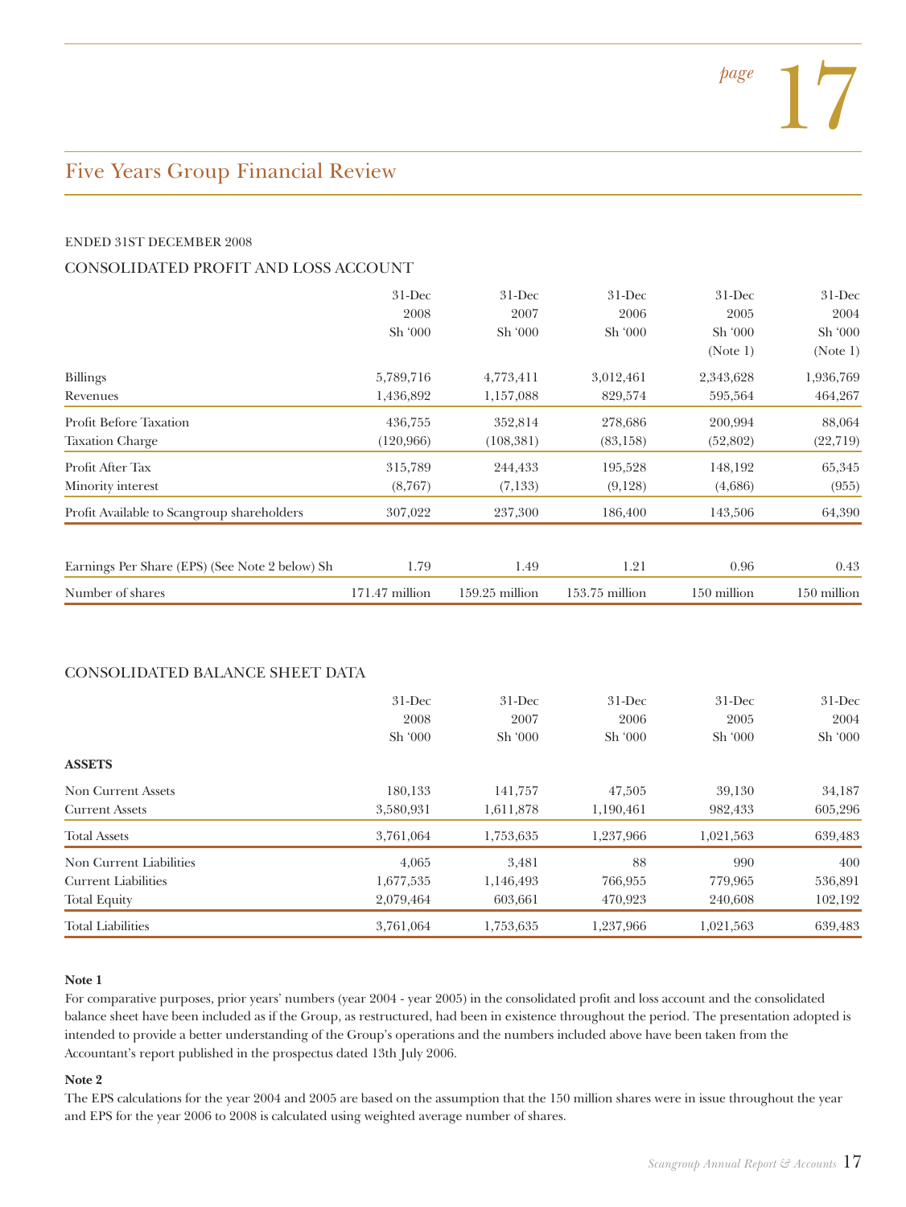# Five Years Group Financial Review

ENDED 31ST DECEMBER 2008

## CONSOLIDATED PROFIT AND LOSS ACCOUNT

| | 31-Dec 2008 Sh '000 | 31-Dec 2007 Sh '000 | 31-Dec 2006 Sh '000 | 31-Dec 2005 Sh '000 (Note 1) | 31-Dec 2004 Sh '000 (Note 1) |
|---|---|---|---|---|---|
| Billings | 5,789,716 | 4,773,411 | 3,012,461 | 2,343,628 | 1,936,769 |
| Revenues | 1,436,892 | 1,157,088 | 829,574 | 595,564 | 464,267 |
| Profit Before Taxation | 436,755 | 352,814 | 278,686 | 200,994 | 88,064 |
| Taxation Charge | (120,966) | (108,381) | (83,158) | (52,802) | (22,719) |
| Profit After Tax | 315,789 | 244,433 | 195,528 | 148,192 | 65,345 |
| Minority interest | (8,767) | (7,133) | (9,128) | (4,686) | (955) |
| Profit Available to Scangroup shareholders | 307,022 | 237,300 | 186,400 | 143,506 | 64,390 |
| Earnings Per Share (EPS) (See Note 2 below) Sh | 1.79 | 1.49 | 1.21 | 0.96 | 0.43 |
| Number of shares | 171.47 million | 159.25 million | 153.75 million | 150 million | 150 million |

## CONSOLIDATED BALANCE SHEET DATA

| | 31-Dec 2008 Sh '000 | 31-Dec 2007 Sh '000 | 31-Dec 2006 Sh '000 | 31-Dec 2005 Sh '000 | 31-Dec 2004 Sh '000 |
|---|---|---|---|---|---|
| **ASSETS** | | | | | |
| Non Current Assets | 180,133 | 141,757 | 47,505 | 39,130 | 34,187 |
| Current Assets | 3,580,931 | 1,611,878 | 1,190,461 | 982,433 | 605,296 |
| Total Assets | 3,761,064 | 1,753,635 | 1,237,966 | 1,021,563 | 639,483 |
| Non Current Liabilities | 4,065 | 3,481 | 88 | 990 | 400 |
| Current Liabilities | 1,677,535 | 1,146,493 | 766,955 | 779,965 | 536,891 |
| Total Equity | 2,079,464 | 603,661 | 470,923 | 240,608 | 102,192 |
| Total Liabilities | 3,761,064 | 1,753,635 | 1,237,966 | 1,021,563 | 639,483 |

**Note 1**

For comparative purposes, prior years' numbers (year 2004 - year 2005) in the consolidated profit and loss account and the consolidated balance sheet have been included as if the Group, as restructured, had been in existence throughout the period. The presentation adopted is intended to provide a better understanding of the Group's operations and the numbers included above have been taken from the Accountant's report published in the prospectus dated 13th July 2006.

**Note 2**

The EPS calculations for the year 2004 and 2005 are based on the assumption that the 150 million shares were in issue throughout the year and EPS for the year 2006 to 2008 is calculated using weighted average number of shares.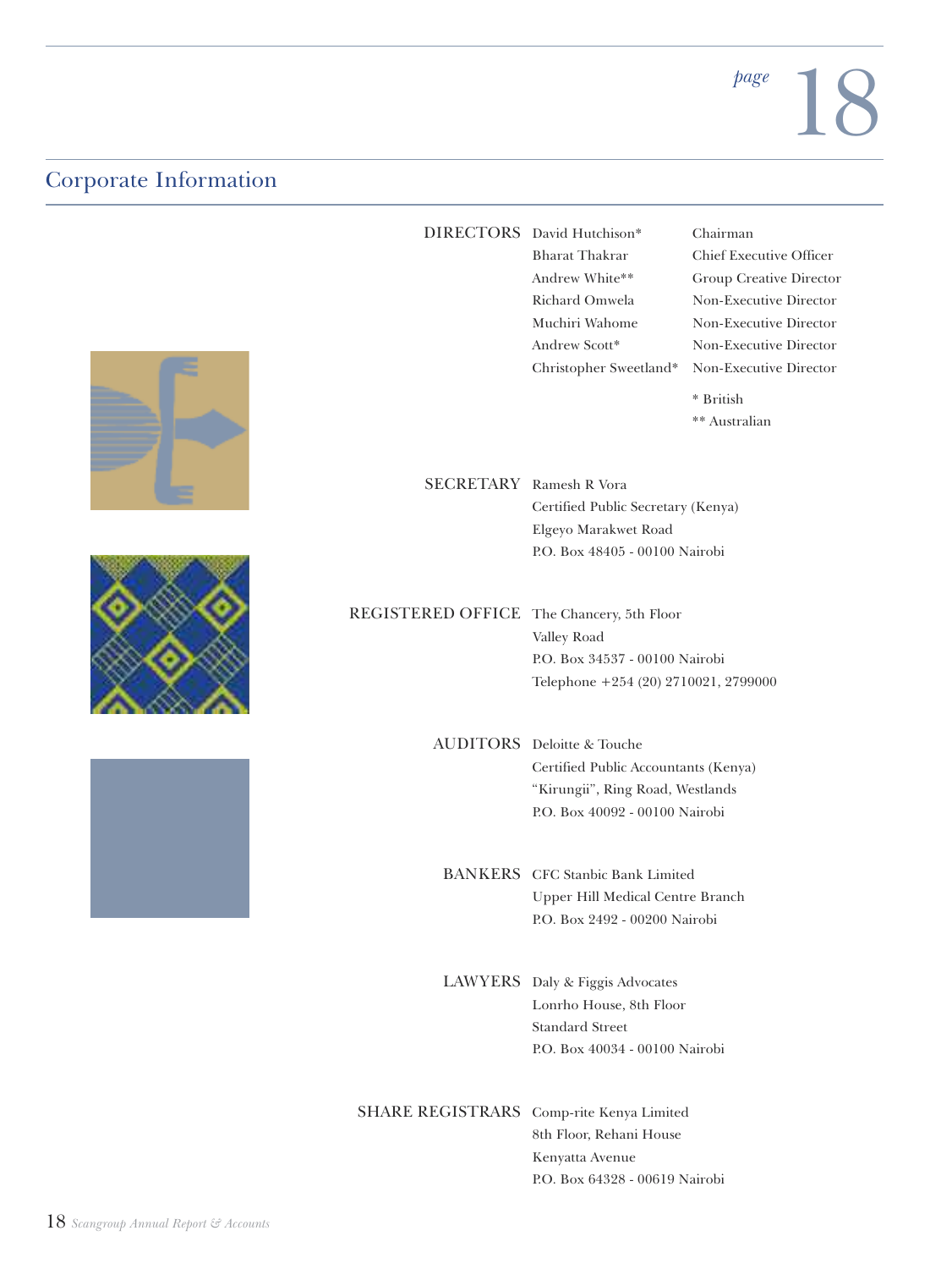## Corporate Information

**DIRECTORS**

| | |
|---|---|
| David Hutchison* | Chairman |
| Bharat Thakrar | Chief Executive Officer |
| Andrew White** | Group Creative Director |
| Richard Omwela | Non-Executive Director |
| Muchiri Wahome | Non-Executive Director |
| Andrew Scott* | Non-Executive Director |
| Christopher Sweetland* | Non-Executive Director |

* British
** Australian

**SECRETARY**
Ramesh R Vora
Certified Public Secretary (Kenya)
Elgeyo Marakwet Road
P.O. Box 48405 - 00100 Nairobi

**REGISTERED OFFICE**
The Chancery, 5th Floor
Valley Road
P.O. Box 34537 - 00100 Nairobi
Telephone +254 (20) 2710021, 2799000

**AUDITORS**
Deloitte & Touche
Certified Public Accountants (Kenya)
"Kirungii", Ring Road, Westlands
P.O. Box 40092 - 00100 Nairobi

**BANKERS**
CFC Stanbic Bank Limited
Upper Hill Medical Centre Branch
P.O. Box 2492 - 00200 Nairobi

**LAWYERS**
Daly & Figgis Advocates
Lonrho House, 8th Floor
Standard Street
P.O. Box 40034 - 00100 Nairobi

**SHARE REGISTRARS**
Comp-rite Kenya Limited
8th Floor, Rehani House
Kenyatta Avenue
P.O. Box 64328 - 00619 Nairobi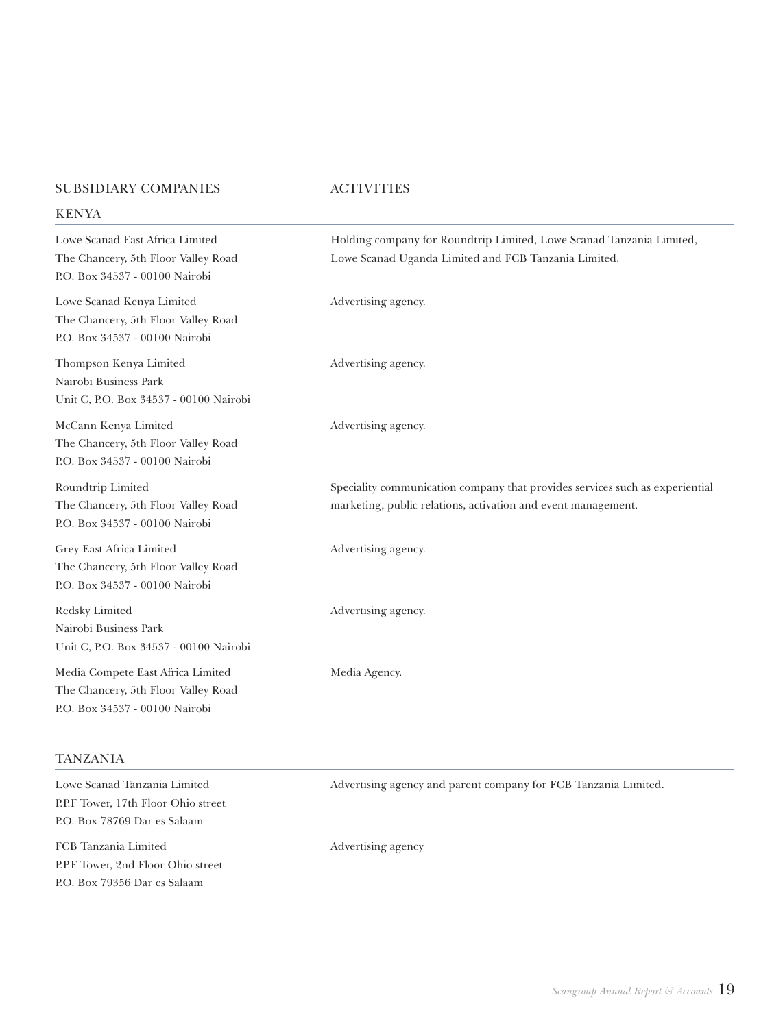| SUBSIDIARY COMPANIES | ACTIVITIES |
| --- | --- |
| **KENYA** | |
| Lowe Scanad East Africa Limited<br>The Chancery, 5th Floor Valley Road<br>P.O. Box 34537 - 00100 Nairobi | Holding company for Roundtrip Limited, Lowe Scanad Tanzania Limited, Lowe Scanad Uganda Limited and FCB Tanzania Limited. |
| Lowe Scanad Kenya Limited<br>The Chancery, 5th Floor Valley Road<br>P.O. Box 34537 - 00100 Nairobi | Advertising agency. |
| Thompson Kenya Limited<br>Nairobi Business Park<br>Unit C, P.O. Box 34537 - 00100 Nairobi | Advertising agency. |
| McCann Kenya Limited<br>The Chancery, 5th Floor Valley Road<br>P.O. Box 34537 - 00100 Nairobi | Advertising agency. |
| Roundtrip Limited<br>The Chancery, 5th Floor Valley Road<br>P.O. Box 34537 - 00100 Nairobi | Speciality communication company that provides services such as experiential marketing, public relations, activation and event management. |
| Grey East Africa Limited<br>The Chancery, 5th Floor Valley Road<br>P.O. Box 34537 - 00100 Nairobi | Advertising agency. |
| Redsky Limited<br>Nairobi Business Park<br>Unit C, P.O. Box 34537 - 00100 Nairobi | Advertising agency. |
| Media Compete East Africa Limited<br>The Chancery, 5th Floor Valley Road<br>P.O. Box 34537 - 00100 Nairobi | Media Agency. |
| **TANZANIA** | |
| Lowe Scanad Tanzania Limited<br>P.P.F Tower, 17th Floor Ohio street<br>P.O. Box 78769 Dar es Salaam | Advertising agency and parent company for FCB Tanzania Limited. |
| FCB Tanzania Limited<br>P.P.F Tower, 2nd Floor Ohio street<br>P.O. Box 79356 Dar es Salaam | Advertising agency |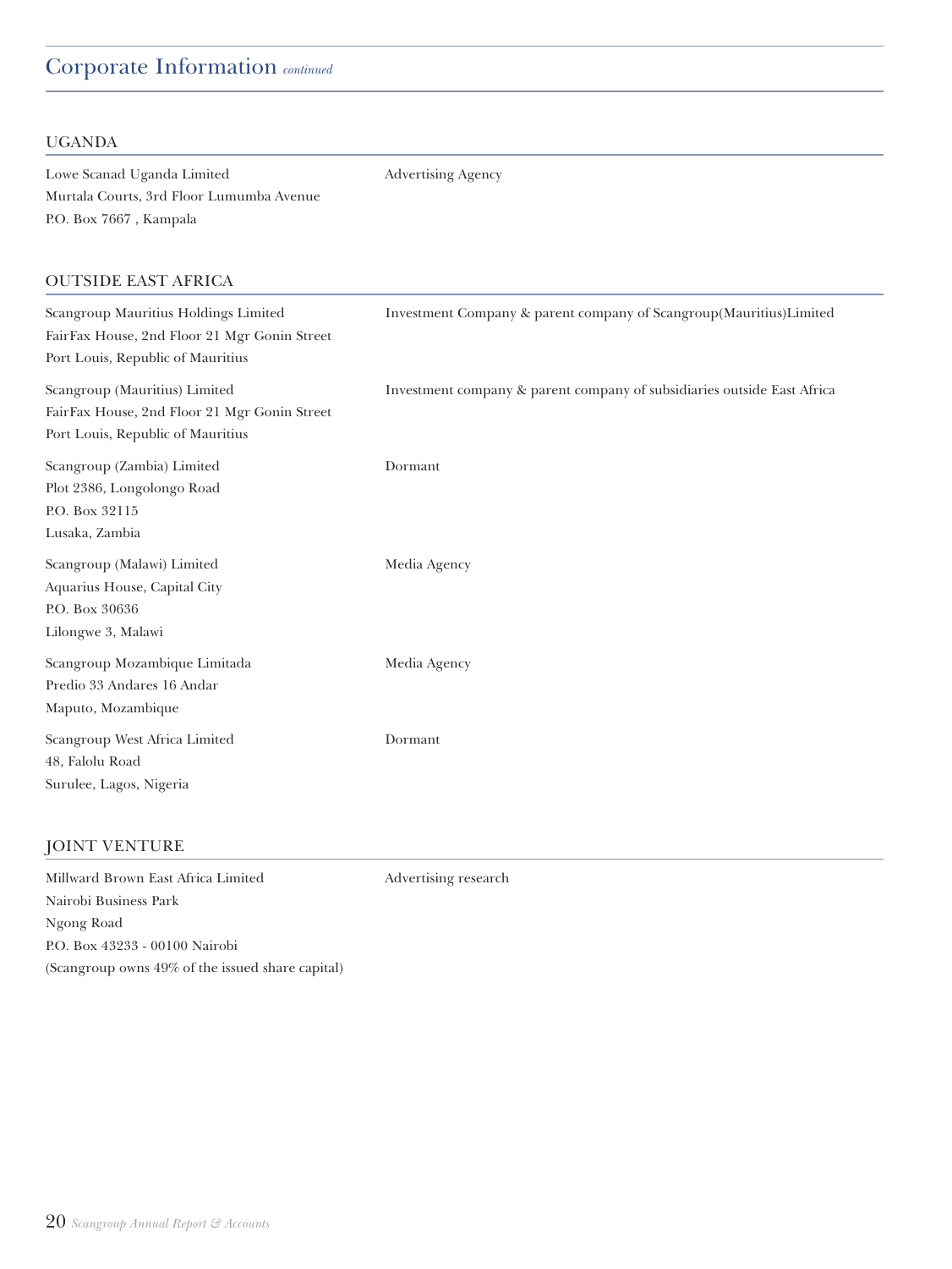# Corporate Information *continued*

## UGANDA

| | |
|---|---|
| Lowe Scanad Uganda Limited<br>Murtala Courts, 3rd Floor Lumumba Avenue<br>P.O. Box 7667 , Kampala | Advertising Agency |

## OUTSIDE EAST AFRICA

| | |
|---|---|
| Scangroup Mauritius Holdings Limited<br>FairFax House, 2nd Floor 21 Mgr Gonin Street<br>Port Louis, Republic of Mauritius | Investment Company & parent company of Scangroup(Mauritius)Limited |
| Scangroup (Mauritius) Limited<br>FairFax House, 2nd Floor 21 Mgr Gonin Street<br>Port Louis, Republic of Mauritius | Investment company & parent company of subsidiaries outside East Africa |
| Scangroup (Zambia) Limited<br>Plot 2386, Longolongo Road<br>P.O. Box 32115<br>Lusaka, Zambia | Dormant |
| Scangroup (Malawi) Limited<br>Aquarius House, Capital City<br>P.O. Box 30636<br>Lilongwe 3, Malawi | Media Agency |
| Scangroup Mozambique Limitada<br>Predio 33 Andares 16 Andar<br>Maputo, Mozambique | Media Agency |
| Scangroup West Africa Limited<br>48, Falolu Road<br>Surulee, Lagos, Nigeria | Dormant |

## JOINT VENTURE

| | |
|---|---|
| Millward Brown East Africa Limited<br>Nairobi Business Park<br>Ngong Road<br>P.O. Box 43233 - 00100 Nairobi<br>(Scangroup owns 49% of the issued share capital) | Advertising research |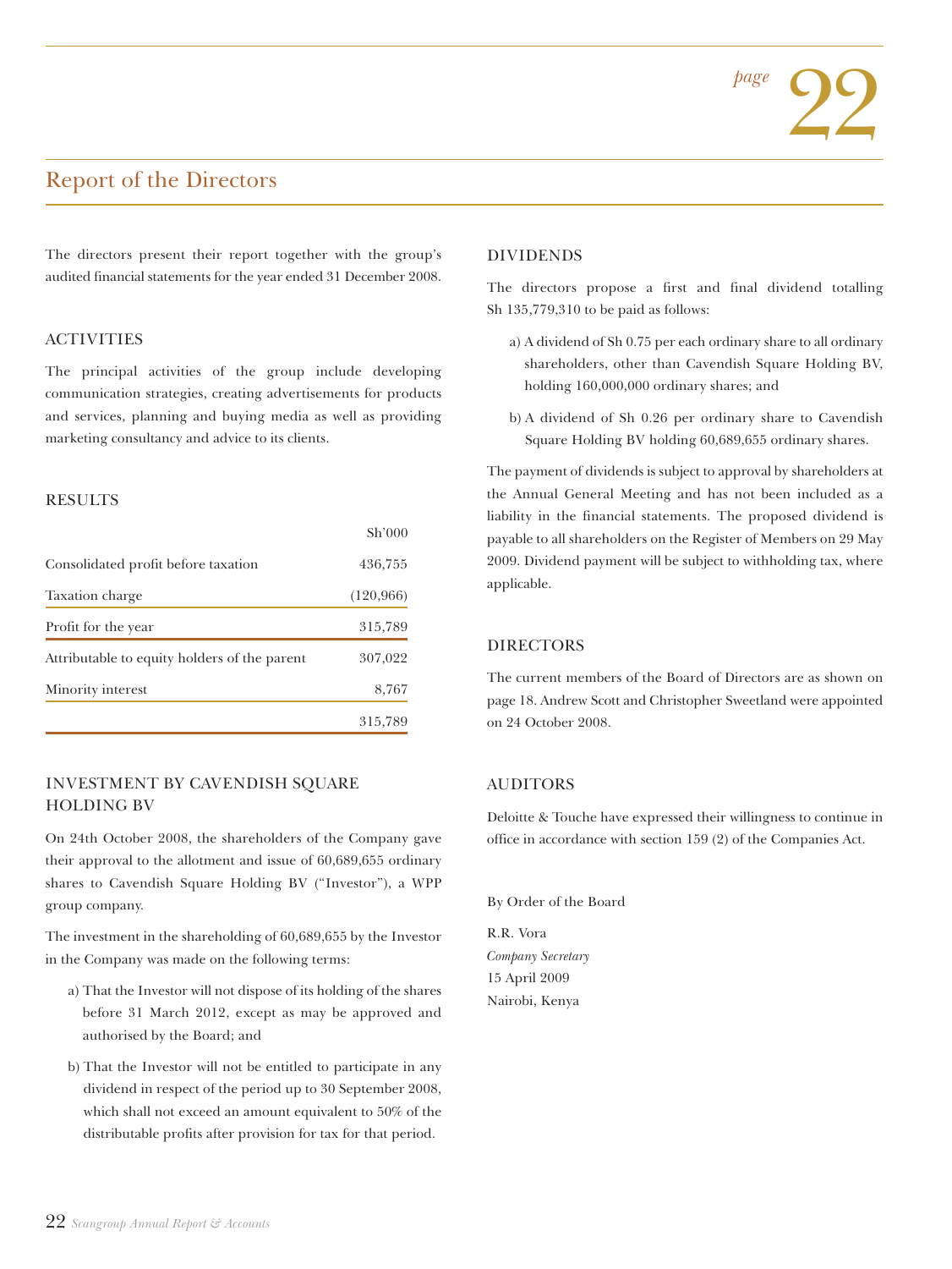# Report of the Directors

The directors present their report together with the group's audited financial statements for the year ended 31 December 2008.

## ACTIVITIES

The principal activities of the group include developing communication strategies, creating advertisements for products and services, planning and buying media as well as providing marketing consultancy and advice to its clients.

## RESULTS

| | Sh'000 |
|---|---|
| Consolidated profit before taxation | 436,755 |
| Taxation charge | (120,966) |
| Profit for the year | 315,789 |
| Attributable to equity holders of the parent | 307,022 |
| Minority interest | 8,767 |
| | 315,789 |

## INVESTMENT BY CAVENDISH SQUARE HOLDING BV

On 24th October 2008, the shareholders of the Company gave their approval to the allotment and issue of 60,689,655 ordinary shares to Cavendish Square Holding BV ("Investor"), a WPP group company.

The investment in the shareholding of 60,689,655 by the Investor in the Company was made on the following terms:

a) That the Investor will not dispose of its holding of the shares before 31 March 2012, except as may be approved and authorised by the Board; and

b) That the Investor will not be entitled to participate in any dividend in respect of the period up to 30 September 2008, which shall not exceed an amount equivalent to 50% of the distributable profits after provision for tax for that period.

## DIVIDENDS

The directors propose a first and final dividend totalling Sh 135,779,310 to be paid as follows:

a) A dividend of Sh 0.75 per each ordinary share to all ordinary shareholders, other than Cavendish Square Holding BV, holding 160,000,000 ordinary shares; and

b) A dividend of Sh 0.26 per ordinary share to Cavendish Square Holding BV holding 60,689,655 ordinary shares.

The payment of dividends is subject to approval by shareholders at the Annual General Meeting and has not been included as a liability in the financial statements. The proposed dividend is payable to all shareholders on the Register of Members on 29 May 2009. Dividend payment will be subject to withholding tax, where applicable.

## DIRECTORS

The current members of the Board of Directors are as shown on page 18. Andrew Scott and Christopher Sweetland were appointed on 24 October 2008.

## AUDITORS

Deloitte & Touche have expressed their willingness to continue in office in accordance with section 159 (2) of the Companies Act.

By Order of the Board

R.R. Vora
*Company Secretary*
15 April 2009
Nairobi, Kenya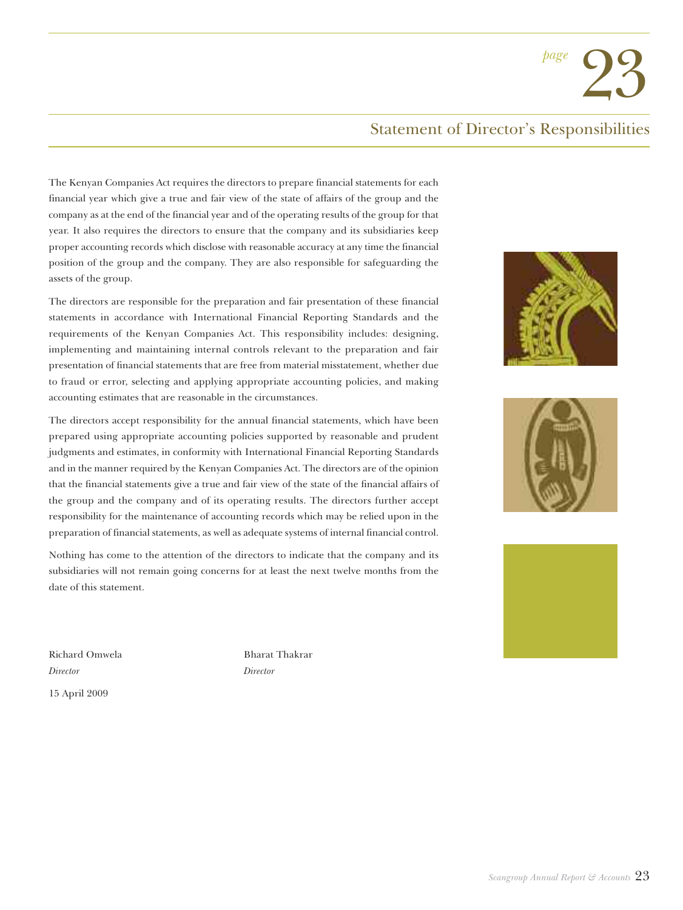# Statement of Director's Responsibilities

The Kenyan Companies Act requires the directors to prepare financial statements for each financial year which give a true and fair view of the state of affairs of the group and the company as at the end of the financial year and of the operating results of the group for that year. It also requires the directors to ensure that the company and its subsidiaries keep proper accounting records which disclose with reasonable accuracy at any time the financial position of the group and the company. They are also responsible for safeguarding the assets of the group.

The directors are responsible for the preparation and fair presentation of these financial statements in accordance with International Financial Reporting Standards and the requirements of the Kenyan Companies Act. This responsibility includes: designing, implementing and maintaining internal controls relevant to the preparation and fair presentation of financial statements that are free from material misstatement, whether due to fraud or error, selecting and applying appropriate accounting policies, and making accounting estimates that are reasonable in the circumstances.

The directors accept responsibility for the annual financial statements, which have been prepared using appropriate accounting policies supported by reasonable and prudent judgments and estimates, in conformity with International Financial Reporting Standards and in the manner required by the Kenyan Companies Act. The directors are of the opinion that the financial statements give a true and fair view of the state of the financial affairs of the group and the company and of its operating results. The directors further accept responsibility for the maintenance of accounting records which may be relied upon in the preparation of financial statements, as well as adequate systems of internal financial control.

Nothing has come to the attention of the directors to indicate that the company and its subsidiaries will not remain going concerns for at least the next twelve months from the date of this statement.

Richard Omwela
*Director*

Bharat Thakrar
*Director*

15 April 2009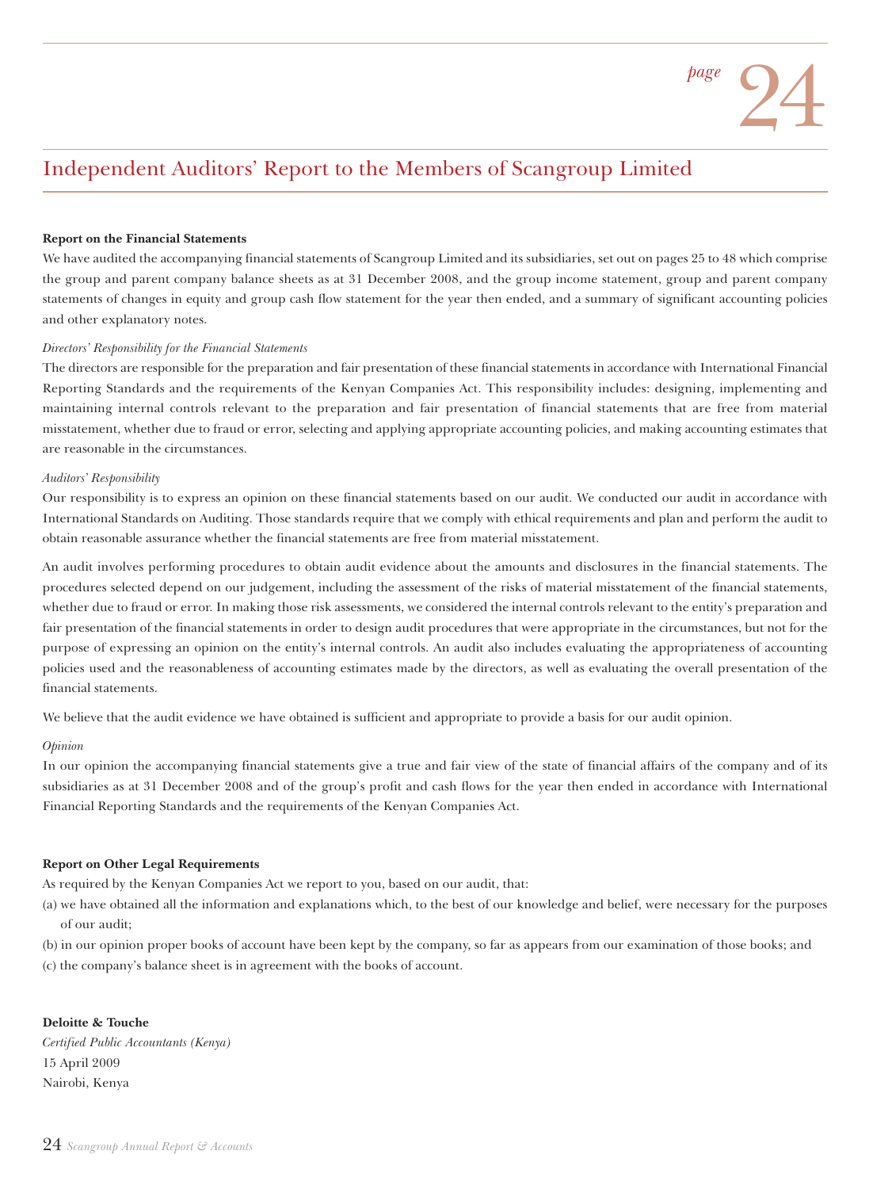# Independent Auditors' Report to the Members of Scangroup Limited

**Report on the Financial Statements**

We have audited the accompanying financial statements of Scangroup Limited and its subsidiaries, set out on pages 25 to 48 which comprise the group and parent company balance sheets as at 31 December 2008, and the group income statement, group and parent company statements of changes in equity and group cash flow statement for the year then ended, and a summary of significant accounting policies and other explanatory notes.

*Directors' Responsibility for the Financial Statements*

The directors are responsible for the preparation and fair presentation of these financial statements in accordance with International Financial Reporting Standards and the requirements of the Kenyan Companies Act. This responsibility includes: designing, implementing and maintaining internal controls relevant to the preparation and fair presentation of financial statements that are free from material misstatement, whether due to fraud or error, selecting and applying appropriate accounting policies, and making accounting estimates that are reasonable in the circumstances.

*Auditors' Responsibility*

Our responsibility is to express an opinion on these financial statements based on our audit. We conducted our audit in accordance with International Standards on Auditing. Those standards require that we comply with ethical requirements and plan and perform the audit to obtain reasonable assurance whether the financial statements are free from material misstatement.

An audit involves performing procedures to obtain audit evidence about the amounts and disclosures in the financial statements. The procedures selected depend on our judgement, including the assessment of the risks of material misstatement of the financial statements, whether due to fraud or error. In making those risk assessments, we considered the internal controls relevant to the entity's preparation and fair presentation of the financial statements in order to design audit procedures that were appropriate in the circumstances, but not for the purpose of expressing an opinion on the entity's internal controls. An audit also includes evaluating the appropriateness of accounting policies used and the reasonableness of accounting estimates made by the directors, as well as evaluating the overall presentation of the financial statements.

We believe that the audit evidence we have obtained is sufficient and appropriate to provide a basis for our audit opinion.

*Opinion*

In our opinion the accompanying financial statements give a true and fair view of the state of financial affairs of the company and of its subsidiaries as at 31 December 2008 and of the group's profit and cash flows for the year then ended in accordance with International Financial Reporting Standards and the requirements of the Kenyan Companies Act.

**Report on Other Legal Requirements**

As required by the Kenyan Companies Act we report to you, based on our audit, that:

(a) we have obtained all the information and explanations which, to the best of our knowledge and belief, were necessary for the purposes of our audit;

(b) in our opinion proper books of account have been kept by the company, so far as appears from our examination of those books; and

(c) the company's balance sheet is in agreement with the books of account.

**Deloitte & Touche**
*Certified Public Accountants (Kenya)*
15 April 2009
Nairobi, Kenya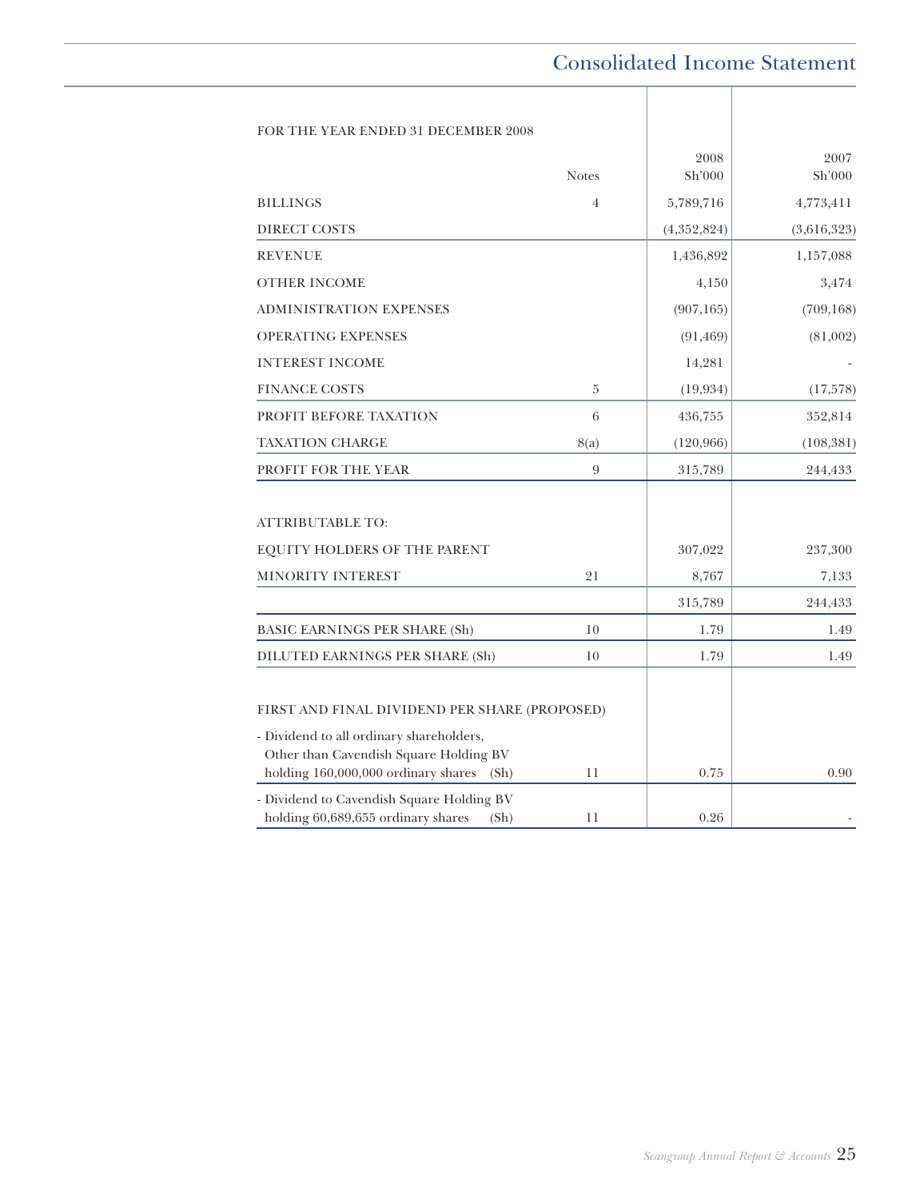# Consolidated Income Statement

FOR THE YEAR ENDED 31 DECEMBER 2008

| | Notes | 2008 Sh'000 | 2007 Sh'000 |
|---|---|---|---|
| BILLINGS | 4 | 5,789,716 | 4,773,411 |
| DIRECT COSTS | | (4,352,824) | (3,616,323) |
| REVENUE | | 1,436,892 | 1,157,088 |
| OTHER INCOME | | 4,150 | 3,474 |
| ADMINISTRATION EXPENSES | | (907,165) | (709,168) |
| OPERATING EXPENSES | | (91,469) | (81,002) |
| INTEREST INCOME | | 14,281 | - |
| FINANCE COSTS | 5 | (19,934) | (17,578) |
| PROFIT BEFORE TAXATION | 6 | 436,755 | 352,814 |
| TAXATION CHARGE | 8(a) | (120,966) | (108,381) |
| PROFIT FOR THE YEAR | 9 | 315,789 | 244,433 |
| | | | |
| ATTRIBUTABLE TO: | | | |
| EQUITY HOLDERS OF THE PARENT | | 307,022 | 237,300 |
| MINORITY INTEREST | 21 | 8,767 | 7,133 |
| | | 315,789 | 244,433 |
| BASIC EARNINGS PER SHARE (Sh) | 10 | 1.79 | 1.49 |
| DILUTED EARNINGS PER SHARE (Sh) | 10 | 1.79 | 1.49 |
| | | | |
| FIRST AND FINAL DIVIDEND PER SHARE (PROPOSED) | | | |
| - Dividend to all ordinary shareholders, Other than Cavendish Square Holding BV holding 160,000,000 ordinary shares (Sh) | 11 | 0.75 | 0.90 |
| - Dividend to Cavendish Square Holding BV holding 60,689,655 ordinary shares (Sh) | 11 | 0.26 | - |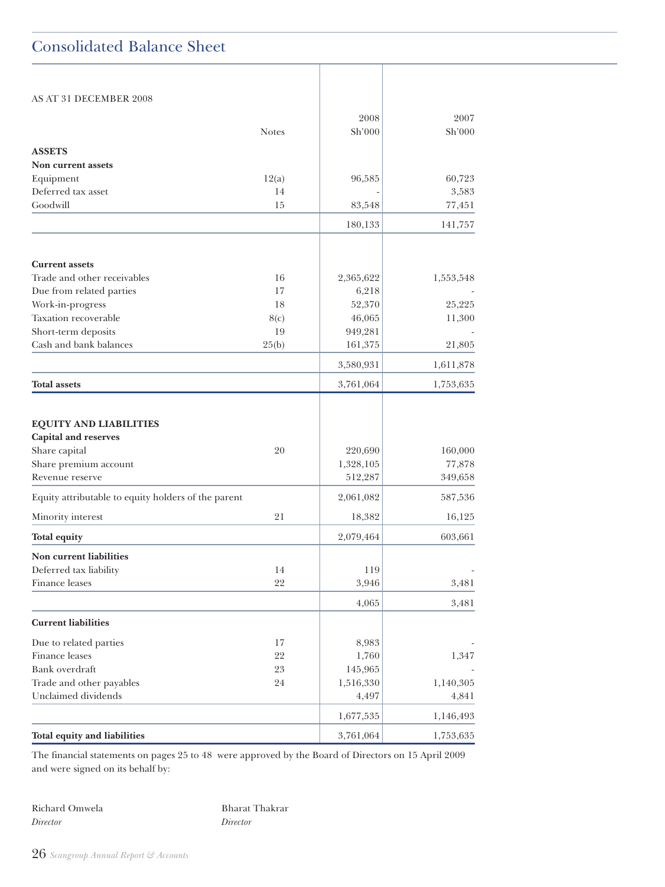# Consolidated Balance Sheet

AS AT 31 DECEMBER 2008

| | Notes | 2008 Sh'000 | 2007 Sh'000 |
|---|---|---|---|
| **ASSETS** | | | |
| **Non current assets** | | | |
| Equipment | 12(a) | 96,585 | 60,723 |
| Deferred tax asset | 14 | - | 3,583 |
| Goodwill | 15 | 83,548 | 77,451 |
| | | 180,133 | 141,757 |
| **Current assets** | | | |
| Trade and other receivables | 16 | 2,365,622 | 1,553,548 |
| Due from related parties | 17 | 6,218 | - |
| Work-in-progress | 18 | 52,370 | 25,225 |
| Taxation recoverable | 8(c) | 46,065 | 11,300 |
| Short-term deposits | 19 | 949,281 | - |
| Cash and bank balances | 25(b) | 161,375 | 21,805 |
| | | 3,580,931 | 1,611,878 |
| **Total assets** | | 3,761,064 | 1,753,635 |
| **EQUITY AND LIABILITIES** | | | |
| **Capital and reserves** | | | |
| Share capital | 20 | 220,690 | 160,000 |
| Share premium account | | 1,328,105 | 77,878 |
| Revenue reserve | | 512,287 | 349,658 |
| Equity attributable to equity holders of the parent | | 2,061,082 | 587,536 |
| Minority interest | 21 | 18,382 | 16,125 |
| **Total equity** | | 2,079,464 | 603,661 |
| **Non current liabilities** | | | |
| Deferred tax liability | 14 | 119 | - |
| Finance leases | 22 | 3,946 | 3,481 |
| | | 4,065 | 3,481 |
| **Current liabilities** | | | |
| Due to related parties | 17 | 8,983 | - |
| Finance leases | 22 | 1,760 | 1,347 |
| Bank overdraft | 23 | 145,965 | - |
| Trade and other payables | 24 | 1,516,330 | 1,140,305 |
| Unclaimed dividends | | 4,497 | 4,841 |
| | | 1,677,535 | 1,146,493 |
| **Total equity and liabilities** | | 3,761,064 | 1,753,635 |

The financial statements on pages 25 to 48 were approved by the Board of Directors on 15 April 2009 and were signed on its behalf by:

Richard Omwela  
*Director*

Bharat Thakrar  
*Director*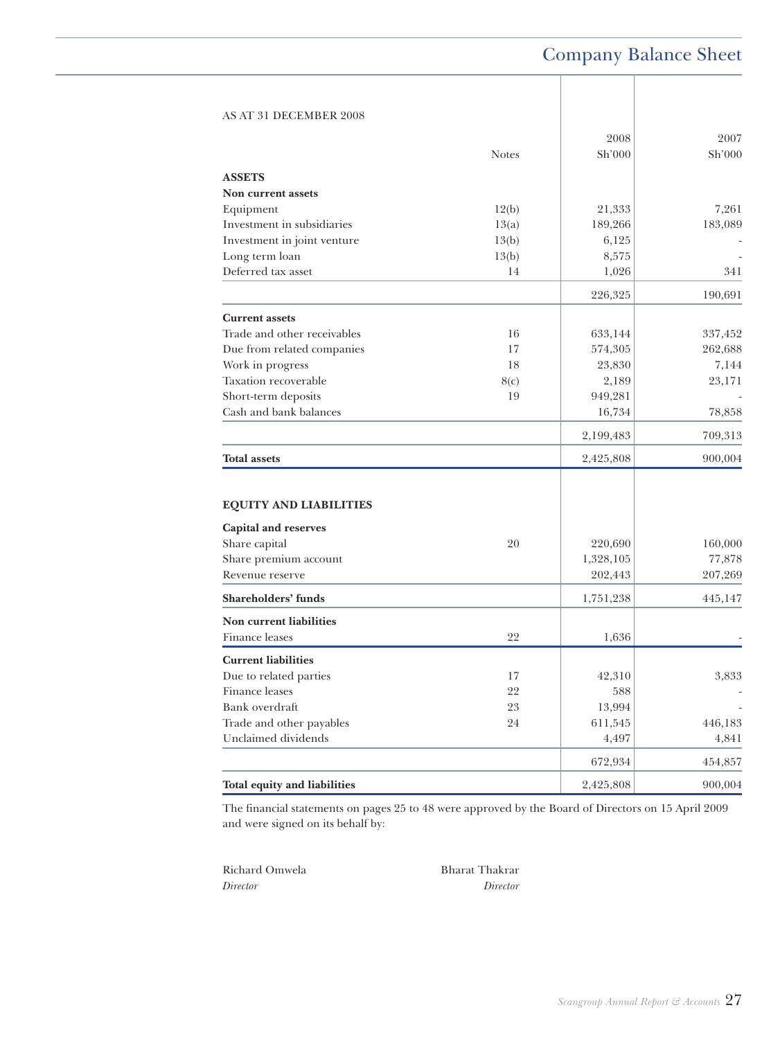# Company Balance Sheet

AS AT 31 DECEMBER 2008

| | Notes | 2008 Sh'000 | 2007 Sh'000 |
|---|---|---|---|
| **ASSETS** | | | |
| **Non current assets** | | | |
| Equipment | 12(b) | 21,333 | 7,261 |
| Investment in subsidiaries | 13(a) | 189,266 | 183,089 |
| Investment in joint venture | 13(b) | 6,125 | - |
| Long term loan | 13(b) | 8,575 | - |
| Deferred tax asset | 14 | 1,026 | 341 |
| | | 226,325 | 190,691 |
| **Current assets** | | | |
| Trade and other receivables | 16 | 633,144 | 337,452 |
| Due from related companies | 17 | 574,305 | 262,688 |
| Work in progress | 18 | 23,830 | 7,144 |
| Taxation recoverable | 8(c) | 2,189 | 23,171 |
| Short-term deposits | 19 | 949,281 | - |
| Cash and bank balances | | 16,734 | 78,858 |
| | | 2,199,483 | 709,313 |
| **Total assets** | | 2,425,808 | 900,004 |
| **EQUITY AND LIABILITIES** | | | |
| **Capital and reserves** | | | |
| Share capital | 20 | 220,690 | 160,000 |
| Share premium account | | 1,328,105 | 77,878 |
| Revenue reserve | | 202,443 | 207,269 |
| **Shareholders' funds** | | 1,751,238 | 445,147 |
| **Non current liabilities** | | | |
| Finance leases | 22 | 1,636 | - |
| **Current liabilities** | | | |
| Due to related parties | 17 | 42,310 | 3,833 |
| Finance leases | 22 | 588 | - |
| Bank overdraft | 23 | 13,994 | - |
| Trade and other payables | 24 | 611,545 | 446,183 |
| Unclaimed dividends | | 4,497 | 4,841 |
| | | 672,934 | 454,857 |
| **Total equity and liabilities** | | 2,425,808 | 900,004 |

The financial statements on pages 25 to 48 were approved by the Board of Directors on 15 April 2009 and were signed on its behalf by:

Richard Omwela
*Director*

Bharat Thakrar
*Director*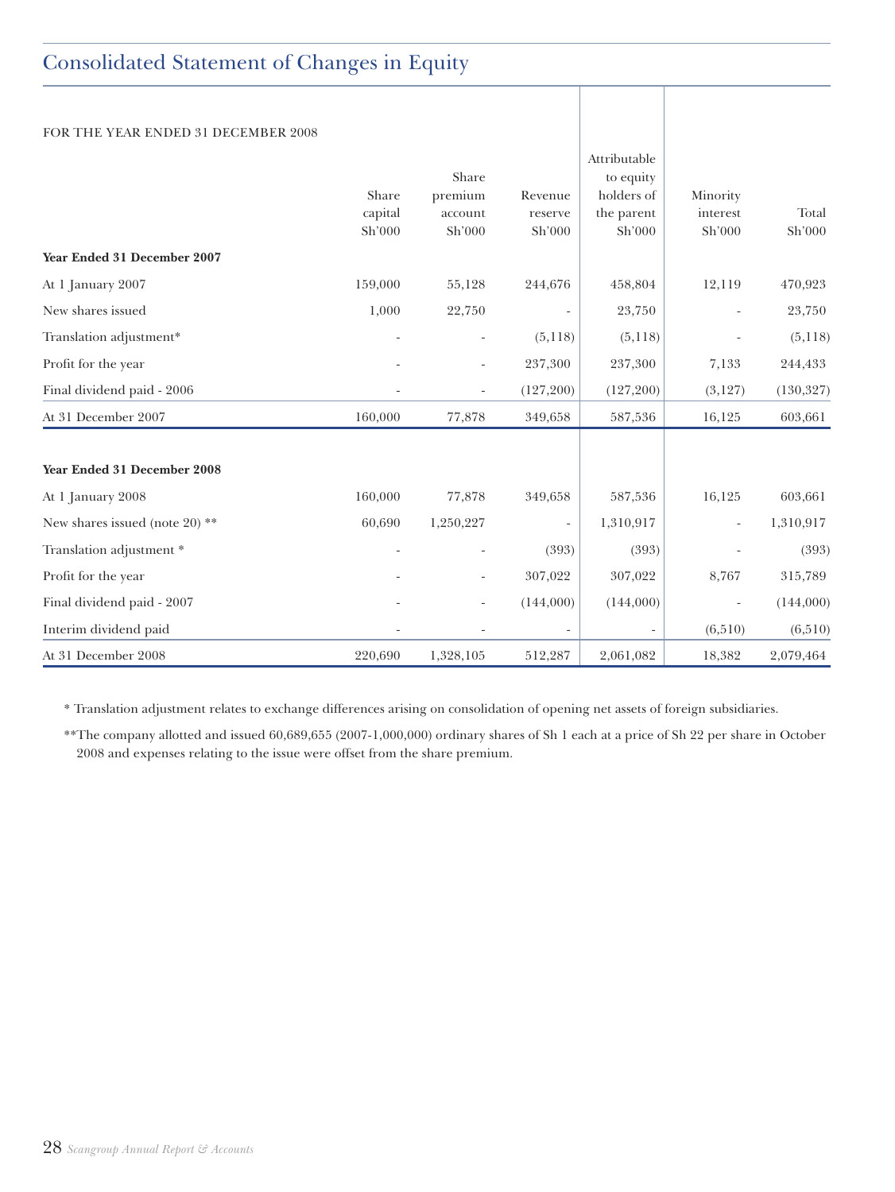# Consolidated Statement of Changes in Equity

FOR THE YEAR ENDED 31 DECEMBER 2008

| | Share capital Sh'000 | Share premium account Sh'000 | Revenue reserve Sh'000 | Attributable to equity holders of the parent Sh'000 | Minority interest Sh'000 | Total Sh'000 |
|---|---|---|---|---|---|---|
| **Year Ended 31 December 2007** | | | | | | |
| At 1 January 2007 | 159,000 | 55,128 | 244,676 | 458,804 | 12,119 | 470,923 |
| New shares issued | 1,000 | 22,750 | - | 23,750 | - | 23,750 |
| Translation adjustment* | - | - | (5,118) | (5,118) | - | (5,118) |
| Profit for the year | - | - | 237,300 | 237,300 | 7,133 | 244,433 |
| Final dividend paid - 2006 | - | - | (127,200) | (127,200) | (3,127) | (130,327) |
| At 31 December 2007 | 160,000 | 77,878 | 349,658 | 587,536 | 16,125 | 603,661 |
| **Year Ended 31 December 2008** | | | | | | |
| At 1 January 2008 | 160,000 | 77,878 | 349,658 | 587,536 | 16,125 | 603,661 |
| New shares issued (note 20) ** | 60,690 | 1,250,227 | - | 1,310,917 | - | 1,310,917 |
| Translation adjustment * | - | - | (393) | (393) | - | (393) |
| Profit for the year | - | - | 307,022 | 307,022 | 8,767 | 315,789 |
| Final dividend paid - 2007 | - | - | (144,000) | (144,000) | - | (144,000) |
| Interim dividend paid | - | - | - | - | (6,510) | (6,510) |
| At 31 December 2008 | 220,690 | 1,328,105 | 512,287 | 2,061,082 | 18,382 | 2,079,464 |

* Translation adjustment relates to exchange differences arising on consolidation of opening net assets of foreign subsidiaries.

**The company allotted and issued 60,689,655 (2007-1,000,000) ordinary shares of Sh 1 each at a price of Sh 22 per share in October 2008 and expenses relating to the issue were offset from the share premium.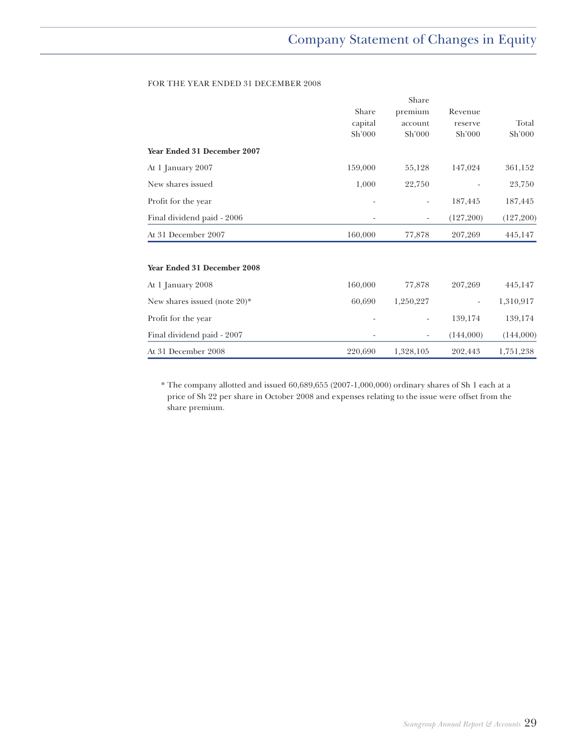# Company Statement of Changes in Equity

FOR THE YEAR ENDED 31 DECEMBER 2008

| | Share capital Sh'000 | Share premium account Sh'000 | Revenue reserve Sh'000 | Total Sh'000 |
|---|---|---|---|---|
| **Year Ended 31 December 2007** | | | | |
| At 1 January 2007 | 159,000 | 55,128 | 147,024 | 361,152 |
| New shares issued | 1,000 | 22,750 | - | 23,750 |
| Profit for the year | - | - | 187,445 | 187,445 |
| Final dividend paid - 2006 | - | - | (127,200) | (127,200) |
| At 31 December 2007 | 160,000 | 77,878 | 207,269 | 445,147 |
| | | | | |
| **Year Ended 31 December 2008** | | | | |
| At 1 January 2008 | 160,000 | 77,878 | 207,269 | 445,147 |
| New shares issued (note 20)* | 60,690 | 1,250,227 | - | 1,310,917 |
| Profit for the year | - | - | 139,174 | 139,174 |
| Final dividend paid - 2007 | - | - | (144,000) | (144,000) |
| At 31 December 2008 | 220,690 | 1,328,105 | 202,443 | 1,751,238 |

* The company allotted and issued 60,689,655 (2007-1,000,000) ordinary shares of Sh 1 each at a price of Sh 22 per share in October 2008 and expenses relating to the issue were offset from the share premium.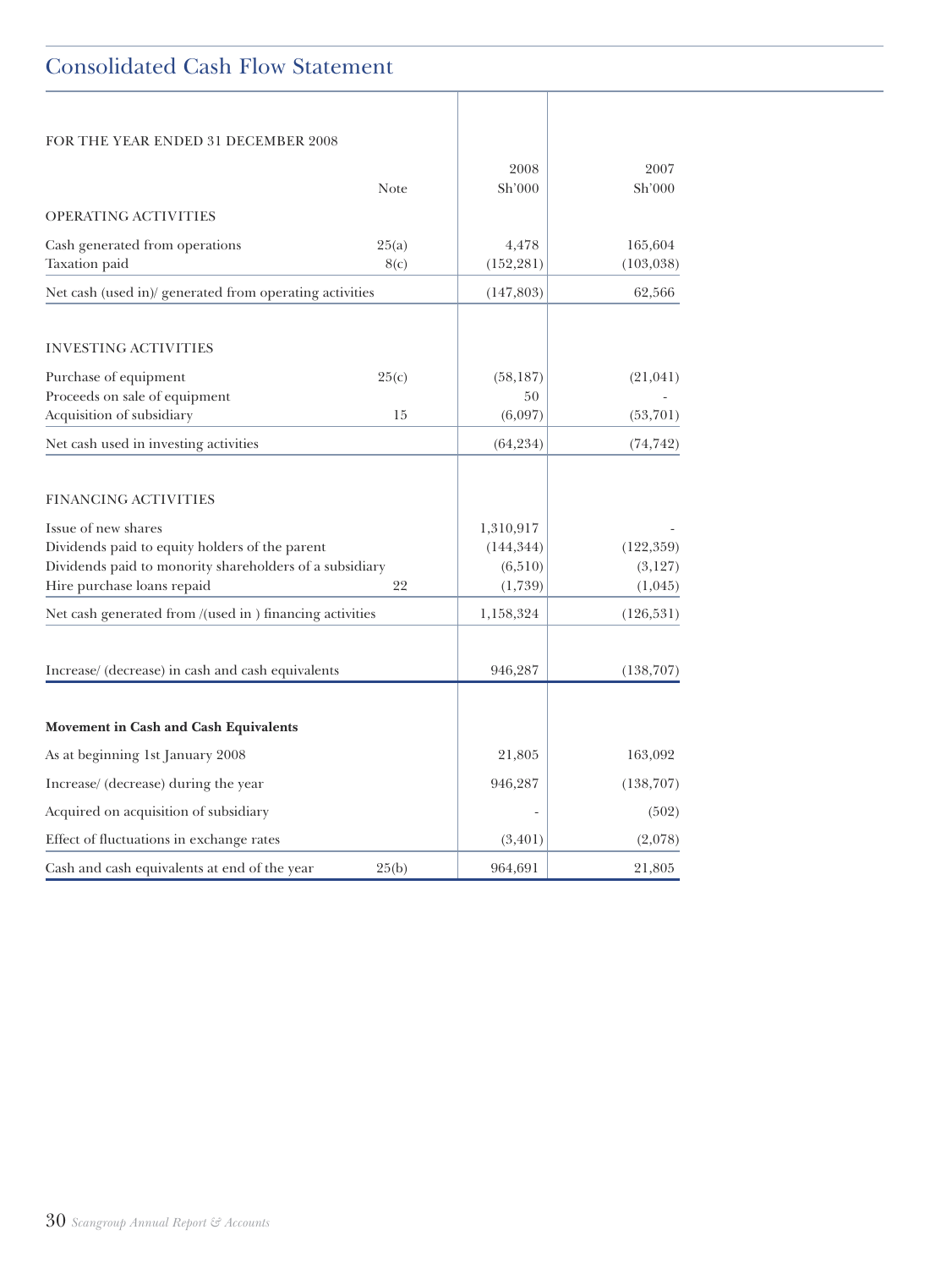# Consolidated Cash Flow Statement

FOR THE YEAR ENDED 31 DECEMBER 2008

| | Note | 2008 Sh'000 | 2007 Sh'000 |
|---|---|---|---|
| OPERATING ACTIVITIES | | | |
| Cash generated from operations | 25(a) | 4,478 | 165,604 |
| Taxation paid | 8(c) | (152,281) | (103,038) |
| Net cash (used in)/ generated from operating activities | | (147,803) | 62,566 |
| INVESTING ACTIVITIES | | | |
| Purchase of equipment | 25(c) | (58,187) | (21,041) |
| Proceeds on sale of equipment | | 50 | - |
| Acquisition of subsidiary | 15 | (6,097) | (53,701) |
| Net cash used in investing activities | | (64,234) | (74,742) |
| FINANCING ACTIVITIES | | | |
| Issue of new shares | | 1,310,917 | - |
| Dividends paid to equity holders of the parent | | (144,344) | (122,359) |
| Dividends paid to monority shareholders of a subsidiary | | (6,510) | (3,127) |
| Hire purchase loans repaid | 22 | (1,739) | (1,045) |
| Net cash generated from /(used in ) financing activities | | 1,158,324 | (126,531) |
| Increase/ (decrease) in cash and cash equivalents | | 946,287 | (138,707) |
| **Movement in Cash and Cash Equivalents** | | | |
| As at beginning 1st January 2008 | | 21,805 | 163,092 |
| Increase/ (decrease) during the year | | 946,287 | (138,707) |
| Acquired on acquisition of subsidiary | | - | (502) |
| Effect of fluctuations in exchange rates | | (3,401) | (2,078) |
| Cash and cash equivalents at end of the year | 25(b) | 964,691 | 21,805 |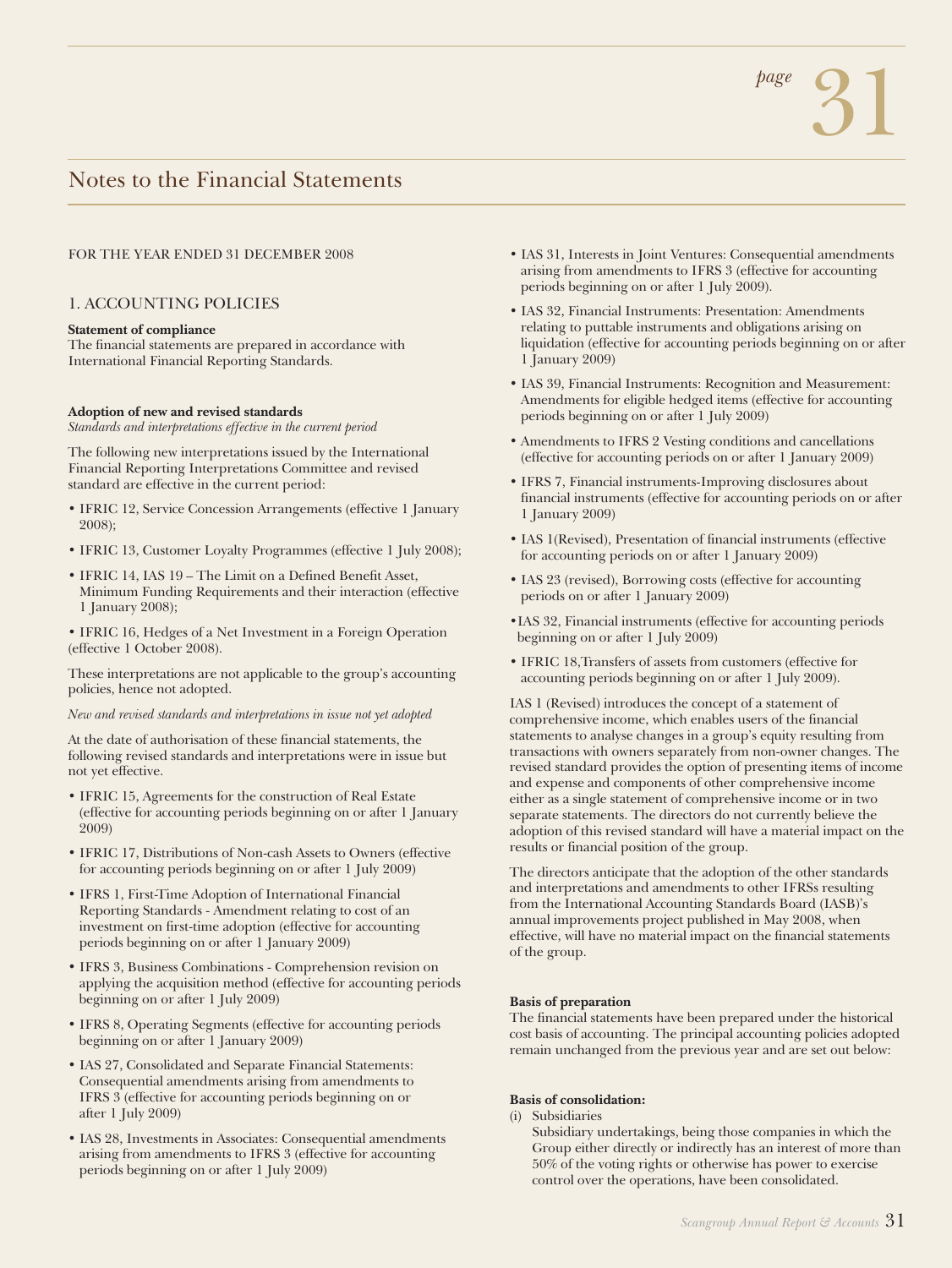## Notes to the Financial Statements

FOR THE YEAR ENDED 31 DECEMBER 2008

### 1. ACCOUNTING POLICIES

**Statement of compliance**
The financial statements are prepared in accordance with International Financial Reporting Standards.

**Adoption of new and revised standards**
*Standards and interpretations effective in the current period*

The following new interpretations issued by the International Financial Reporting Interpretations Committee and revised standard are effective in the current period:

- IFRIC 12, Service Concession Arrangements (effective 1 January 2008);
- IFRIC 13, Customer Loyalty Programmes (effective 1 July 2008);
- IFRIC 14, IAS 19 – The Limit on a Defined Benefit Asset, Minimum Funding Requirements and their interaction (effective 1 January 2008);
- IFRIC 16, Hedges of a Net Investment in a Foreign Operation (effective 1 October 2008).

These interpretations are not applicable to the group's accounting policies, hence not adopted.

*New and revised standards and interpretations in issue not yet adopted*

At the date of authorisation of these financial statements, the following revised standards and interpretations were in issue but not yet effective.

- IFRIC 15, Agreements for the construction of Real Estate (effective for accounting periods beginning on or after 1 January 2009)
- IFRIC 17, Distributions of Non-cash Assets to Owners (effective for accounting periods beginning on or after 1 July 2009)
- IFRS 1, First-Time Adoption of International Financial Reporting Standards - Amendment relating to cost of an investment on first-time adoption (effective for accounting periods beginning on or after 1 January 2009)
- IFRS 3, Business Combinations - Comprehension revision on applying the acquisition method (effective for accounting periods beginning on or after 1 July 2009)
- IFRS 8, Operating Segments (effective for accounting periods beginning on or after 1 January 2009)
- IAS 27, Consolidated and Separate Financial Statements: Consequential amendments arising from amendments to IFRS 3 (effective for accounting periods beginning on or after 1 July 2009)
- IAS 28, Investments in Associates: Consequential amendments arising from amendments to IFRS 3 (effective for accounting periods beginning on or after 1 July 2009)
- IAS 31, Interests in Joint Ventures: Consequential amendments arising from amendments to IFRS 3 (effective for accounting periods beginning on or after 1 July 2009).
- IAS 32, Financial Instruments: Presentation: Amendments relating to puttable instruments and obligations arising on liquidation (effective for accounting periods beginning on or after 1 January 2009)
- IAS 39, Financial Instruments: Recognition and Measurement: Amendments for eligible hedged items (effective for accounting periods beginning on or after 1 July 2009)
- Amendments to IFRS 2 Vesting conditions and cancellations (effective for accounting periods on or after 1 January 2009)
- IFRS 7, Financial instruments-Improving disclosures about financial instruments (effective for accounting periods on or after 1 January 2009)
- IAS 1(Revised), Presentation of financial instruments (effective for accounting periods on or after 1 January 2009)
- IAS 23 (revised), Borrowing costs (effective for accounting periods on or after 1 January 2009)
- IAS 32, Financial instruments (effective for accounting periods beginning on or after 1 July 2009)
- IFRIC 18,Transfers of assets from customers (effective for accounting periods beginning on or after 1 July 2009).

IAS 1 (Revised) introduces the concept of a statement of comprehensive income, which enables users of the financial statements to analyse changes in a group's equity resulting from transactions with owners separately from non-owner changes. The revised standard provides the option of presenting items of income and expense and components of other comprehensive income either as a single statement of comprehensive income or in two separate statements. The directors do not currently believe the adoption of this revised standard will have a material impact on the results or financial position of the group.

The directors anticipate that the adoption of the other standards and interpretations and amendments to other IFRSs resulting from the International Accounting Standards Board (IASB)'s annual improvements project published in May 2008, when effective, will have no material impact on the financial statements of the group.

**Basis of preparation**
The financial statements have been prepared under the historical cost basis of accounting. The principal accounting policies adopted remain unchanged from the previous year and are set out below:

**Basis of consolidation:**

(i) Subsidiaries
Subsidiary undertakings, being those companies in which the Group either directly or indirectly has an interest of more than 50% of the voting rights or otherwise has power to exercise control over the operations, have been consolidated.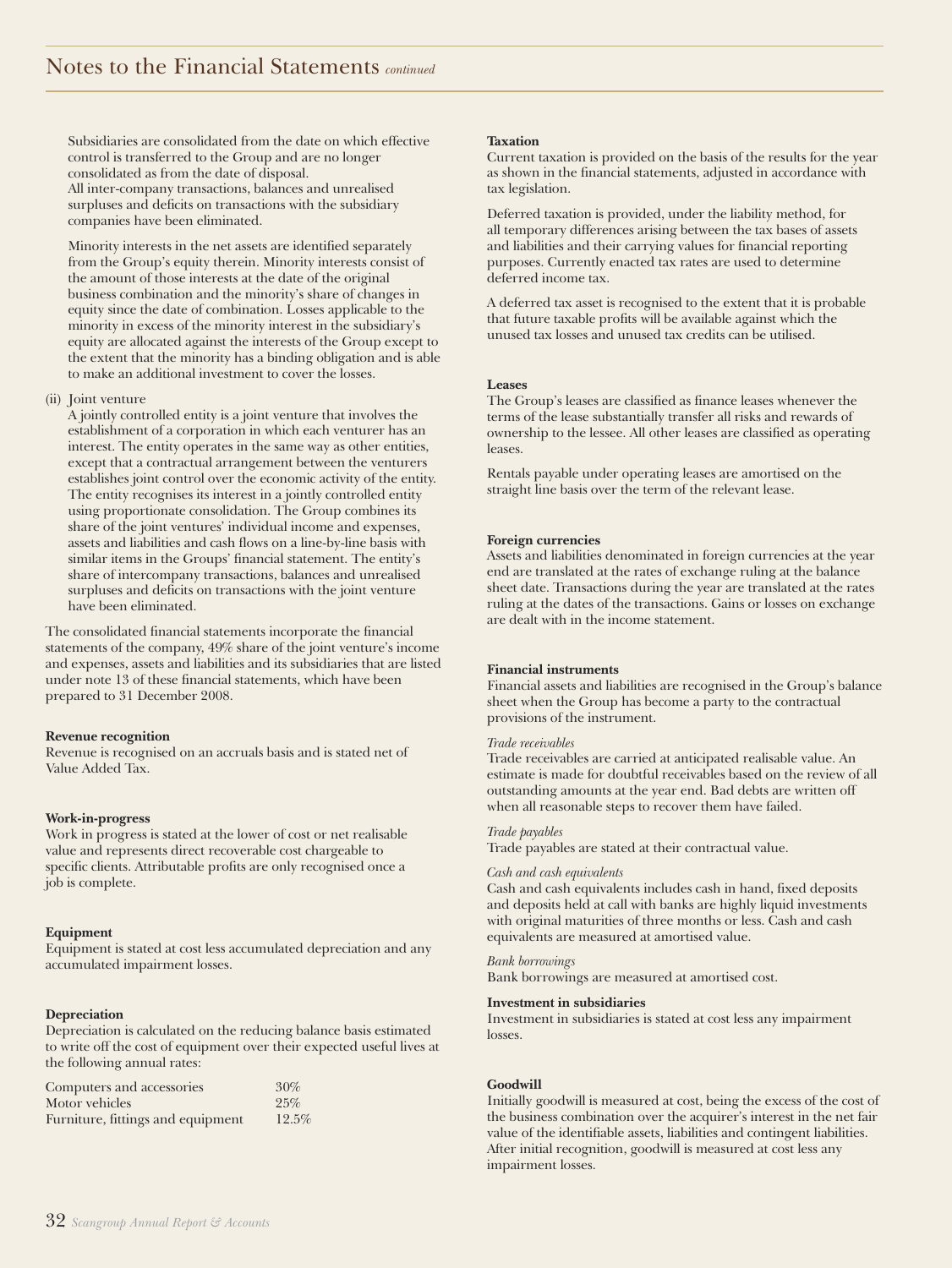Subsidiaries are consolidated from the date on which effective control is transferred to the Group and are no longer consolidated as from the date of disposal.
All inter-company transactions, balances and unrealised surpluses and deficits on transactions with the subsidiary companies have been eliminated.

Minority interests in the net assets are identified separately from the Group's equity therein. Minority interests consist of the amount of those interests at the date of the original business combination and the minority's share of changes in equity since the date of combination. Losses applicable to the minority in excess of the minority interest in the subsidiary's equity are allocated against the interests of the Group except to the extent that the minority has a binding obligation and is able to make an additional investment to cover the losses.

(ii) Joint venture
A jointly controlled entity is a joint venture that involves the establishment of a corporation in which each venturer has an interest. The entity operates in the same way as other entities, except that a contractual arrangement between the venturers establishes joint control over the economic activity of the entity. The entity recognises its interest in a jointly controlled entity using proportionate consolidation. The Group combines its share of the joint ventures' individual income and expenses, assets and liabilities and cash flows on a line-by-line basis with similar items in the Groups' financial statement. The entity's share of intercompany transactions, balances and unrealised surpluses and deficits on transactions with the joint venture have been eliminated.

The consolidated financial statements incorporate the financial statements of the company, 49% share of the joint venture's income and expenses, assets and liabilities and its subsidiaries that are listed under note 13 of these financial statements, which have been prepared to 31 December 2008.

**Revenue recognition**
Revenue is recognised on an accruals basis and is stated net of Value Added Tax.

**Work-in-progress**
Work in progress is stated at the lower of cost or net realisable value and represents direct recoverable cost chargeable to specific clients. Attributable profits are only recognised once a job is complete.

**Equipment**
Equipment is stated at cost less accumulated depreciation and any accumulated impairment losses.

**Depreciation**
Depreciation is calculated on the reducing balance basis estimated to write off the cost of equipment over their expected useful lives at the following annual rates:

| | |
|---|---|
| Computers and accessories | 30% |
| Motor vehicles | 25% |
| Furniture, fittings and equipment | 12.5% |

**Taxation**
Current taxation is provided on the basis of the results for the year as shown in the financial statements, adjusted in accordance with tax legislation.

Deferred taxation is provided, under the liability method, for all temporary differences arising between the tax bases of assets and liabilities and their carrying values for financial reporting purposes. Currently enacted tax rates are used to determine deferred income tax.

A deferred tax asset is recognised to the extent that it is probable that future taxable profits will be available against which the unused tax losses and unused tax credits can be utilised.

**Leases**
The Group's leases are classified as finance leases whenever the terms of the lease substantially transfer all risks and rewards of ownership to the lessee. All other leases are classified as operating leases.

Rentals payable under operating leases are amortised on the straight line basis over the term of the relevant lease.

**Foreign currencies**
Assets and liabilities denominated in foreign currencies at the year end are translated at the rates of exchange ruling at the balance sheet date. Transactions during the year are translated at the rates ruling at the dates of the transactions. Gains or losses on exchange are dealt with in the income statement.

**Financial instruments**
Financial assets and liabilities are recognised in the Group's balance sheet when the Group has become a party to the contractual provisions of the instrument.

*Trade receivables*
Trade receivables are carried at anticipated realisable value. An estimate is made for doubtful receivables based on the review of all outstanding amounts at the year end. Bad debts are written off when all reasonable steps to recover them have failed.

*Trade payables*
Trade payables are stated at their contractual value.

*Cash and cash equivalents*
Cash and cash equivalents includes cash in hand, fixed deposits and deposits held at call with banks are highly liquid investments with original maturities of three months or less. Cash and cash equivalents are measured at amortised value.

*Bank borrowings*
Bank borrowings are measured at amortised cost.

**Investment in subsidiaries**
Investment in subsidiaries is stated at cost less any impairment losses.

**Goodwill**
Initially goodwill is measured at cost, being the excess of the cost of the business combination over the acquirer's interest in the net fair value of the identifiable assets, liabilities and contingent liabilities. After initial recognition, goodwill is measured at cost less any impairment losses.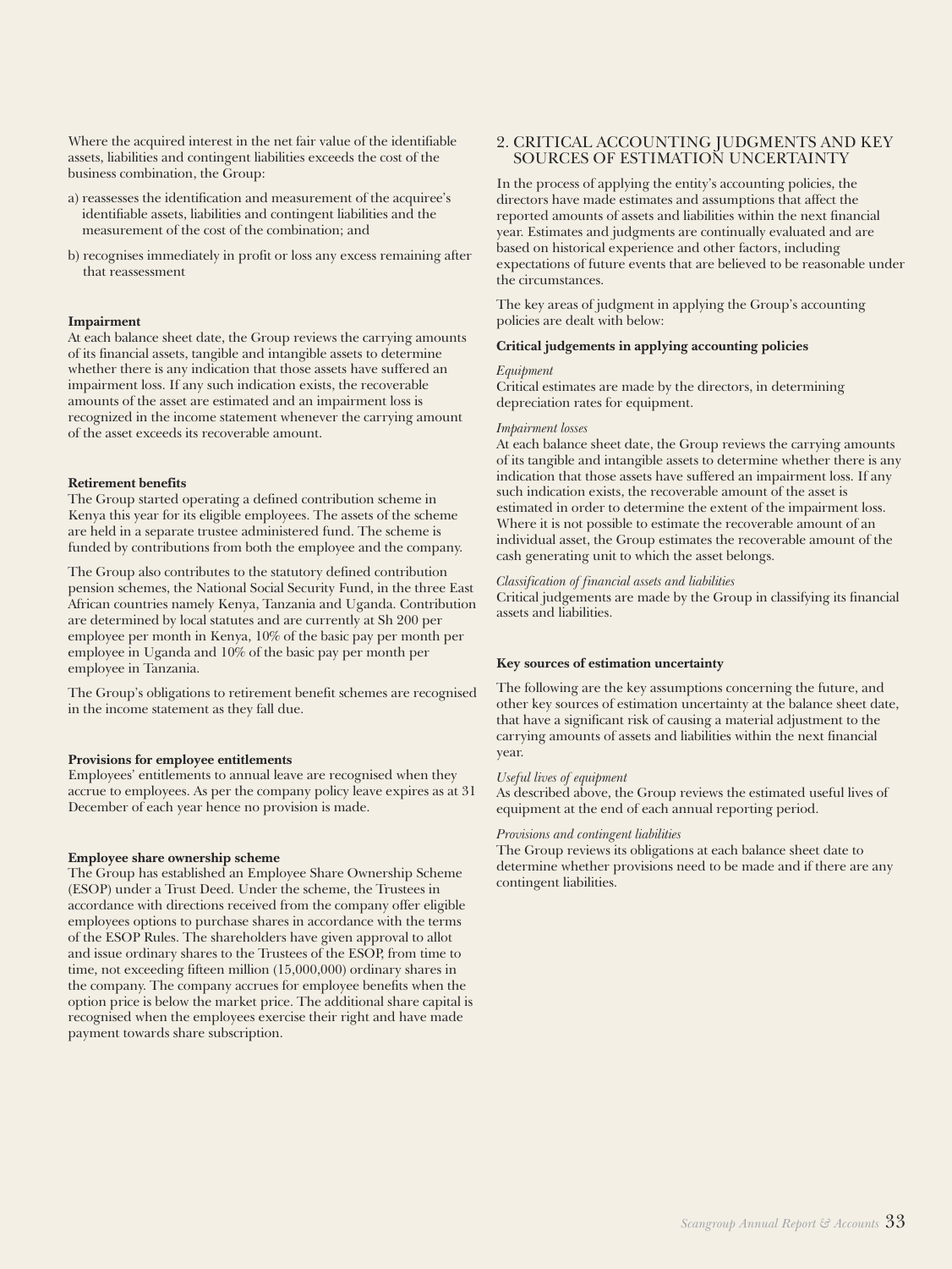Where the acquired interest in the net fair value of the identifiable assets, liabilities and contingent liabilities exceeds the cost of the business combination, the Group:

a) reassesses the identification and measurement of the acquiree's identifiable assets, liabilities and contingent liabilities and the measurement of the cost of the combination; and

b) recognises immediately in profit or loss any excess remaining after that reassessment

**Impairment**
At each balance sheet date, the Group reviews the carrying amounts of its financial assets, tangible and intangible assets to determine whether there is any indication that those assets have suffered an impairment loss. If any such indication exists, the recoverable amounts of the asset are estimated and an impairment loss is recognized in the income statement whenever the carrying amount of the asset exceeds its recoverable amount.

**Retirement benefits**
The Group started operating a defined contribution scheme in Kenya this year for its eligible employees. The assets of the scheme are held in a separate trustee administered fund. The scheme is funded by contributions from both the employee and the company.

The Group also contributes to the statutory defined contribution pension schemes, the National Social Security Fund, in the three East African countries namely Kenya, Tanzania and Uganda. Contribution are determined by local statutes and are currently at Sh 200 per employee per month in Kenya, 10% of the basic pay per month per employee in Uganda and 10% of the basic pay per month per employee in Tanzania.

The Group's obligations to retirement benefit schemes are recognised in the income statement as they fall due.

**Provisions for employee entitlements**
Employees' entitlements to annual leave are recognised when they accrue to employees. As per the company policy leave expires as at 31 December of each year hence no provision is made.

**Employee share ownership scheme**
The Group has established an Employee Share Ownership Scheme (ESOP) under a Trust Deed. Under the scheme, the Trustees in accordance with directions received from the company offer eligible employees options to purchase shares in accordance with the terms of the ESOP Rules. The shareholders have given approval to allot and issue ordinary shares to the Trustees of the ESOP, from time to time, not exceeding fifteen million (15,000,000) ordinary shares in the company. The company accrues for employee benefits when the option price is below the market price. The additional share capital is recognised when the employees exercise their right and have made payment towards share subscription.

## 2. CRITICAL ACCOUNTING JUDGMENTS AND KEY SOURCES OF ESTIMATION UNCERTAINTY

In the process of applying the entity's accounting policies, the directors have made estimates and assumptions that affect the reported amounts of assets and liabilities within the next financial year. Estimates and judgments are continually evaluated and are based on historical experience and other factors, including expectations of future events that are believed to be reasonable under the circumstances.

The key areas of judgment in applying the Group's accounting policies are dealt with below:

**Critical judgements in applying accounting policies**

*Equipment*
Critical estimates are made by the directors, in determining depreciation rates for equipment.

*Impairment losses*
At each balance sheet date, the Group reviews the carrying amounts of its tangible and intangible assets to determine whether there is any indication that those assets have suffered an impairment loss. If any such indication exists, the recoverable amount of the asset is estimated in order to determine the extent of the impairment loss. Where it is not possible to estimate the recoverable amount of an individual asset, the Group estimates the recoverable amount of the cash generating unit to which the asset belongs.

*Classification of financial assets and liabilities*
Critical judgements are made by the Group in classifying its financial assets and liabilities.

**Key sources of estimation uncertainty**

The following are the key assumptions concerning the future, and other key sources of estimation uncertainty at the balance sheet date, that have a significant risk of causing a material adjustment to the carrying amounts of assets and liabilities within the next financial year.

*Useful lives of equipment*
As described above, the Group reviews the estimated useful lives of equipment at the end of each annual reporting period.

*Provisions and contingent liabilities*
The Group reviews its obligations at each balance sheet date to determine whether provisions need to be made and if there are any contingent liabilities.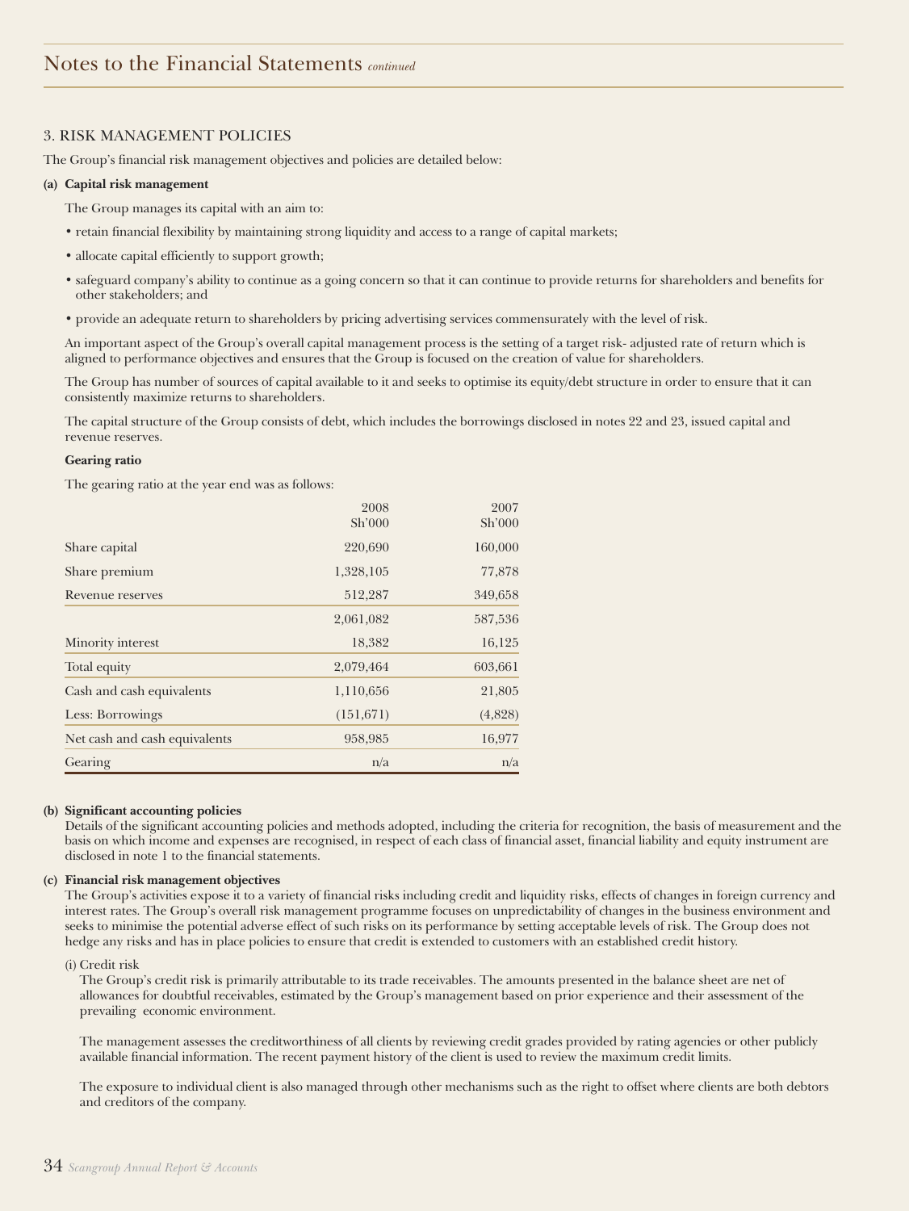## Notes to the Financial Statements *continued*

### 3. RISK MANAGEMENT POLICIES

The Group's financial risk management objectives and policies are detailed below:

**(a) Capital risk management**

The Group manages its capital with an aim to:

- retain financial flexibility by maintaining strong liquidity and access to a range of capital markets;
- allocate capital efficiently to support growth;
- safeguard company's ability to continue as a going concern so that it can continue to provide returns for shareholders and benefits for other stakeholders; and
- provide an adequate return to shareholders by pricing advertising services commensurately with the level of risk.

An important aspect of the Group's overall capital management process is the setting of a target risk- adjusted rate of return which is aligned to performance objectives and ensures that the Group is focused on the creation of value for shareholders.

The Group has number of sources of capital available to it and seeks to optimise its equity/debt structure in order to ensure that it can consistently maximize returns to shareholders.

The capital structure of the Group consists of debt, which includes the borrowings disclosed in notes 22 and 23, issued capital and revenue reserves.

**Gearing ratio**

The gearing ratio at the year end was as follows:

| | 2008 Sh'000 | 2007 Sh'000 |
|---|---|---|
| Share capital | 220,690 | 160,000 |
| Share premium | 1,328,105 | 77,878 |
| Revenue reserves | 512,287 | 349,658 |
| | 2,061,082 | 587,536 |
| Minority interest | 18,382 | 16,125 |
| Total equity | 2,079,464 | 603,661 |
| Cash and cash equivalents | 1,110,656 | 21,805 |
| Less: Borrowings | (151,671) | (4,828) |
| Net cash and cash equivalents | 958,985 | 16,977 |
| Gearing | n/a | n/a |

**(b) Significant accounting policies**

Details of the significant accounting policies and methods adopted, including the criteria for recognition, the basis of measurement and the basis on which income and expenses are recognised, in respect of each class of financial asset, financial liability and equity instrument are disclosed in note 1 to the financial statements.

**(c) Financial risk management objectives**

The Group's activities expose it to a variety of financial risks including credit and liquidity risks, effects of changes in foreign currency and interest rates. The Group's overall risk management programme focuses on unpredictability of changes in the business environment and seeks to minimise the potential adverse effect of such risks on its performance by setting acceptable levels of risk. The Group does not hedge any risks and has in place policies to ensure that credit is extended to customers with an established credit history.

(i) Credit risk

The Group's credit risk is primarily attributable to its trade receivables. The amounts presented in the balance sheet are net of allowances for doubtful receivables, estimated by the Group's management based on prior experience and their assessment of the prevailing economic environment.

The management assesses the creditworthiness of all clients by reviewing credit grades provided by rating agencies or other publicly available financial information. The recent payment history of the client is used to review the maximum credit limits.

The exposure to individual client is also managed through other mechanisms such as the right to offset where clients are both debtors and creditors of the company.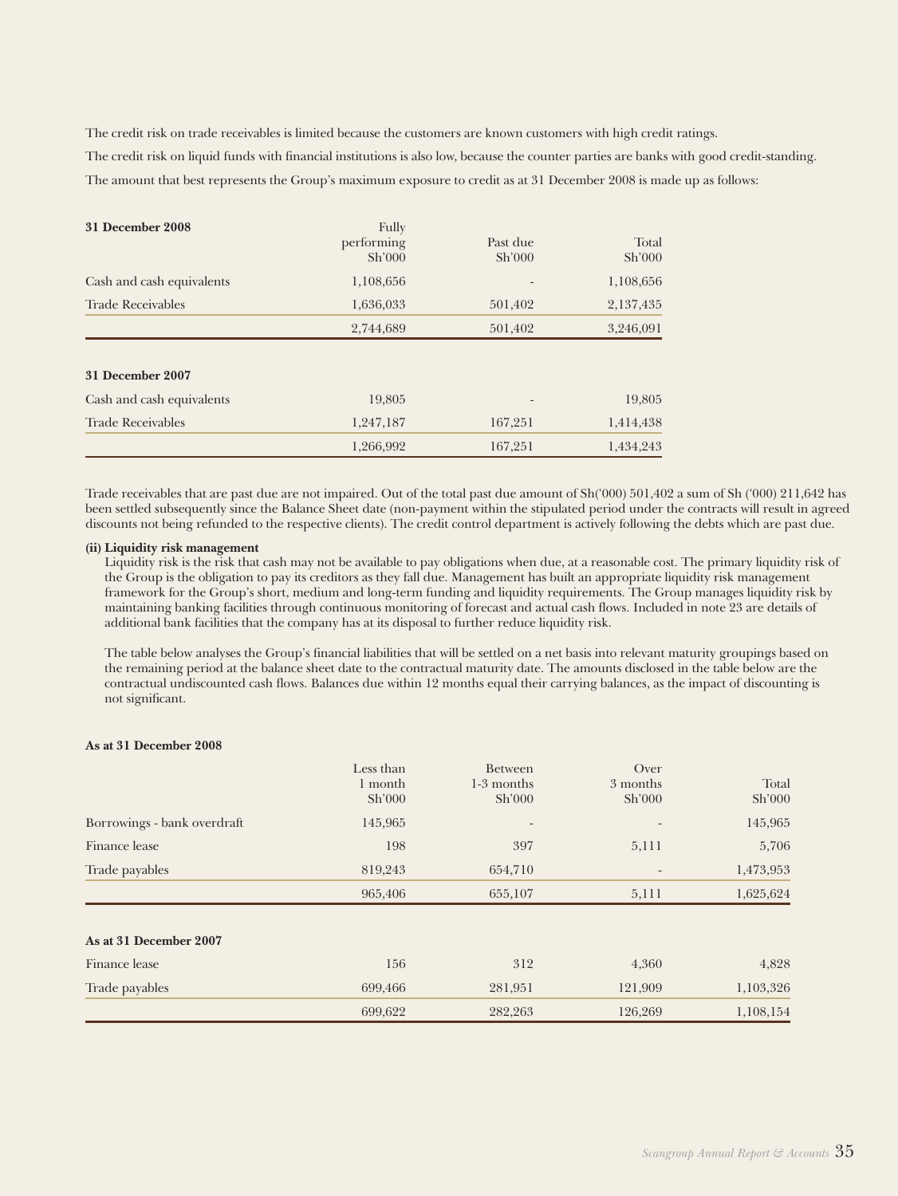The credit risk on trade receivables is limited because the customers are known customers with high credit ratings.

The credit risk on liquid funds with financial institutions is also low, because the counter parties are banks with good credit-standing.

The amount that best represents the Group's maximum exposure to credit as at 31 December 2008 is made up as follows:

| **31 December 2008** | Fully performing Sh'000 | Past due Sh'000 | Total Sh'000 |
|---|---|---|---|
| Cash and cash equivalents | 1,108,656 | - | 1,108,656 |
| Trade Receivables | 1,636,033 | 501,402 | 2,137,435 |
| | 2,744,689 | 501,402 | 3,246,091 |
| **31 December 2007** | | | |
| Cash and cash equivalents | 19,805 | - | 19,805 |
| Trade Receivables | 1,247,187 | 167,251 | 1,414,438 |
| | 1,266,992 | 167,251 | 1,434,243 |

Trade receivables that are past due are not impaired. Out of the total past due amount of Sh('000) 501,402 a sum of Sh ('000) 211,642 has been settled subsequently since the Balance Sheet date (non-payment within the stipulated period under the contracts will result in agreed discounts not being refunded to the respective clients). The credit control department is actively following the debts which are past due.

**(ii) Liquidity risk management**

Liquidity risk is the risk that cash may not be available to pay obligations when due, at a reasonable cost. The primary liquidity risk of the Group is the obligation to pay its creditors as they fall due. Management has built an appropriate liquidity risk management framework for the Group's short, medium and long-term funding and liquidity requirements. The Group manages liquidity risk by maintaining banking facilities through continuous monitoring of forecast and actual cash flows. Included in note 23 are details of additional bank facilities that the company has at its disposal to further reduce liquidity risk.

The table below analyses the Group's financial liabilities that will be settled on a net basis into relevant maturity groupings based on the remaining period at the balance sheet date to the contractual maturity date. The amounts disclosed in the table below are the contractual undiscounted cash flows. Balances due within 12 months equal their carrying balances, as the impact of discounting is not significant.

| **As at 31 December 2008** | Less than 1 month Sh'000 | Between 1-3 months Sh'000 | Over 3 months Sh'000 | Total Sh'000 |
|---|---|---|---|---|
| Borrowings - bank overdraft | 145,965 | - | - | 145,965 |
| Finance lease | 198 | 397 | 5,111 | 5,706 |
| Trade payables | 819,243 | 654,710 | - | 1,473,953 |
| | 965,406 | 655,107 | 5,111 | 1,625,624 |
| **As at 31 December 2007** | | | | |
| Finance lease | 156 | 312 | 4,360 | 4,828 |
| Trade payables | 699,466 | 281,951 | 121,909 | 1,103,326 |
| | 699,622 | 282,263 | 126,269 | 1,108,154 |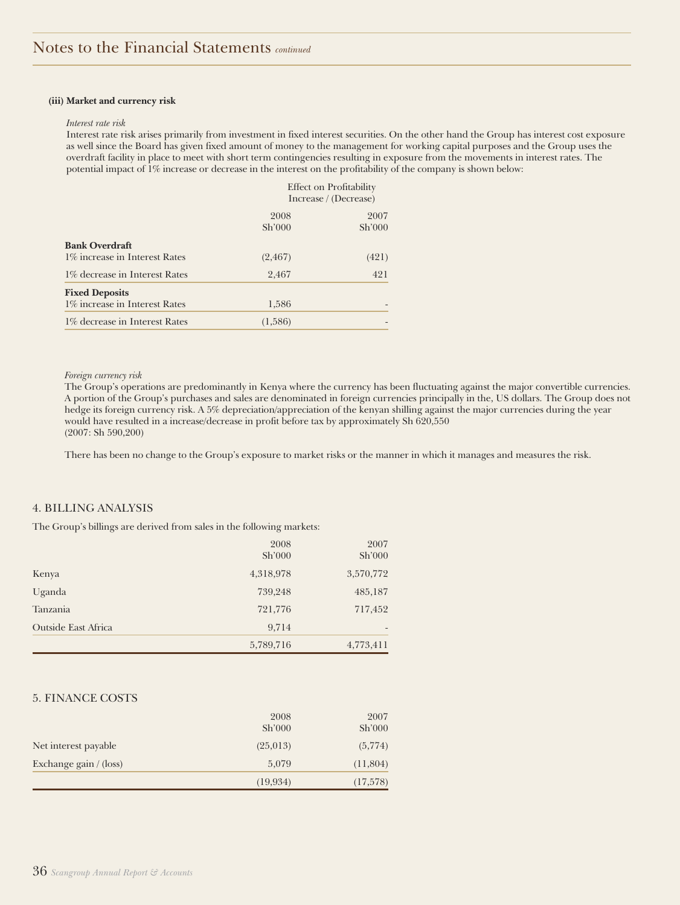## Notes to the Financial Statements *continued*

**(iii) Market and currency risk**

*Interest rate risk*

Interest rate risk arises primarily from investment in fixed interest securities. On the other hand the Group has interest cost exposure as well since the Board has given fixed amount of money to the management for working capital purposes and the Group uses the overdraft facility in place to meet with short term contingencies resulting in exposure from the movements in interest rates. The potential impact of 1% increase or decrease in the interest on the profitability of the company is shown below:

| | Effect on Profitability Increase / (Decrease) | |
|---|---|---|
| | 2008 Sh'000 | 2007 Sh'000 |
| **Bank Overdraft** | | |
| 1% increase in Interest Rates | (2,467) | (421) |
| 1% decrease in Interest Rates | 2,467 | 421 |
| **Fixed Deposits** | | |
| 1% increase in Interest Rates | 1,586 | - |
| 1% decrease in Interest Rates | (1,586) | - |

*Foreign currency risk*

The Group's operations are predominantly in Kenya where the currency has been fluctuating against the major convertible currencies. A portion of the Group's purchases and sales are denominated in foreign currencies principally in the, US dollars. The Group does not hedge its foreign currency risk. A 5% depreciation/appreciation of the kenyan shilling against the major currencies during the year would have resulted in a increase/decrease in profit before tax by approximately Sh 620,550
(2007: Sh 590,200)

There has been no change to the Group's exposure to market risks or the manner in which it manages and measures the risk.

## 4. BILLING ANALYSIS

The Group's billings are derived from sales in the following markets:

| | 2008 Sh'000 | 2007 Sh'000 |
|---|---|---|
| Kenya | 4,318,978 | 3,570,772 |
| Uganda | 739,248 | 485,187 |
| Tanzania | 721,776 | 717,452 |
| Outside East Africa | 9,714 | - |
| | 5,789,716 | 4,773,411 |

## 5. FINANCE COSTS

| | 2008 Sh'000 | 2007 Sh'000 |
|---|---|---|
| Net interest payable | (25,013) | (5,774) |
| Exchange gain / (loss) | 5,079 | (11,804) |
| | (19,934) | (17,578) |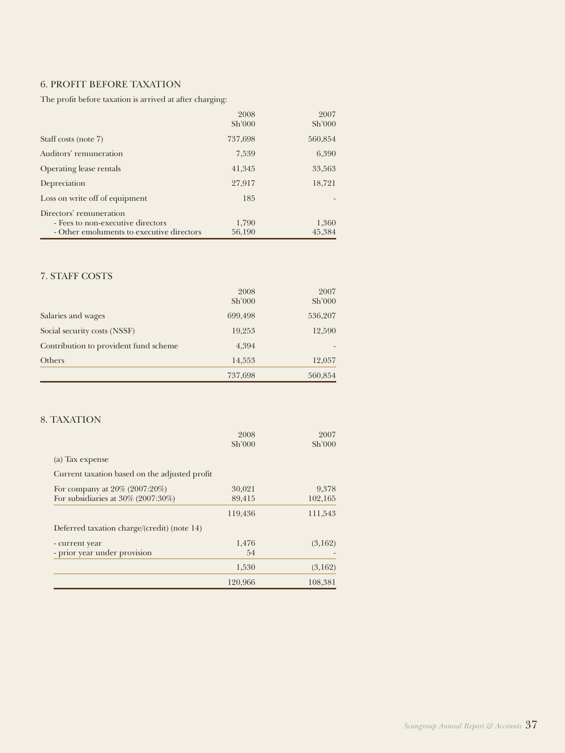## 6. PROFIT BEFORE TAXATION

The profit before taxation is arrived at after charging:

| | 2008<br>Sh'000 | 2007<br>Sh'000 |
|---|---|---|
| Staff costs (note 7) | 737,698 | 560,854 |
| Auditors' remuneration | 7,539 | 6,390 |
| Operating lease rentals | 41,345 | 33,563 |
| Depreciation | 27,917 | 18,721 |
| Loss on write off of equipment | 185 | - |
| Directors' remuneration | | |
| - Fees to non-executive directors | 1,790 | 1,360 |
| - Other emoluments to executive directors | 56,190 | 45,384 |

## 7. STAFF COSTS

| | 2008<br>Sh'000 | 2007<br>Sh'000 |
|---|---|---|
| Salaries and wages | 699,498 | 536,207 |
| Social security costs (NSSF) | 19,253 | 12,590 |
| Contribution to provident fund scheme | 4,394 | - |
| Others | 14,553 | 12,057 |
| | 737,698 | 560,854 |

## 8. TAXATION

| | 2008<br>Sh'000 | 2007<br>Sh'000 |
|---|---|---|
| (a) Tax expense | | |
| Current taxation based on the adjusted profit | | |
| For company at 20% (2007:20%) | 30,021 | 9,378 |
| For subsidiaries at 30% (2007:30%) | 89,415 | 102,165 |
| | 119,436 | 111,543 |
| Deferred taxation charge/(credit) (note 14) | | |
| - current year | 1,476 | (3,162) |
| - prior year under provision | 54 | - |
| | 1,530 | (3,162) |
| | 120,966 | 108,381 |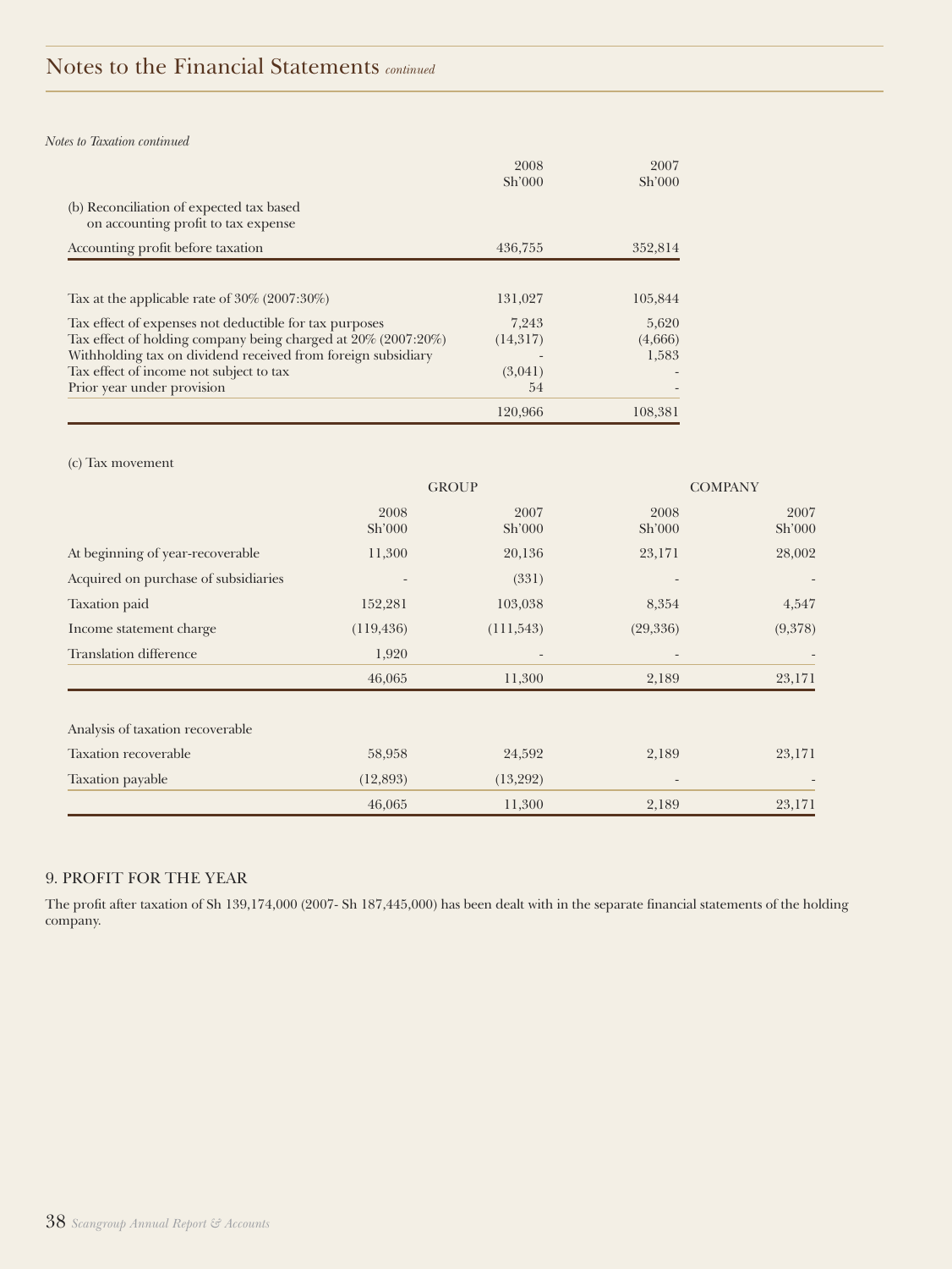# Notes to the Financial Statements *continued*

*Notes to Taxation continued*

| | 2008 Sh'000 | 2007 Sh'000 |
|---|---|---|
| (b) Reconciliation of expected tax based on accounting profit to tax expense | | |
| Accounting profit before taxation | 436,755 | 352,814 |
| | | |
| Tax at the applicable rate of 30% (2007:30%) | 131,027 | 105,844 |
| Tax effect of expenses not deductible for tax purposes | 7,243 | 5,620 |
| Tax effect of holding company being charged at 20% (2007:20%) | (14,317) | (4,666) |
| Withholding tax on dividend received from foreign subsidiary | - | 1,583 |
| Tax effect of income not subject to tax | (3,041) | - |
| Prior year under provision | 54 | - |
| | 120,966 | 108,381 |

(c) Tax movement

| | GROUP | | COMPANY | |
|---|---|---|---|---|
| | 2008 Sh'000 | 2007 Sh'000 | 2008 Sh'000 | 2007 Sh'000 |
| At beginning of year-recoverable | 11,300 | 20,136 | 23,171 | 28,002 |
| Acquired on purchase of subsidiaries | - | (331) | - | - |
| Taxation paid | 152,281 | 103,038 | 8,354 | 4,547 |
| Income statement charge | (119,436) | (111,543) | (29,336) | (9,378) |
| Translation difference | 1,920 | - | - | - |
| | 46,065 | 11,300 | 2,189 | 23,171 |
| Analysis of taxation recoverable | | | | |
| Taxation recoverable | 58,958 | 24,592 | 2,189 | 23,171 |
| Taxation payable | (12,893) | (13,292) | - | - |
| | 46,065 | 11,300 | 2,189 | 23,171 |

## 9. PROFIT FOR THE YEAR

The profit after taxation of Sh 139,174,000 (2007- Sh 187,445,000) has been dealt with in the separate financial statements of the holding company.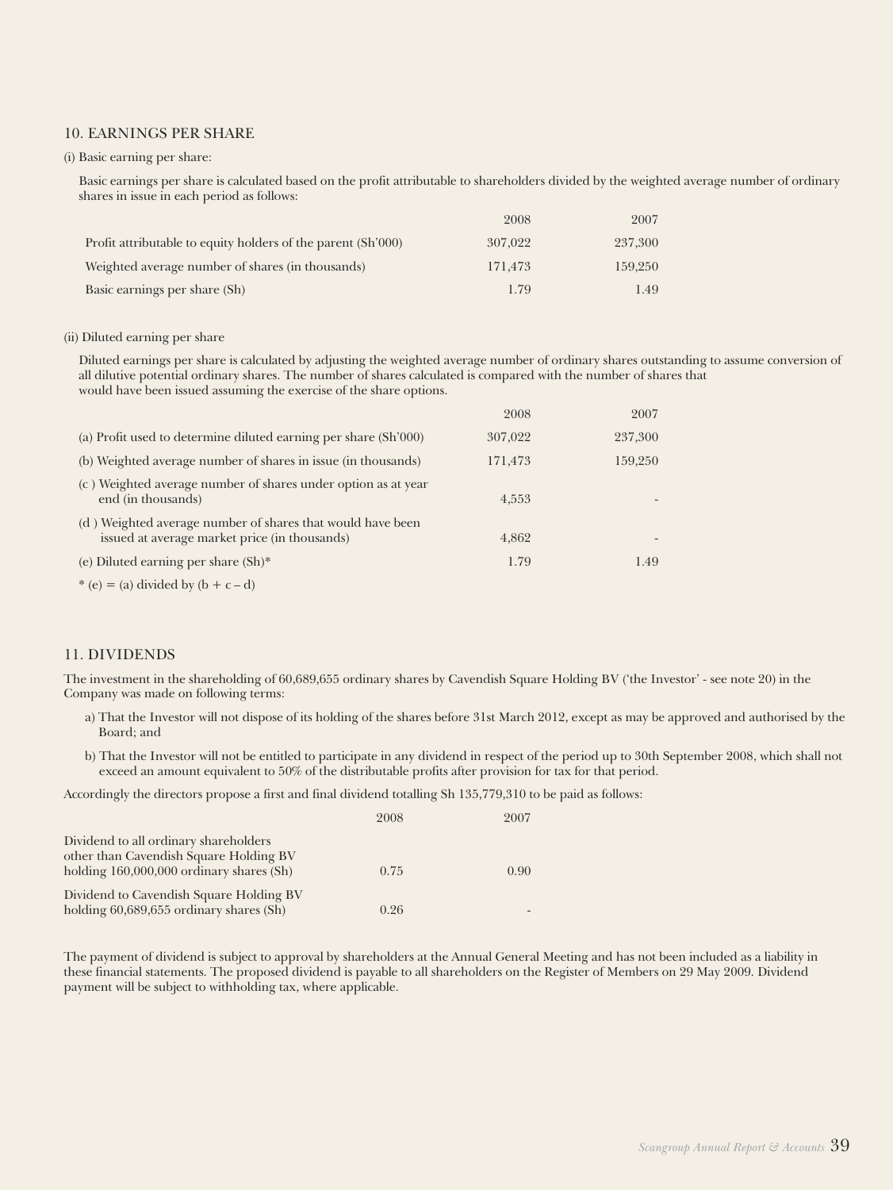## 10. EARNINGS PER SHARE

(i) Basic earning per share:

Basic earnings per share is calculated based on the profit attributable to shareholders divided by the weighted average number of ordinary shares in issue in each period as follows:

| | 2008 | 2007 |
|---|---|---|
| Profit attributable to equity holders of the parent (Sh'000) | 307,022 | 237,300 |
| Weighted average number of shares (in thousands) | 171,473 | 159,250 |
| Basic earnings per share (Sh) | 1.79 | 1.49 |

(ii) Diluted earning per share

Diluted earnings per share is calculated by adjusting the weighted average number of ordinary shares outstanding to assume conversion of all dilutive potential ordinary shares. The number of shares calculated is compared with the number of shares that would have been issued assuming the exercise of the share options.

| | 2008 | 2007 |
|---|---|---|
| (a) Profit used to determine diluted earning per share (Sh'000) | 307,022 | 237,300 |
| (b) Weighted average number of shares in issue (in thousands) | 171,473 | 159,250 |
| (c ) Weighted average number of shares under option as at year end (in thousands) | 4,553 | - |
| (d ) Weighted average number of shares that would have been issued at average market price (in thousands) | 4,862 | - |
| (e) Diluted earning per share (Sh)* | 1.79 | 1.49 |

* (e) = (a) divided by (b + c – d)

## 11. DIVIDENDS

The investment in the shareholding of 60,689,655 ordinary shares by Cavendish Square Holding BV ('the Investor' - see note 20) in the Company was made on following terms:

a) That the Investor will not dispose of its holding of the shares before 31st March 2012, except as may be approved and authorised by the Board; and

b) That the Investor will not be entitled to participate in any dividend in respect of the period up to 30th September 2008, which shall not exceed an amount equivalent to 50% of the distributable profits after provision for tax for that period.

Accordingly the directors propose a first and final dividend totalling Sh 135,779,310 to be paid as follows:

| | 2008 | 2007 |
|---|---|---|
| Dividend to all ordinary shareholders other than Cavendish Square Holding BV holding 160,000,000 ordinary shares (Sh) | 0.75 | 0.90 |
| Dividend to Cavendish Square Holding BV holding 60,689,655 ordinary shares (Sh) | 0.26 | - |

The payment of dividend is subject to approval by shareholders at the Annual General Meeting and has not been included as a liability in these financial statements. The proposed dividend is payable to all shareholders on the Register of Members on 29 May 2009. Dividend payment will be subject to withholding tax, where applicable.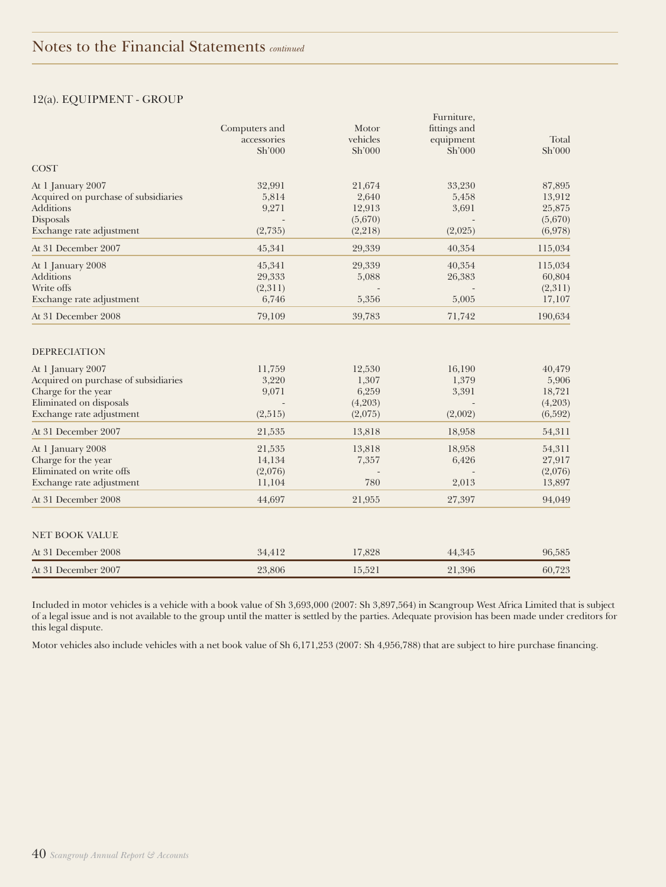## 12(a). EQUIPMENT - GROUP

| | Computers and accessories Sh'000 | Motor vehicles Sh'000 | Furniture, fittings and equipment Sh'000 | Total Sh'000 |
|---|---|---|---|---|
| **COST** | | | | |
| At 1 January 2007 | 32,991 | 21,674 | 33,230 | 87,895 |
| Acquired on purchase of subsidiaries | 5,814 | 2,640 | 5,458 | 13,912 |
| Additions | 9,271 | 12,913 | 3,691 | 25,875 |
| Disposals | - | (5,670) | - | (5,670) |
| Exchange rate adjustment | (2,735) | (2,218) | (2,025) | (6,978) |
| At 31 December 2007 | 45,341 | 29,339 | 40,354 | 115,034 |
| At 1 January 2008 | 45,341 | 29,339 | 40,354 | 115,034 |
| Additions | 29,333 | 5,088 | 26,383 | 60,804 |
| Write offs | (2,311) | - | - | (2,311) |
| Exchange rate adjustment | 6,746 | 5,356 | 5,005 | 17,107 |
| At 31 December 2008 | 79,109 | 39,783 | 71,742 | 190,634 |
| **DEPRECIATION** | | | | |
| At 1 January 2007 | 11,759 | 12,530 | 16,190 | 40,479 |
| Acquired on purchase of subsidiaries | 3,220 | 1,307 | 1,379 | 5,906 |
| Charge for the year | 9,071 | 6,259 | 3,391 | 18,721 |
| Eliminated on disposals | - | (4,203) | - | (4,203) |
| Exchange rate adjustment | (2,515) | (2,075) | (2,002) | (6,592) |
| At 31 December 2007 | 21,535 | 13,818 | 18,958 | 54,311 |
| At 1 January 2008 | 21,535 | 13,818 | 18,958 | 54,311 |
| Charge for the year | 14,134 | 7,357 | 6,426 | 27,917 |
| Eliminated on write offs | (2,076) | - | - | (2,076) |
| Exchange rate adjustment | 11,104 | 780 | 2,013 | 13,897 |
| At 31 December 2008 | 44,697 | 21,955 | 27,397 | 94,049 |
| **NET BOOK VALUE** | | | | |
| At 31 December 2008 | 34,412 | 17,828 | 44,345 | 96,585 |
| At 31 December 2007 | 23,806 | 15,521 | 21,396 | 60,723 |

Included in motor vehicles is a vehicle with a book value of Sh 3,693,000 (2007: Sh 3,897,564) in Scangroup West Africa Limited that is subject of a legal issue and is not available to the group until the matter is settled by the parties. Adequate provision has been made under creditors for this legal dispute.

Motor vehicles also include vehicles with a net book value of Sh 6,171,253 (2007: Sh 4,956,788) that are subject to hire purchase financing.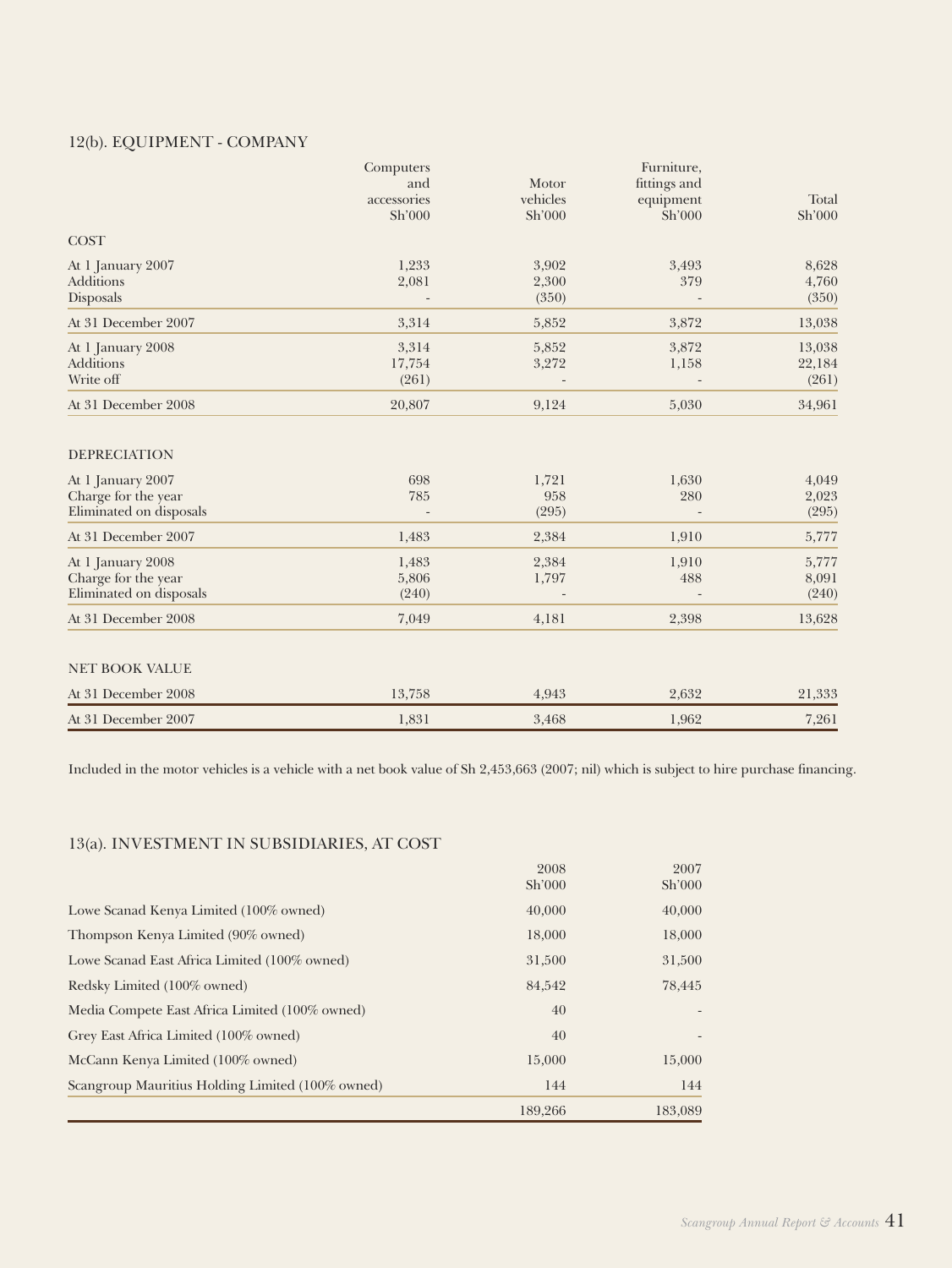## 12(b). EQUIPMENT - COMPANY

| | Computers and accessories Sh'000 | Motor vehicles Sh'000 | Furniture, fittings and equipment Sh'000 | Total Sh'000 |
|---|---|---|---|---|
| **COST** | | | | |
| At 1 January 2007 | 1,233 | 3,902 | 3,493 | 8,628 |
| Additions | 2,081 | 2,300 | 379 | 4,760 |
| Disposals | - | (350) | - | (350) |
| At 31 December 2007 | 3,314 | 5,852 | 3,872 | 13,038 |
| At 1 January 2008 | 3,314 | 5,852 | 3,872 | 13,038 |
| Additions | 17,754 | 3,272 | 1,158 | 22,184 |
| Write off | (261) | - | - | (261) |
| At 31 December 2008 | 20,807 | 9,124 | 5,030 | 34,961 |
| **DEPRECIATION** | | | | |
| At 1 January 2007 | 698 | 1,721 | 1,630 | 4,049 |
| Charge for the year | 785 | 958 | 280 | 2,023 |
| Eliminated on disposals | - | (295) | - | (295) |
| At 31 December 2007 | 1,483 | 2,384 | 1,910 | 5,777 |
| At 1 January 2008 | 1,483 | 2,384 | 1,910 | 5,777 |
| Charge for the year | 5,806 | 1,797 | 488 | 8,091 |
| Eliminated on disposals | (240) | - | - | (240) |
| At 31 December 2008 | 7,049 | 4,181 | 2,398 | 13,628 |
| **NET BOOK VALUE** | | | | |
| At 31 December 2008 | 13,758 | 4,943 | 2,632 | 21,333 |
| At 31 December 2007 | 1,831 | 3,468 | 1,962 | 7,261 |

Included in the motor vehicles is a vehicle with a net book value of Sh 2,453,663 (2007; nil) which is subject to hire purchase financing.

## 13(a). INVESTMENT IN SUBSIDIARIES, AT COST

| | 2008 Sh'000 | 2007 Sh'000 |
|---|---|---|
| Lowe Scanad Kenya Limited (100% owned) | 40,000 | 40,000 |
| Thompson Kenya Limited (90% owned) | 18,000 | 18,000 |
| Lowe Scanad East Africa Limited (100% owned) | 31,500 | 31,500 |
| Redsky Limited (100% owned) | 84,542 | 78,445 |
| Media Compete East Africa Limited (100% owned) | 40 | - |
| Grey East Africa Limited (100% owned) | 40 | - |
| McCann Kenya Limited (100% owned) | 15,000 | 15,000 |
| Scangroup Mauritius Holding Limited (100% owned) | 144 | 144 |
| | 189,266 | 183,089 |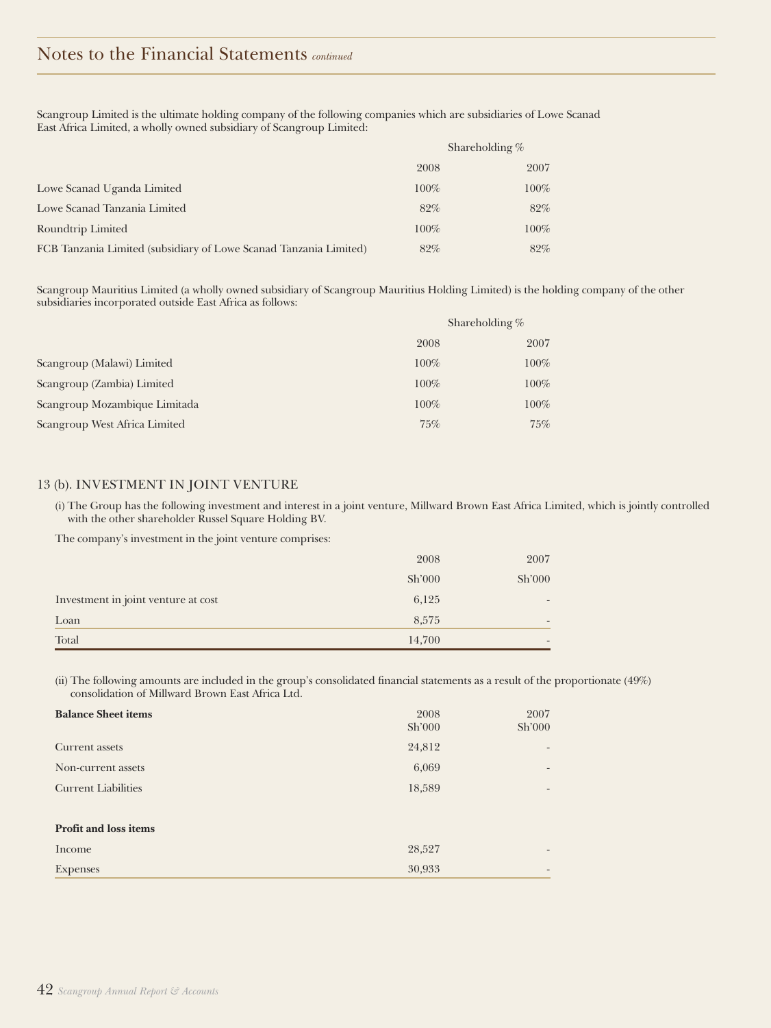## Notes to the Financial Statements *continued*

Scangroup Limited is the ultimate holding company of the following companies which are subsidiaries of Lowe Scanad East Africa Limited, a wholly owned subsidiary of Scangroup Limited:

| | Shareholding % | |
|---|---|---|
| | 2008 | 2007 |
| Lowe Scanad Uganda Limited | 100% | 100% |
| Lowe Scanad Tanzania Limited | 82% | 82% |
| Roundtrip Limited | 100% | 100% |
| FCB Tanzania Limited (subsidiary of Lowe Scanad Tanzania Limited) | 82% | 82% |

Scangroup Mauritius Limited (a wholly owned subsidiary of Scangroup Mauritius Holding Limited) is the holding company of the other subsidiaries incorporated outside East Africa as follows:

| | Shareholding % | |
|---|---|---|
| | 2008 | 2007 |
| Scangroup (Malawi) Limited | 100% | 100% |
| Scangroup (Zambia) Limited | 100% | 100% |
| Scangroup Mozambique Limitada | 100% | 100% |
| Scangroup West Africa Limited | 75% | 75% |

### 13 (b). INVESTMENT IN JOINT VENTURE

(i) The Group has the following investment and interest in a joint venture, Millward Brown East Africa Limited, which is jointly controlled with the other shareholder Russel Square Holding BV.

The company's investment in the joint venture comprises:

| | 2008 | 2007 |
|---|---|---|
| | Sh'000 | Sh'000 |
| Investment in joint venture at cost | 6,125 | - |
| Loan | 8,575 | - |
| Total | 14,700 | - |

(ii) The following amounts are included in the group's consolidated financial statements as a result of the proportionate (49%) consolidation of Millward Brown East Africa Ltd.

| **Balance Sheet items** | 2008<br>Sh'000 | 2007<br>Sh'000 |
|---|---|---|
| Current assets | 24,812 | - |
| Non-current assets | 6,069 | - |
| Current Liabilities | 18,589 | - |
| | | |
| **Profit and loss items** | | |
| Income | 28,527 | - |
| Expenses | 30,933 | - |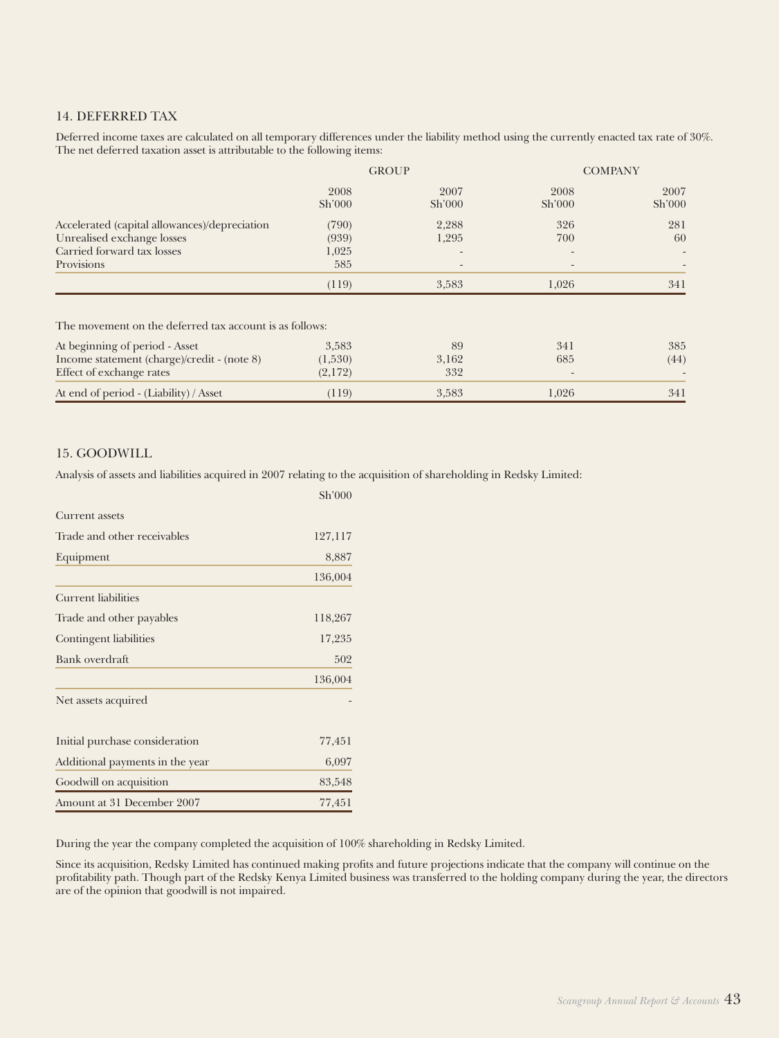## 14. DEFERRED TAX

Deferred income taxes are calculated on all temporary differences under the liability method using the currently enacted tax rate of 30%. The net deferred taxation asset is attributable to the following items:

| | GROUP | | COMPANY | |
|---|---|---|---|---|
| | 2008<br>Sh'000 | 2007<br>Sh'000 | 2008<br>Sh'000 | 2007<br>Sh'000 |
| Accelerated (capital allowances)/depreciation | (790) | 2,288 | 326 | 281 |
| Unrealised exchange losses | (939) | 1,295 | 700 | 60 |
| Carried forward tax losses | 1,025 | - | - | - |
| Provisions | 585 | - | - | - |
| | (119) | 3,583 | 1,026 | 341 |

The movement on the deferred tax account is as follows:

| | GROUP 2008<br>Sh'000 | GROUP 2007<br>Sh'000 | COMPANY 2008<br>Sh'000 | COMPANY 2007<br>Sh'000 |
|---|---|---|---|---|
| At beginning of period - Asset | 3,583 | 89 | 341 | 385 |
| Income statement (charge)/credit - (note 8) | (1,530) | 3,162 | 685 | (44) |
| Effect of exchange rates | (2,172) | 332 | - | - |
| At end of period - (Liability) / Asset | (119) | 3,583 | 1,026 | 341 |

## 15. GOODWILL

Analysis of assets and liabilities acquired in 2007 relating to the acquisition of shareholding in Redsky Limited:

| | Sh'000 |
|---|---|
| Current assets | |
| Trade and other receivables | 127,117 |
| Equipment | 8,887 |
| | 136,004 |
| Current liabilities | |
| Trade and other payables | 118,267 |
| Contingent liabilities | 17,235 |
| Bank overdraft | 502 |
| | 136,004 |
| Net assets acquired | - |
| | |
| Initial purchase consideration | 77,451 |
| Additional payments in the year | 6,097 |
| Goodwill on acquisition | 83,548 |
| Amount at 31 December 2007 | 77,451 |

During the year the company completed the acquisition of 100% shareholding in Redsky Limited.

Since its acquisition, Redsky Limited has continued making profits and future projections indicate that the company will continue on the profitability path. Though part of the Redsky Kenya Limited business was transferred to the holding company during the year, the directors are of the opinion that goodwill is not impaired.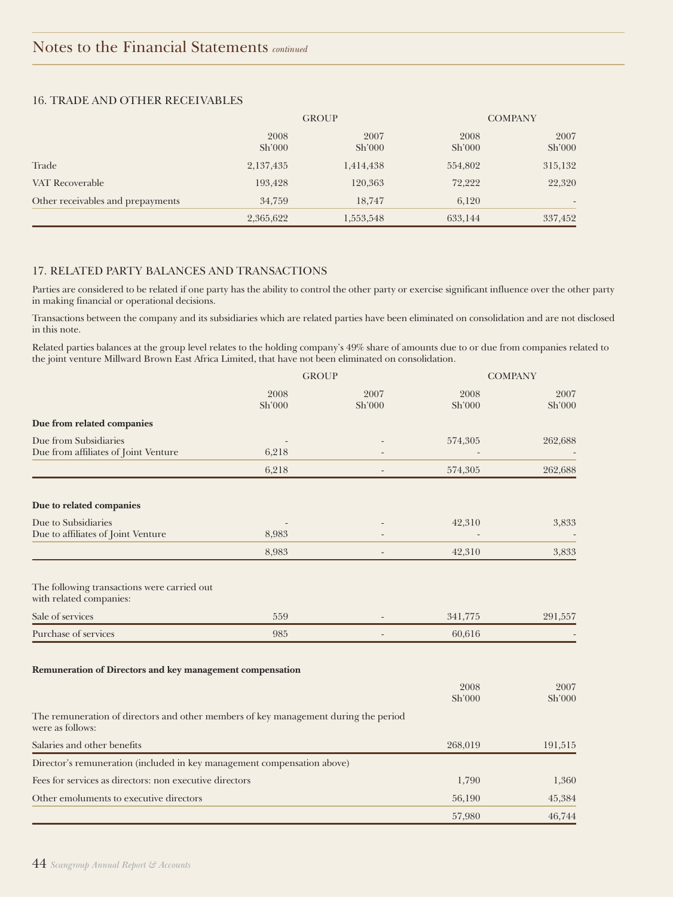## Notes to the Financial Statements *continued*

### 16. TRADE AND OTHER RECEIVABLES

| | GROUP | | COMPANY | |
|---|---|---|---|---|
| | 2008 Sh'000 | 2007 Sh'000 | 2008 Sh'000 | 2007 Sh'000 |
| Trade | 2,137,435 | 1,414,438 | 554,802 | 315,132 |
| VAT Recoverable | 193,428 | 120,363 | 72,222 | 22,320 |
| Other receivables and prepayments | 34,759 | 18,747 | 6,120 | - |
| | 2,365,622 | 1,553,548 | 633,144 | 337,452 |

### 17. RELATED PARTY BALANCES AND TRANSACTIONS

Parties are considered to be related if one party has the ability to control the other party or exercise significant influence over the other party in making financial or operational decisions.

Transactions between the company and its subsidiaries which are related parties have been eliminated on consolidation and are not disclosed in this note.

Related parties balances at the group level relates to the holding company's 49% share of amounts due to or due from companies related to the joint venture Millward Brown East Africa Limited, that have not been eliminated on consolidation.

| | GROUP | | COMPANY | |
|---|---|---|---|---|
| | 2008 Sh'000 | 2007 Sh'000 | 2008 Sh'000 | 2007 Sh'000 |
| **Due from related companies** | | | | |
| Due from Subsidiaries | - | - | 574,305 | 262,688 |
| Due from affiliates of Joint Venture | 6,218 | - | - | - |
| | 6,218 | - | 574,305 | 262,688 |
| **Due to related companies** | | | | |
| Due to Subsidiaries | - | - | 42,310 | 3,833 |
| Due to affiliates of Joint Venture | 8,983 | - | - | - |
| | 8,983 | - | 42,310 | 3,833 |
| The following transactions were carried out with related companies: | | | | |
| Sale of services | 559 | - | 341,775 | 291,557 |
| Purchase of services | 985 | - | 60,616 | - |

**Remuneration of Directors and key management compensation**

| | 2008 Sh'000 | 2007 Sh'000 |
|---|---|---|
| The remuneration of directors and other members of key management during the period were as follows: | | |
| Salaries and other benefits | 268,019 | 191,515 |
| Director's remuneration (included in key management compensation above) | | |
| Fees for services as directors: non executive directors | 1,790 | 1,360 |
| Other emoluments to executive directors | 56,190 | 45,384 |
| | 57,980 | 46,744 |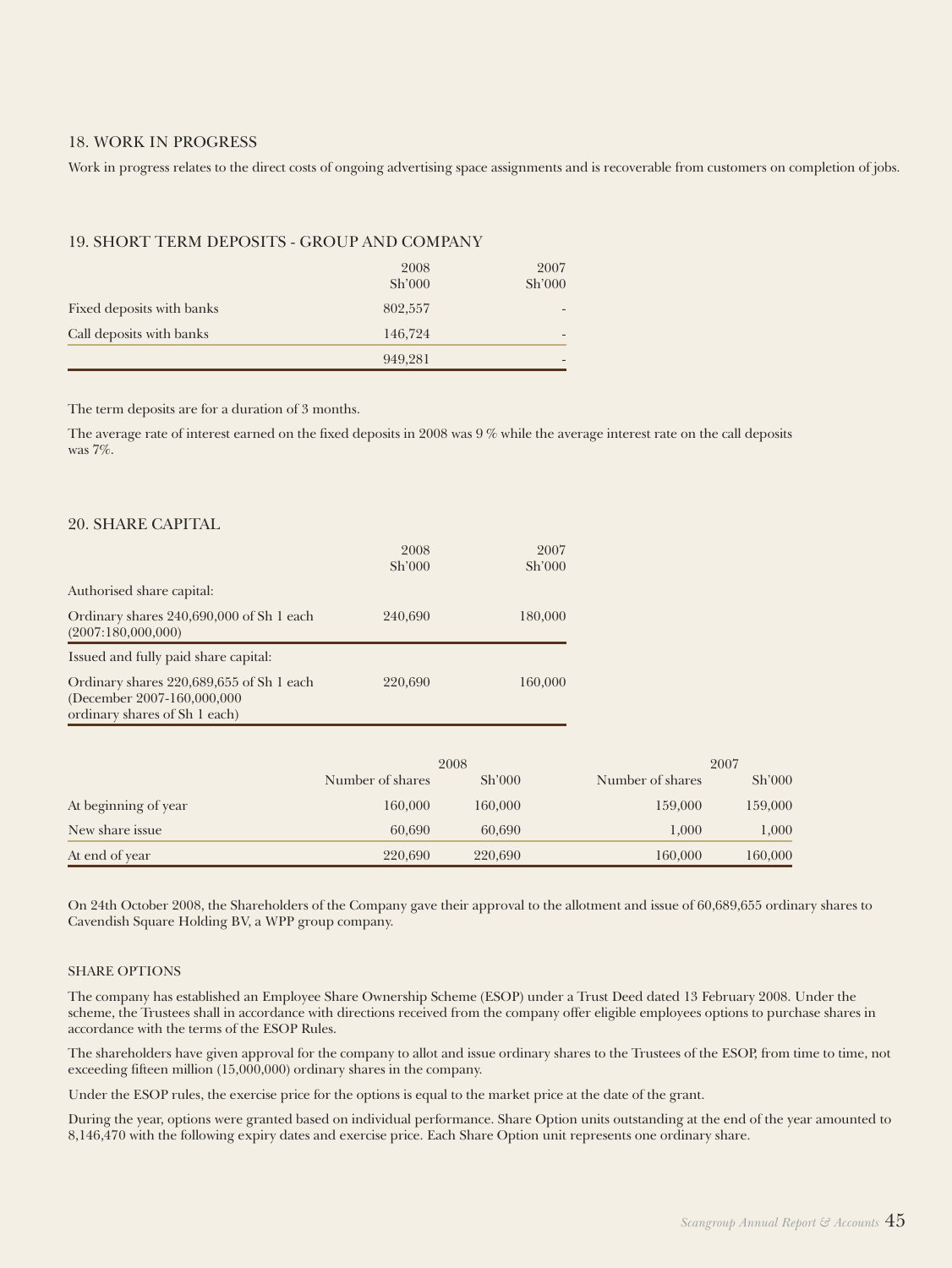## 18. WORK IN PROGRESS

Work in progress relates to the direct costs of ongoing advertising space assignments and is recoverable from customers on completion of jobs.

## 19. SHORT TERM DEPOSITS - GROUP AND COMPANY

| | 2008<br>Sh'000 | 2007<br>Sh'000 |
|---|---|---|
| Fixed deposits with banks | 802,557 | - |
| Call deposits with banks | 146,724 | - |
| | 949,281 | - |

The term deposits are for a duration of 3 months.

The average rate of interest earned on the fixed deposits in 2008 was 9 % while the average interest rate on the call deposits was 7%.

## 20. SHARE CAPITAL

| | 2008<br>Sh'000 | 2007<br>Sh'000 |
|---|---|---|
| Authorised share capital: | | |
| Ordinary shares 240,690,000 of Sh 1 each (2007:180,000,000) | 240,690 | 180,000 |
| Issued and fully paid share capital: | | |
| Ordinary shares 220,689,655 of Sh 1 each (December 2007-160,000,000 ordinary shares of Sh 1 each) | 220,690 | 160,000 |

| | 2008 | | 2007 | |
|---|---|---|---|---|
| | Number of shares | Sh'000 | Number of shares | Sh'000 |
| At beginning of year | 160,000 | 160,000 | 159,000 | 159,000 |
| New share issue | 60,690 | 60,690 | 1,000 | 1,000 |
| At end of year | 220,690 | 220,690 | 160,000 | 160,000 |

On 24th October 2008, the Shareholders of the Company gave their approval to the allotment and issue of 60,689,655 ordinary shares to Cavendish Square Holding BV, a WPP group company.

### SHARE OPTIONS

The company has established an Employee Share Ownership Scheme (ESOP) under a Trust Deed dated 13 February 2008. Under the scheme, the Trustees shall in accordance with directions received from the company offer eligible employees options to purchase shares in accordance with the terms of the ESOP Rules.

The shareholders have given approval for the company to allot and issue ordinary shares to the Trustees of the ESOP, from time to time, not exceeding fifteen million (15,000,000) ordinary shares in the company.

Under the ESOP rules, the exercise price for the options is equal to the market price at the date of the grant.

During the year, options were granted based on individual performance. Share Option units outstanding at the end of the year amounted to 8,146,470 with the following expiry dates and exercise price. Each Share Option unit represents one ordinary share.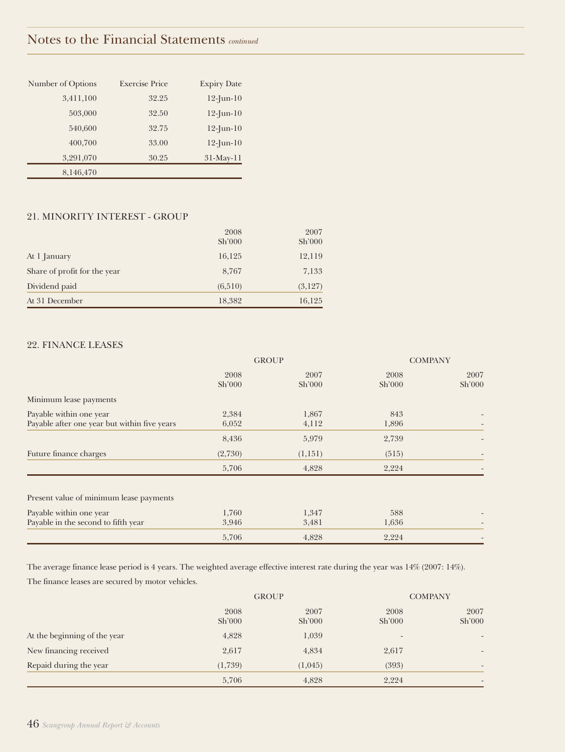## Notes to the Financial Statements *continued*

| Number of Options | Exercise Price | Expiry Date |
|---|---|---|
| 3,411,100 | 32.25 | 12-Jun-10 |
| 503,000 | 32.50 | 12-Jun-10 |
| 540,600 | 32.75 | 12-Jun-10 |
| 400,700 | 33.00 | 12-Jun-10 |
| 3,291,070 | 30.25 | 31-May-11 |
| 8,146,470 | | |

### 21. MINORITY INTEREST - GROUP

| | 2008 Sh'000 | 2007 Sh'000 |
|---|---|---|
| At 1 January | 16,125 | 12,119 |
| Share of profit for the year | 8,767 | 7,133 |
| Dividend paid | (6,510) | (3,127) |
| At 31 December | 18,382 | 16,125 |

### 22. FINANCE LEASES

| | GROUP | | COMPANY | |
|---|---|---|---|---|
| | 2008 Sh'000 | 2007 Sh'000 | 2008 Sh'000 | 2007 Sh'000 |
| Minimum lease payments | | | | |
| Payable within one year | 2,384 | 1,867 | 843 | - |
| Payable after one year but within five years | 6,052 | 4,112 | 1,896 | - |
| | 8,436 | 5,979 | 2,739 | - |
| Future finance charges | (2,730) | (1,151) | (515) | - |
| | 5,706 | 4,828 | 2,224 | - |
| Present value of minimum lease payments | | | | |
| Payable within one year | 1,760 | 1,347 | 588 | - |
| Payable in the second to fifth year | 3,946 | 3,481 | 1,636 | - |
| | 5,706 | 4,828 | 2,224 | - |

The average finance lease period is 4 years. The weighted average effective interest rate during the year was 14% (2007: 14%).

The finance leases are secured by motor vehicles.

| | GROUP | | COMPANY | |
|---|---|---|---|---|
| | 2008 Sh'000 | 2007 Sh'000 | 2008 Sh'000 | 2007 Sh'000 |
| At the beginning of the year | 4,828 | 1,039 | - | - |
| New financing received | 2,617 | 4,834 | 2,617 | - |
| Repaid during the year | (1,739) | (1,045) | (393) | - |
| | 5,706 | 4,828 | 2,224 | - |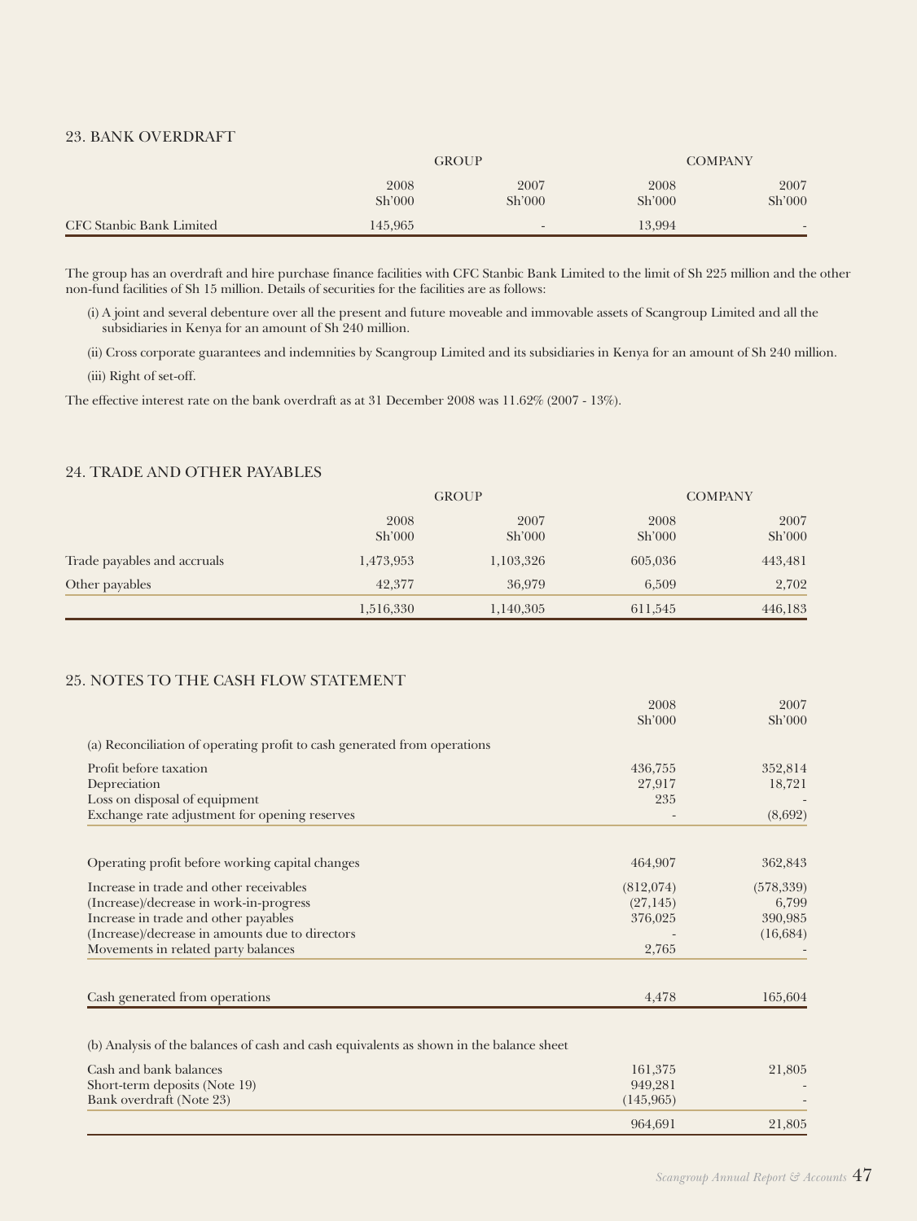## 23. BANK OVERDRAFT

| | GROUP | | COMPANY | |
|---|---|---|---|---|
| | 2008 Sh'000 | 2007 Sh'000 | 2008 Sh'000 | 2007 Sh'000 |
| CFC Stanbic Bank Limited | 145,965 | - | 13,994 | - |

The group has an overdraft and hire purchase finance facilities with CFC Stanbic Bank Limited to the limit of Sh 225 million and the other non-fund facilities of Sh 15 million. Details of securities for the facilities are as follows:

(i) A joint and several debenture over all the present and future moveable and immovable assets of Scangroup Limited and all the subsidiaries in Kenya for an amount of Sh 240 million.

(ii) Cross corporate guarantees and indemnities by Scangroup Limited and its subsidiaries in Kenya for an amount of Sh 240 million.

(iii) Right of set-off.

The effective interest rate on the bank overdraft as at 31 December 2008 was 11.62% (2007 - 13%).

## 24. TRADE AND OTHER PAYABLES

| | GROUP | | COMPANY | |
|---|---|---|---|---|
| | 2008 Sh'000 | 2007 Sh'000 | 2008 Sh'000 | 2007 Sh'000 |
| Trade payables and accruals | 1,473,953 | 1,103,326 | 605,036 | 443,481 |
| Other payables | 42,377 | 36,979 | 6,509 | 2,702 |
| | 1,516,330 | 1,140,305 | 611,545 | 446,183 |

## 25. NOTES TO THE CASH FLOW STATEMENT

| | 2008 Sh'000 | 2007 Sh'000 |
|---|---|---|
| (a) Reconciliation of operating profit to cash generated from operations | | |
| Profit before taxation | 436,755 | 352,814 |
| Depreciation | 27,917 | 18,721 |
| Loss on disposal of equipment | 235 | - |
| Exchange rate adjustment for opening reserves | - | (8,692) |
| Operating profit before working capital changes | 464,907 | 362,843 |
| Increase in trade and other receivables | (812,074) | (578,339) |
| (Increase)/decrease in work-in-progress | (27,145) | 6,799 |
| Increase in trade and other payables | 376,025 | 390,985 |
| (Increase)/decrease in amounts due to directors | - | (16,684) |
| Movements in related party balances | 2,765 | - |
| Cash generated from operations | 4,478 | 165,604 |
| (b) Analysis of the balances of cash and cash equivalents as shown in the balance sheet | | |
| Cash and bank balances | 161,375 | 21,805 |
| Short-term deposits (Note 19) | 949,281 | - |
| Bank overdraft (Note 23) | (145,965) | - |
| | 964,691 | 21,805 |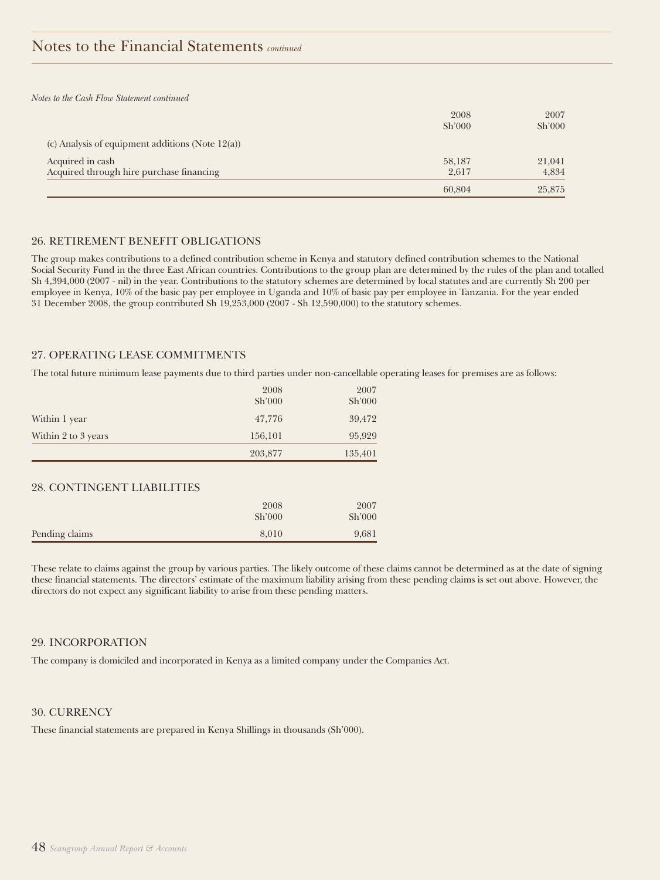# Notes to the Financial Statements *continued*

*Notes to the Cash Flow Statement continued*

| | 2008 Sh'000 | 2007 Sh'000 |
|---|---|---|
| (c) Analysis of equipment additions (Note 12(a)) | | |
| Acquired in cash | 58,187 | 21,041 |
| Acquired through hire purchase financing | 2,617 | 4,834 |
| | 60,804 | 25,875 |

## 26. RETIREMENT BENEFIT OBLIGATIONS

The group makes contributions to a defined contribution scheme in Kenya and statutory defined contribution schemes to the National Social Security Fund in the three East African countries. Contributions to the group plan are determined by the rules of the plan and totalled Sh 4,394,000 (2007 - nil) in the year. Contributions to the statutory schemes are determined by local statutes and are currently Sh 200 per employee in Kenya, 10% of the basic pay per employee in Uganda and 10% of basic pay per employee in Tanzania. For the year ended 31 December 2008, the group contributed Sh 19,253,000 (2007 - Sh 12,590,000) to the statutory schemes.

## 27. OPERATING LEASE COMMITMENTS

The total future minimum lease payments due to third parties under non-cancellable operating leases for premises are as follows:

| | 2008 Sh'000 | 2007 Sh'000 |
|---|---|---|
| Within 1 year | 47,776 | 39,472 |
| Within 2 to 3 years | 156,101 | 95,929 |
| | 203,877 | 135,401 |

## 28. CONTINGENT LIABILITIES

| | 2008 Sh'000 | 2007 Sh'000 |
|---|---|---|
| Pending claims | 8,010 | 9,681 |

These relate to claims against the group by various parties. The likely outcome of these claims cannot be determined as at the date of signing these financial statements. The directors' estimate of the maximum liability arising from these pending claims is set out above. However, the directors do not expect any significant liability to arise from these pending matters.

## 29. INCORPORATION

The company is domiciled and incorporated in Kenya as a limited company under the Companies Act.

## 30. CURRENCY

These financial statements are prepared in Kenya Shillings in thousands (Sh'000).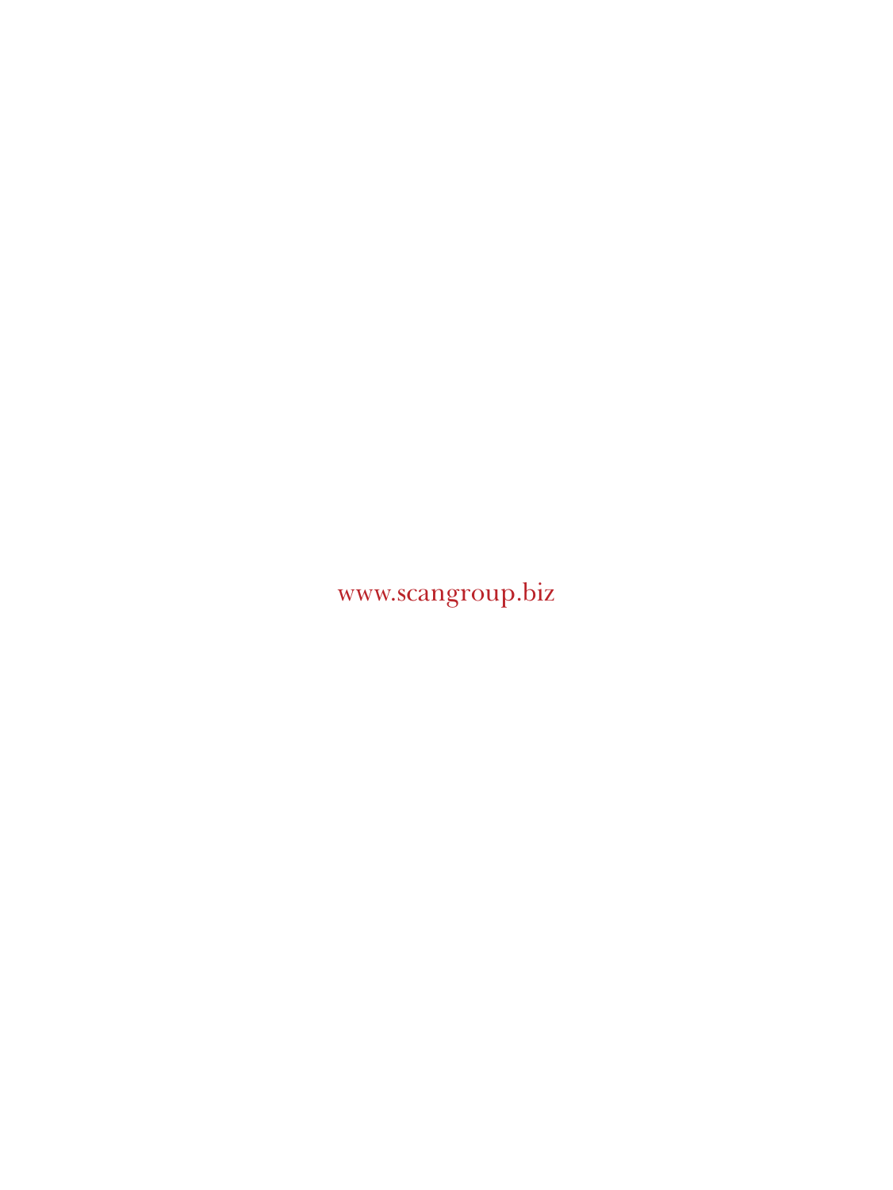www.scangroup.biz